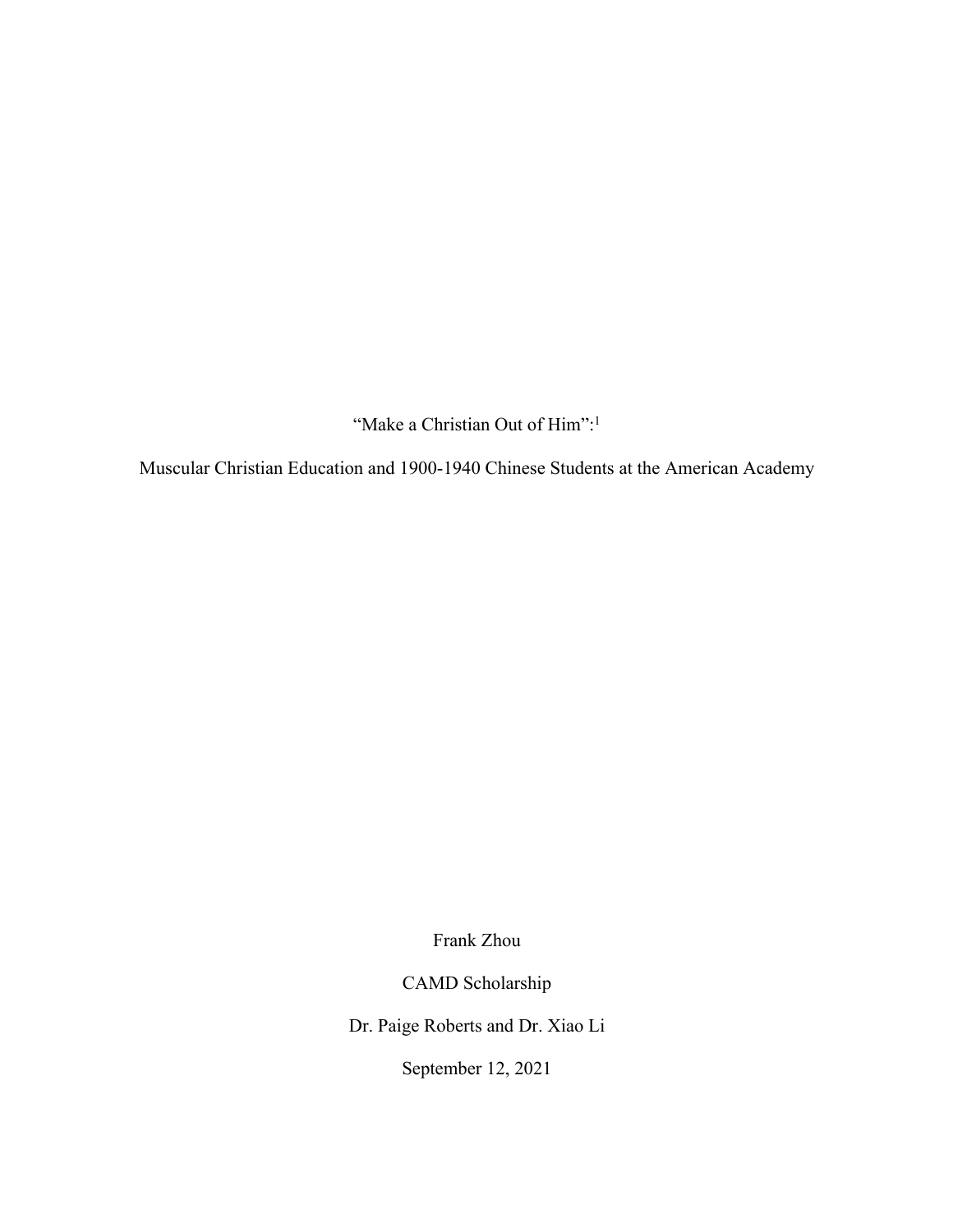# "Make a Christian Out of Him":[1]

## Muscular Christian Education and 1900-1940 Chinese Students at the American Academy

Frank Zhou

CAMD Scholarship

Dr. Paige Roberts and Dr. Xiao Li

September 12, 2021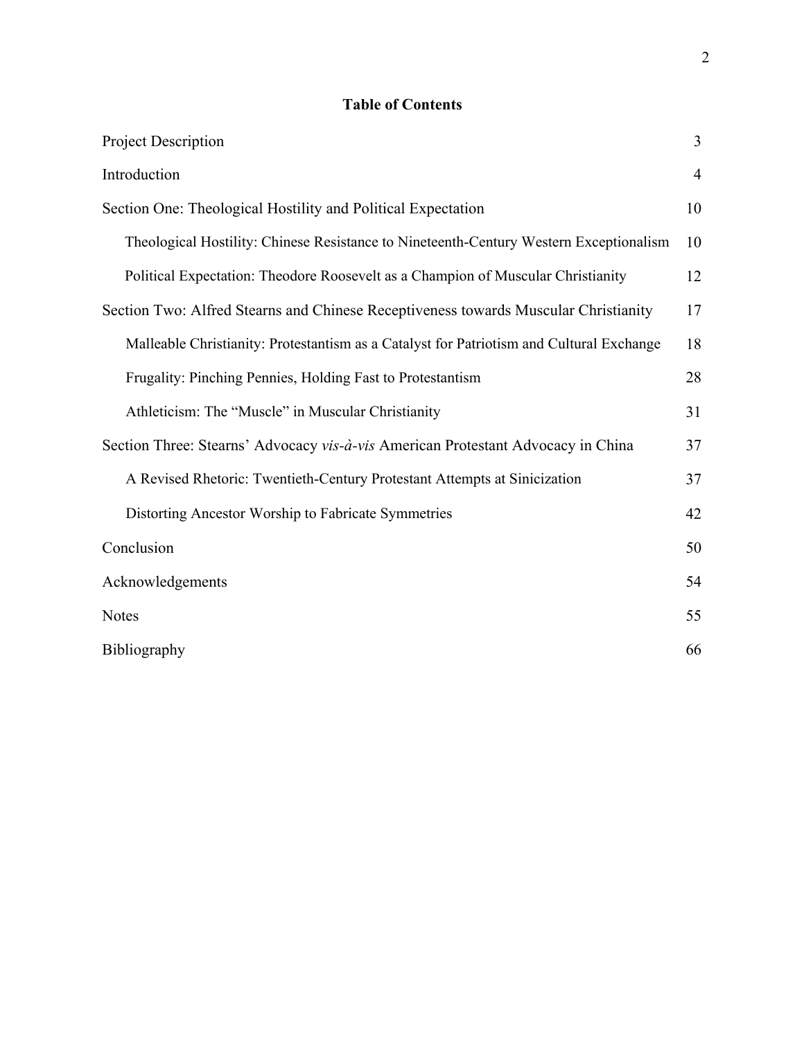## Table of Contents

| | |
|---|---|
| Project Description | 3 |
| Introduction | 4 |
| Section One: Theological Hostility and Political Expectation | 10 |
| Theological Hostility: Chinese Resistance to Nineteenth-Century Western Exceptionalism | 10 |
| Political Expectation: Theodore Roosevelt as a Champion of Muscular Christianity | 12 |
| Section Two: Alfred Stearns and Chinese Receptiveness towards Muscular Christianity | 17 |
| Malleable Christianity: Protestantism as a Catalyst for Patriotism and Cultural Exchange | 18 |
| Frugality: Pinching Pennies, Holding Fast to Protestantism | 28 |
| Athleticism: The “Muscle” in Muscular Christianity | 31 |
| Section Three: Stearns’ Advocacy *vis-à-vis* American Protestant Advocacy in China | 37 |
| A Revised Rhetoric: Twentieth-Century Protestant Attempts at Sinicization | 37 |
| Distorting Ancestor Worship to Fabricate Symmetries | 42 |
| Conclusion | 50 |
| Acknowledgements | 54 |
| Notes | 55 |
| Bibliography | 66 |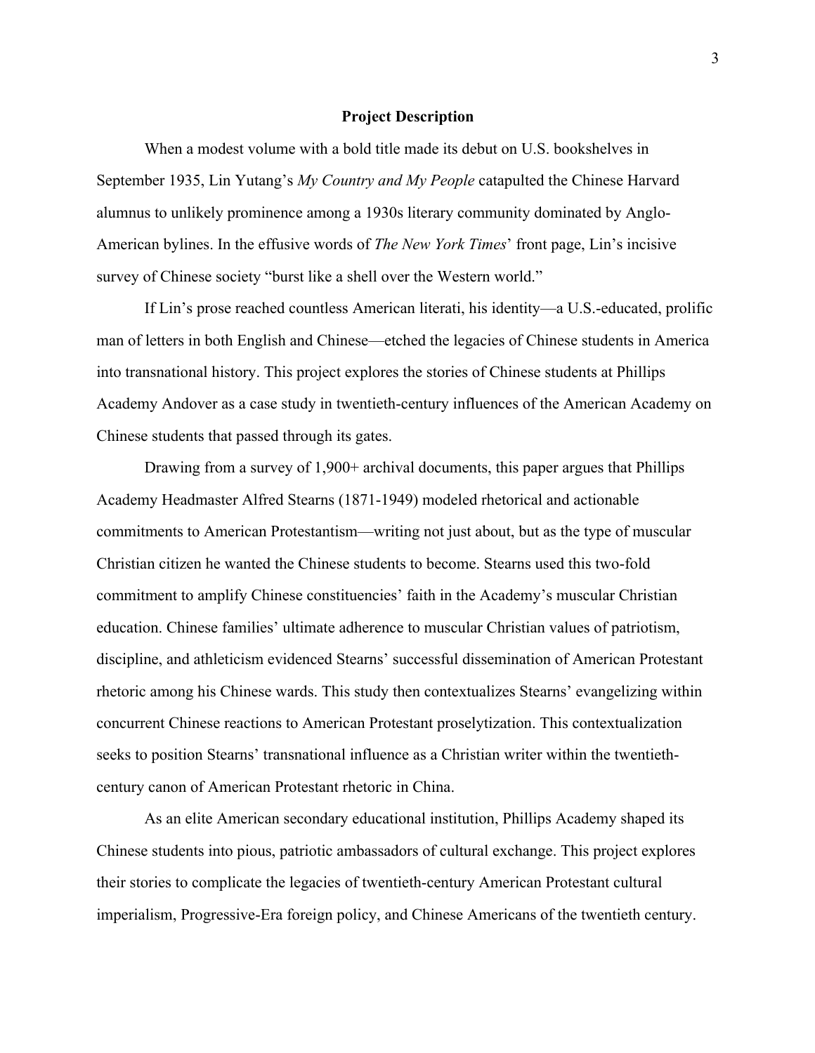# Project Description

When a modest volume with a bold title made its debut on U.S. bookshelves in September 1935, Lin Yutang's *My Country and My People* catapulted the Chinese Harvard alumnus to unlikely prominence among a 1930s literary community dominated by Anglo-American bylines. In the effusive words of *The New York Times*' front page, Lin's incisive survey of Chinese society "burst like a shell over the Western world."

If Lin's prose reached countless American literati, his identity—a U.S.-educated, prolific man of letters in both English and Chinese—etched the legacies of Chinese students in America into transnational history. This project explores the stories of Chinese students at Phillips Academy Andover as a case study in twentieth-century influences of the American Academy on Chinese students that passed through its gates.

Drawing from a survey of 1,900+ archival documents, this paper argues that Phillips Academy Headmaster Alfred Stearns (1871-1949) modeled rhetorical and actionable commitments to American Protestantism—writing not just about, but as the type of muscular Christian citizen he wanted the Chinese students to become. Stearns used this two-fold commitment to amplify Chinese constituencies' faith in the Academy's muscular Christian education. Chinese families' ultimate adherence to muscular Christian values of patriotism, discipline, and athleticism evidenced Stearns' successful dissemination of American Protestant rhetoric among his Chinese wards. This study then contextualizes Stearns' evangelizing within concurrent Chinese reactions to American Protestant proselytization. This contextualization seeks to position Stearns' transnational influence as a Christian writer within the twentieth-century canon of American Protestant rhetoric in China.

As an elite American secondary educational institution, Phillips Academy shaped its Chinese students into pious, patriotic ambassadors of cultural exchange. This project explores their stories to complicate the legacies of twentieth-century American Protestant cultural imperialism, Progressive-Era foreign policy, and Chinese Americans of the twentieth century.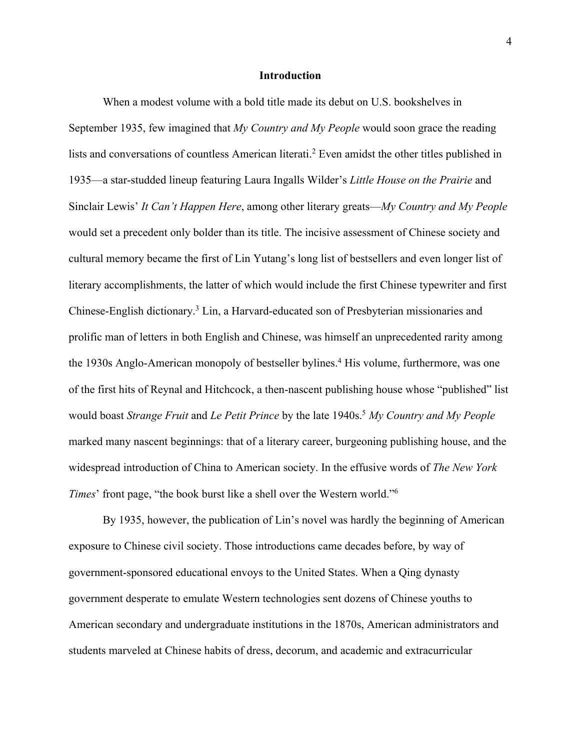## Introduction

When a modest volume with a bold title made its debut on U.S. bookshelves in September 1935, few imagined that *My Country and My People* would soon grace the reading lists and conversations of countless American literati.[2] Even amidst the other titles published in 1935—a star-studded lineup featuring Laura Ingalls Wilder's *Little House on the Prairie* and Sinclair Lewis' *It Can't Happen Here*, among other literary greats—*My Country and My People* would set a precedent only bolder than its title. The incisive assessment of Chinese society and cultural memory became the first of Lin Yutang's long list of bestsellers and even longer list of literary accomplishments, the latter of which would include the first Chinese typewriter and first Chinese-English dictionary.[3] Lin, a Harvard-educated son of Presbyterian missionaries and prolific man of letters in both English and Chinese, was himself an unprecedented rarity among the 1930s Anglo-American monopoly of bestseller bylines.[4] His volume, furthermore, was one of the first hits of Reynal and Hitchcock, a then-nascent publishing house whose "published" list would boast *Strange Fruit* and *Le Petit Prince* by the late 1940s.[5] *My Country and My People* marked many nascent beginnings: that of a literary career, burgeoning publishing house, and the widespread introduction of China to American society. In the effusive words of *The New York Times*' front page, "the book burst like a shell over the Western world."[6]

By 1935, however, the publication of Lin's novel was hardly the beginning of American exposure to Chinese civil society. Those introductions came decades before, by way of government-sponsored educational envoys to the United States. When a Qing dynasty government desperate to emulate Western technologies sent dozens of Chinese youths to American secondary and undergraduate institutions in the 1870s, American administrators and students marveled at Chinese habits of dress, decorum, and academic and extracurricular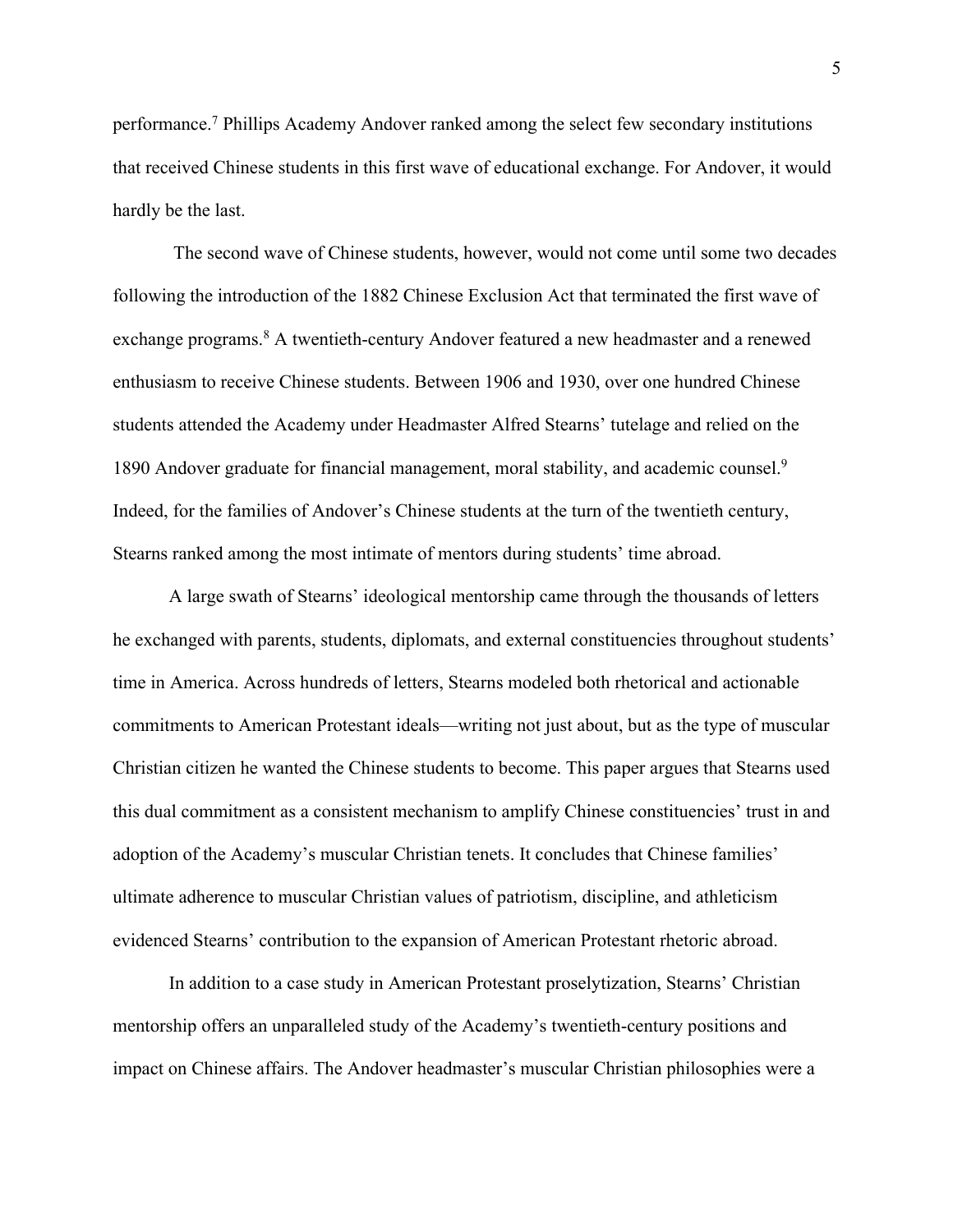performance.[7] Phillips Academy Andover ranked among the select few secondary institutions that received Chinese students in this first wave of educational exchange. For Andover, it would hardly be the last.

The second wave of Chinese students, however, would not come until some two decades following the introduction of the 1882 Chinese Exclusion Act that terminated the first wave of exchange programs.[8] A twentieth-century Andover featured a new headmaster and a renewed enthusiasm to receive Chinese students. Between 1906 and 1930, over one hundred Chinese students attended the Academy under Headmaster Alfred Stearns' tutelage and relied on the 1890 Andover graduate for financial management, moral stability, and academic counsel.[9] Indeed, for the families of Andover's Chinese students at the turn of the twentieth century, Stearns ranked among the most intimate of mentors during students' time abroad.

A large swath of Stearns' ideological mentorship came through the thousands of letters he exchanged with parents, students, diplomats, and external constituencies throughout students' time in America. Across hundreds of letters, Stearns modeled both rhetorical and actionable commitments to American Protestant ideals—writing not just about, but as the type of muscular Christian citizen he wanted the Chinese students to become. This paper argues that Stearns used this dual commitment as a consistent mechanism to amplify Chinese constituencies' trust in and adoption of the Academy's muscular Christian tenets. It concludes that Chinese families' ultimate adherence to muscular Christian values of patriotism, discipline, and athleticism evidenced Stearns' contribution to the expansion of American Protestant rhetoric abroad.

In addition to a case study in American Protestant proselytization, Stearns' Christian mentorship offers an unparalleled study of the Academy's twentieth-century positions and impact on Chinese affairs. The Andover headmaster's muscular Christian philosophies were a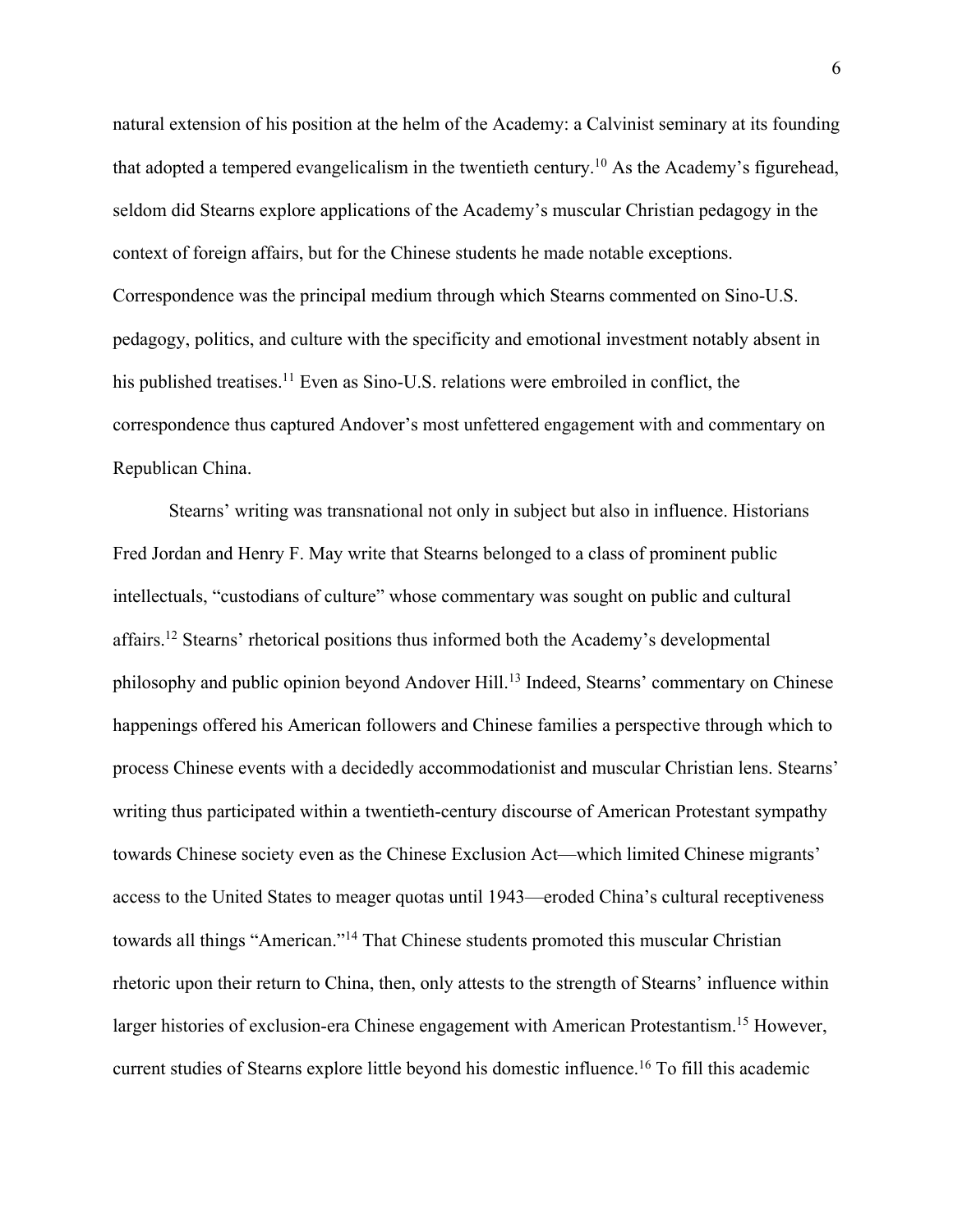natural extension of his position at the helm of the Academy: a Calvinist seminary at its founding that adopted a tempered evangelicalism in the twentieth century.[10] As the Academy's figurehead, seldom did Stearns explore applications of the Academy's muscular Christian pedagogy in the context of foreign affairs, but for the Chinese students he made notable exceptions. Correspondence was the principal medium through which Stearns commented on Sino-U.S. pedagogy, politics, and culture with the specificity and emotional investment notably absent in his published treatises.[11] Even as Sino-U.S. relations were embroiled in conflict, the correspondence thus captured Andover's most unfettered engagement with and commentary on Republican China.

Stearns' writing was transnational not only in subject but also in influence. Historians Fred Jordan and Henry F. May write that Stearns belonged to a class of prominent public intellectuals, "custodians of culture" whose commentary was sought on public and cultural affairs.[12] Stearns' rhetorical positions thus informed both the Academy's developmental philosophy and public opinion beyond Andover Hill.[13] Indeed, Stearns' commentary on Chinese happenings offered his American followers and Chinese families a perspective through which to process Chinese events with a decidedly accommodationist and muscular Christian lens. Stearns' writing thus participated within a twentieth-century discourse of American Protestant sympathy towards Chinese society even as the Chinese Exclusion Act—which limited Chinese migrants' access to the United States to meager quotas until 1943—eroded China's cultural receptiveness towards all things "American."[14] That Chinese students promoted this muscular Christian rhetoric upon their return to China, then, only attests to the strength of Stearns' influence within larger histories of exclusion-era Chinese engagement with American Protestantism.[15] However, current studies of Stearns explore little beyond his domestic influence.[16] To fill this academic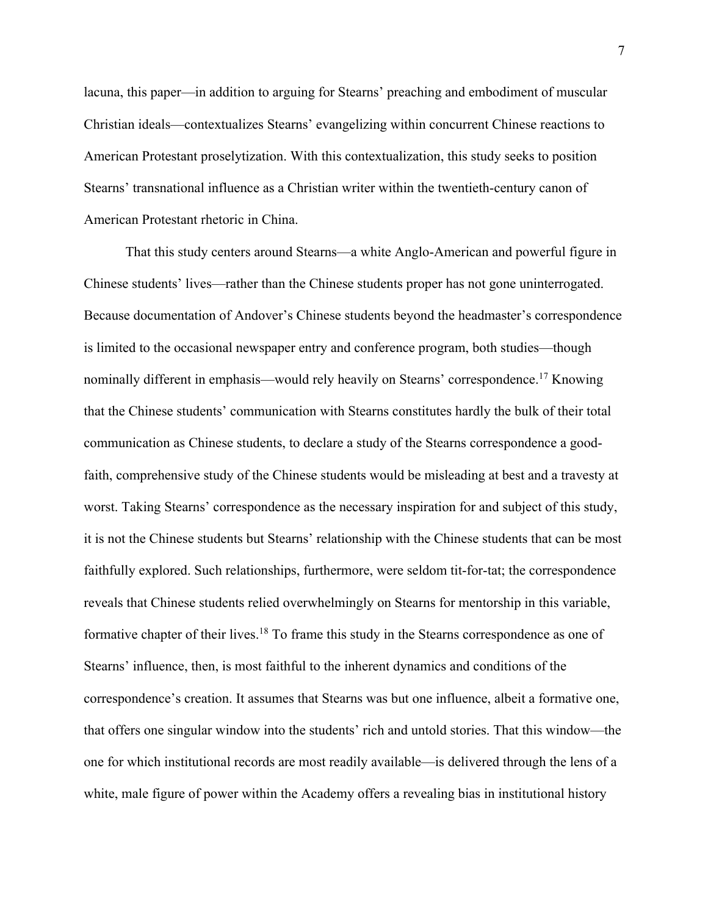lacuna, this paper—in addition to arguing for Stearns' preaching and embodiment of muscular Christian ideals—contextualizes Stearns' evangelizing within concurrent Chinese reactions to American Protestant proselytization. With this contextualization, this study seeks to position Stearns' transnational influence as a Christian writer within the twentieth-century canon of American Protestant rhetoric in China.

That this study centers around Stearns—a white Anglo-American and powerful figure in Chinese students' lives—rather than the Chinese students proper has not gone uninterrogated. Because documentation of Andover's Chinese students beyond the headmaster's correspondence is limited to the occasional newspaper entry and conference program, both studies—though nominally different in emphasis—would rely heavily on Stearns' correspondence.[17] Knowing that the Chinese students' communication with Stearns constitutes hardly the bulk of their total communication as Chinese students, to declare a study of the Stearns correspondence a good-faith, comprehensive study of the Chinese students would be misleading at best and a travesty at worst. Taking Stearns' correspondence as the necessary inspiration for and subject of this study, it is not the Chinese students but Stearns' relationship with the Chinese students that can be most faithfully explored. Such relationships, furthermore, were seldom tit-for-tat; the correspondence reveals that Chinese students relied overwhelmingly on Stearns for mentorship in this variable, formative chapter of their lives.[18] To frame this study in the Stearns correspondence as one of Stearns' influence, then, is most faithful to the inherent dynamics and conditions of the correspondence's creation. It assumes that Stearns was but one influence, albeit a formative one, that offers one singular window into the students' rich and untold stories. That this window—the one for which institutional records are most readily available—is delivered through the lens of a white, male figure of power within the Academy offers a revealing bias in institutional history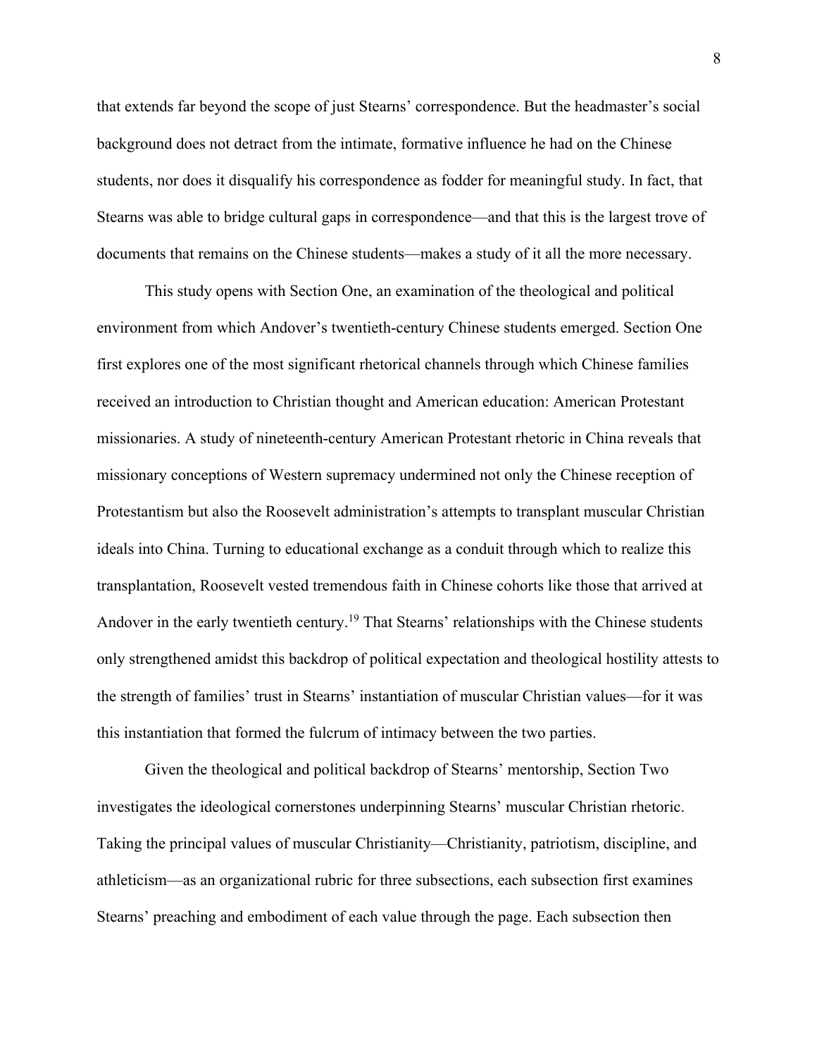that extends far beyond the scope of just Stearns' correspondence. But the headmaster's social background does not detract from the intimate, formative influence he had on the Chinese students, nor does it disqualify his correspondence as fodder for meaningful study. In fact, that Stearns was able to bridge cultural gaps in correspondence—and that this is the largest trove of documents that remains on the Chinese students—makes a study of it all the more necessary.

This study opens with Section One, an examination of the theological and political environment from which Andover's twentieth-century Chinese students emerged. Section One first explores one of the most significant rhetorical channels through which Chinese families received an introduction to Christian thought and American education: American Protestant missionaries. A study of nineteenth-century American Protestant rhetoric in China reveals that missionary conceptions of Western supremacy undermined not only the Chinese reception of Protestantism but also the Roosevelt administration's attempts to transplant muscular Christian ideals into China. Turning to educational exchange as a conduit through which to realize this transplantation, Roosevelt vested tremendous faith in Chinese cohorts like those that arrived at Andover in the early twentieth century.[19] That Stearns' relationships with the Chinese students only strengthened amidst this backdrop of political expectation and theological hostility attests to the strength of families' trust in Stearns' instantiation of muscular Christian values—for it was this instantiation that formed the fulcrum of intimacy between the two parties.

Given the theological and political backdrop of Stearns' mentorship, Section Two investigates the ideological cornerstones underpinning Stearns' muscular Christian rhetoric. Taking the principal values of muscular Christianity—Christianity, patriotism, discipline, and athleticism—as an organizational rubric for three subsections, each subsection first examines Stearns' preaching and embodiment of each value through the page. Each subsection then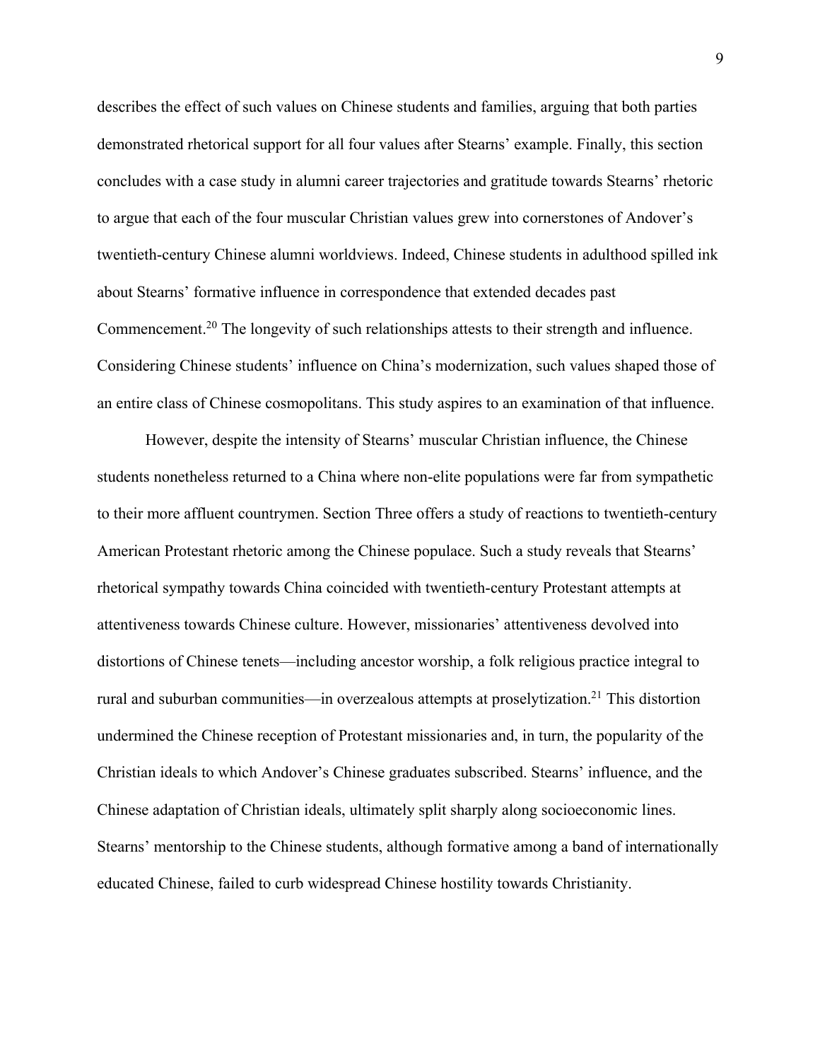describes the effect of such values on Chinese students and families, arguing that both parties demonstrated rhetorical support for all four values after Stearns' example. Finally, this section concludes with a case study in alumni career trajectories and gratitude towards Stearns' rhetoric to argue that each of the four muscular Christian values grew into cornerstones of Andover's twentieth-century Chinese alumni worldviews. Indeed, Chinese students in adulthood spilled ink about Stearns' formative influence in correspondence that extended decades past Commencement.[20] The longevity of such relationships attests to their strength and influence. Considering Chinese students' influence on China's modernization, such values shaped those of an entire class of Chinese cosmopolitans. This study aspires to an examination of that influence.

However, despite the intensity of Stearns' muscular Christian influence, the Chinese students nonetheless returned to a China where non-elite populations were far from sympathetic to their more affluent countrymen. Section Three offers a study of reactions to twentieth-century American Protestant rhetoric among the Chinese populace. Such a study reveals that Stearns' rhetorical sympathy towards China coincided with twentieth-century Protestant attempts at attentiveness towards Chinese culture. However, missionaries' attentiveness devolved into distortions of Chinese tenets—including ancestor worship, a folk religious practice integral to rural and suburban communities—in overzealous attempts at proselytization.[21] This distortion undermined the Chinese reception of Protestant missionaries and, in turn, the popularity of the Christian ideals to which Andover's Chinese graduates subscribed. Stearns' influence, and the Chinese adaptation of Christian ideals, ultimately split sharply along socioeconomic lines. Stearns' mentorship to the Chinese students, although formative among a band of internationally educated Chinese, failed to curb widespread Chinese hostility towards Christianity.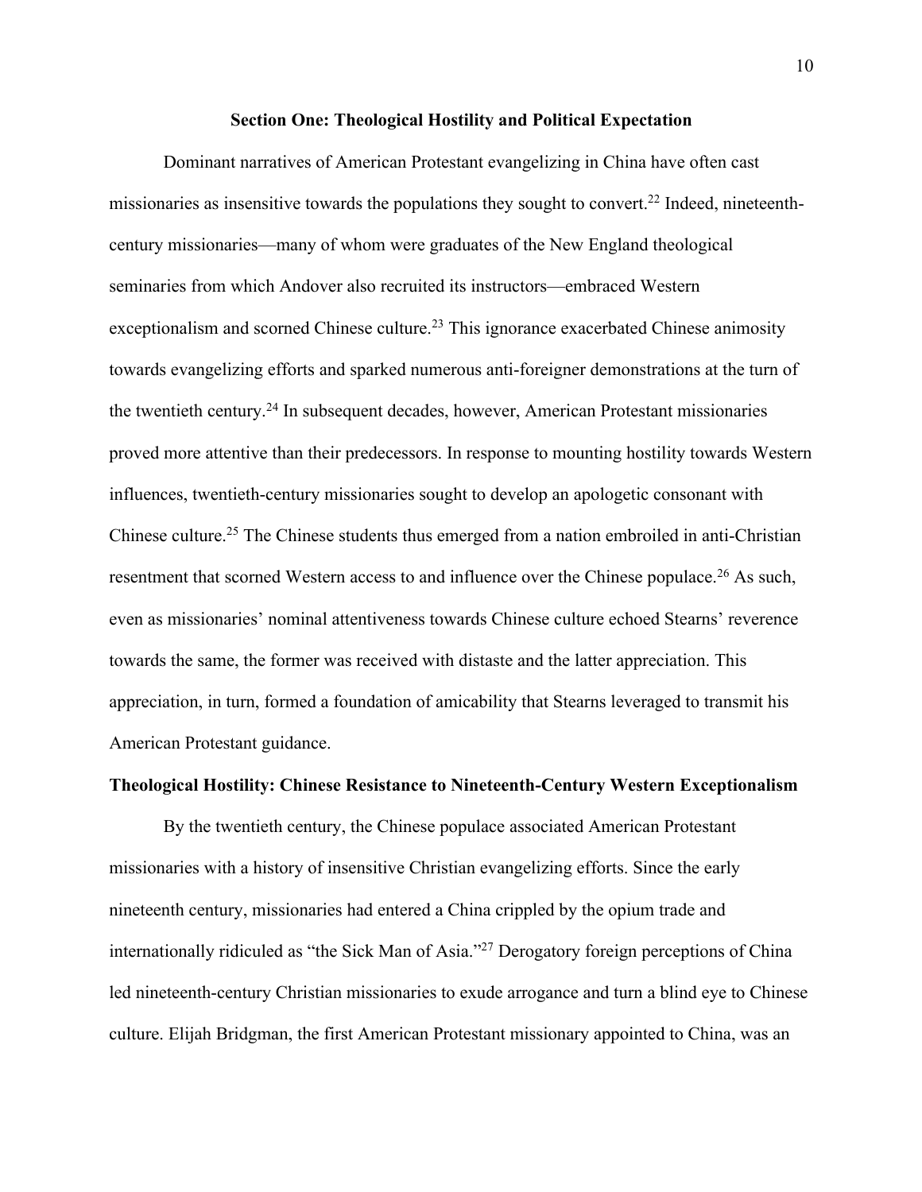## Section One: Theological Hostility and Political Expectation

Dominant narratives of American Protestant evangelizing in China have often cast missionaries as insensitive towards the populations they sought to convert.[22] Indeed, nineteenth-century missionaries—many of whom were graduates of the New England theological seminaries from which Andover also recruited its instructors—embraced Western exceptionalism and scorned Chinese culture.[23] This ignorance exacerbated Chinese animosity towards evangelizing efforts and sparked numerous anti-foreigner demonstrations at the turn of the twentieth century.[24] In subsequent decades, however, American Protestant missionaries proved more attentive than their predecessors. In response to mounting hostility towards Western influences, twentieth-century missionaries sought to develop an apologetic consonant with Chinese culture.[25] The Chinese students thus emerged from a nation embroiled in anti-Christian resentment that scorned Western access to and influence over the Chinese populace.[26] As such, even as missionaries' nominal attentiveness towards Chinese culture echoed Stearns' reverence towards the same, the former was received with distaste and the latter appreciation. This appreciation, in turn, formed a foundation of amicability that Stearns leveraged to transmit his American Protestant guidance.

### Theological Hostility: Chinese Resistance to Nineteenth-Century Western Exceptionalism

By the twentieth century, the Chinese populace associated American Protestant missionaries with a history of insensitive Christian evangelizing efforts. Since the early nineteenth century, missionaries had entered a China crippled by the opium trade and internationally ridiculed as "the Sick Man of Asia."[27] Derogatory foreign perceptions of China led nineteenth-century Christian missionaries to exude arrogance and turn a blind eye to Chinese culture. Elijah Bridgman, the first American Protestant missionary appointed to China, was an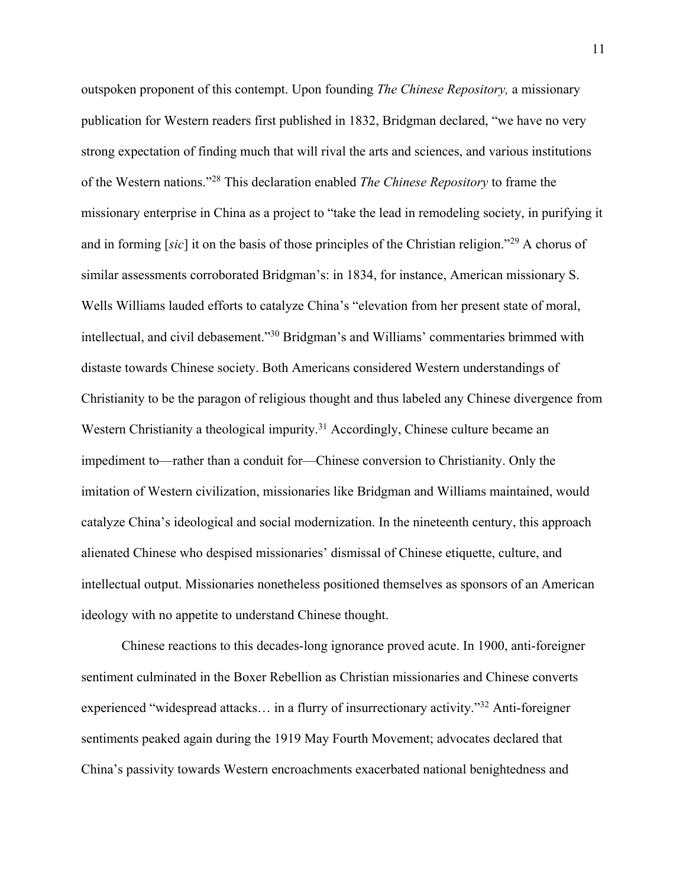outspoken proponent of this contempt. Upon founding *The Chinese Repository,* a missionary publication for Western readers first published in 1832, Bridgman declared, "we have no very strong expectation of finding much that will rival the arts and sciences, and various institutions of the Western nations."[28] This declaration enabled *The Chinese Repository* to frame the missionary enterprise in China as a project to "take the lead in remodeling society, in purifying it and in forming [*sic*] it on the basis of those principles of the Christian religion."[29] A chorus of similar assessments corroborated Bridgman's: in 1834, for instance, American missionary S. Wells Williams lauded efforts to catalyze China's "elevation from her present state of moral, intellectual, and civil debasement."[30] Bridgman's and Williams' commentaries brimmed with distaste towards Chinese society. Both Americans considered Western understandings of Christianity to be the paragon of religious thought and thus labeled any Chinese divergence from Western Christianity a theological impurity.[31] Accordingly, Chinese culture became an impediment to—rather than a conduit for—Chinese conversion to Christianity. Only the imitation of Western civilization, missionaries like Bridgman and Williams maintained, would catalyze China's ideological and social modernization. In the nineteenth century, this approach alienated Chinese who despised missionaries' dismissal of Chinese etiquette, culture, and intellectual output. Missionaries nonetheless positioned themselves as sponsors of an American ideology with no appetite to understand Chinese thought.

Chinese reactions to this decades-long ignorance proved acute. In 1900, anti-foreigner sentiment culminated in the Boxer Rebellion as Christian missionaries and Chinese converts experienced "widespread attacks… in a flurry of insurrectionary activity."[32] Anti-foreigner sentiments peaked again during the 1919 May Fourth Movement; advocates declared that China's passivity towards Western encroachments exacerbated national benightedness and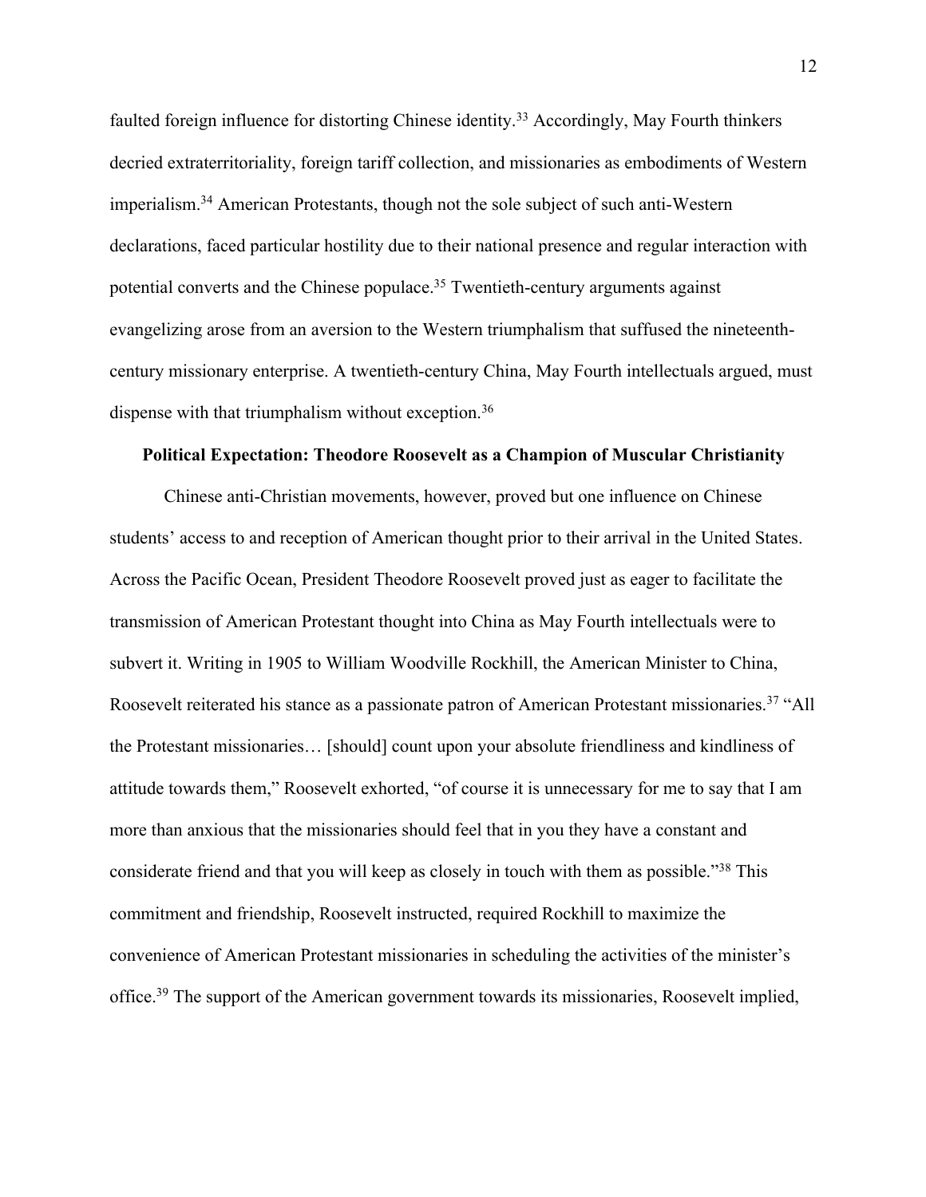faulted foreign influence for distorting Chinese identity.[33] Accordingly, May Fourth thinkers decried extraterritoriality, foreign tariff collection, and missionaries as embodiments of Western imperialism.[34] American Protestants, though not the sole subject of such anti-Western declarations, faced particular hostility due to their national presence and regular interaction with potential converts and the Chinese populace.[35] Twentieth-century arguments against evangelizing arose from an aversion to the Western triumphalism that suffused the nineteenth-century missionary enterprise. A twentieth-century China, May Fourth intellectuals argued, must dispense with that triumphalism without exception.[36]

**Political Expectation: Theodore Roosevelt as a Champion of Muscular Christianity**

Chinese anti-Christian movements, however, proved but one influence on Chinese students' access to and reception of American thought prior to their arrival in the United States. Across the Pacific Ocean, President Theodore Roosevelt proved just as eager to facilitate the transmission of American Protestant thought into China as May Fourth intellectuals were to subvert it. Writing in 1905 to William Woodville Rockhill, the American Minister to China, Roosevelt reiterated his stance as a passionate patron of American Protestant missionaries.[37] "All the Protestant missionaries… [should] count upon your absolute friendliness and kindliness of attitude towards them," Roosevelt exhorted, "of course it is unnecessary for me to say that I am more than anxious that the missionaries should feel that in you they have a constant and considerate friend and that you will keep as closely in touch with them as possible."[38] This commitment and friendship, Roosevelt instructed, required Rockhill to maximize the convenience of American Protestant missionaries in scheduling the activities of the minister's office.[39] The support of the American government towards its missionaries, Roosevelt implied,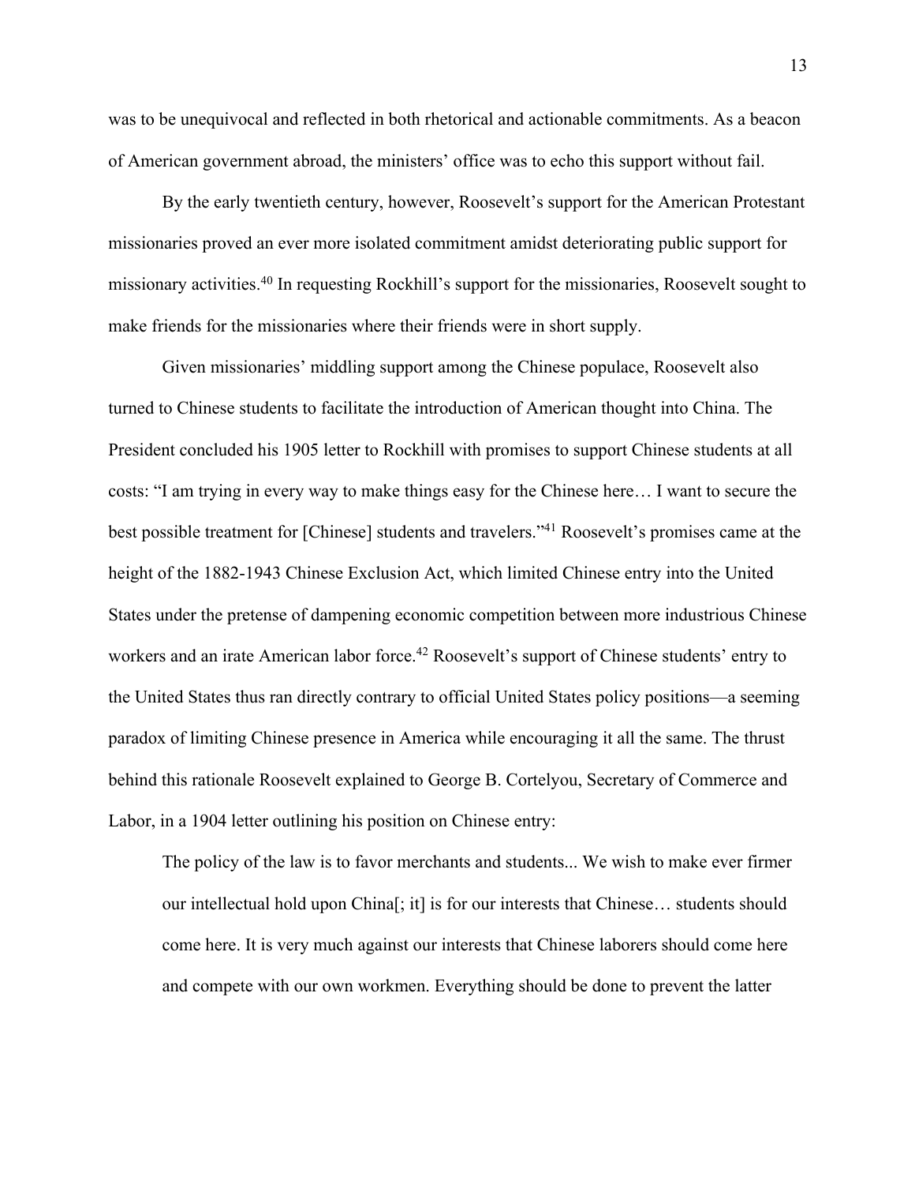was to be unequivocal and reflected in both rhetorical and actionable commitments. As a beacon of American government abroad, the ministers' office was to echo this support without fail.

By the early twentieth century, however, Roosevelt's support for the American Protestant missionaries proved an ever more isolated commitment amidst deteriorating public support for missionary activities.[40] In requesting Rockhill's support for the missionaries, Roosevelt sought to make friends for the missionaries where their friends were in short supply.

Given missionaries' middling support among the Chinese populace, Roosevelt also turned to Chinese students to facilitate the introduction of American thought into China. The President concluded his 1905 letter to Rockhill with promises to support Chinese students at all costs: "I am trying in every way to make things easy for the Chinese here… I want to secure the best possible treatment for [Chinese] students and travelers."[41] Roosevelt's promises came at the height of the 1882-1943 Chinese Exclusion Act, which limited Chinese entry into the United States under the pretense of dampening economic competition between more industrious Chinese workers and an irate American labor force.[42] Roosevelt's support of Chinese students' entry to the United States thus ran directly contrary to official United States policy positions—a seeming paradox of limiting Chinese presence in America while encouraging it all the same. The thrust behind this rationale Roosevelt explained to George B. Cortelyou, Secretary of Commerce and Labor, in a 1904 letter outlining his position on Chinese entry:

> The policy of the law is to favor merchants and students... We wish to make ever firmer our intellectual hold upon China[; it] is for our interests that Chinese… students should come here. It is very much against our interests that Chinese laborers should come here and compete with our own workmen. Everything should be done to prevent the latter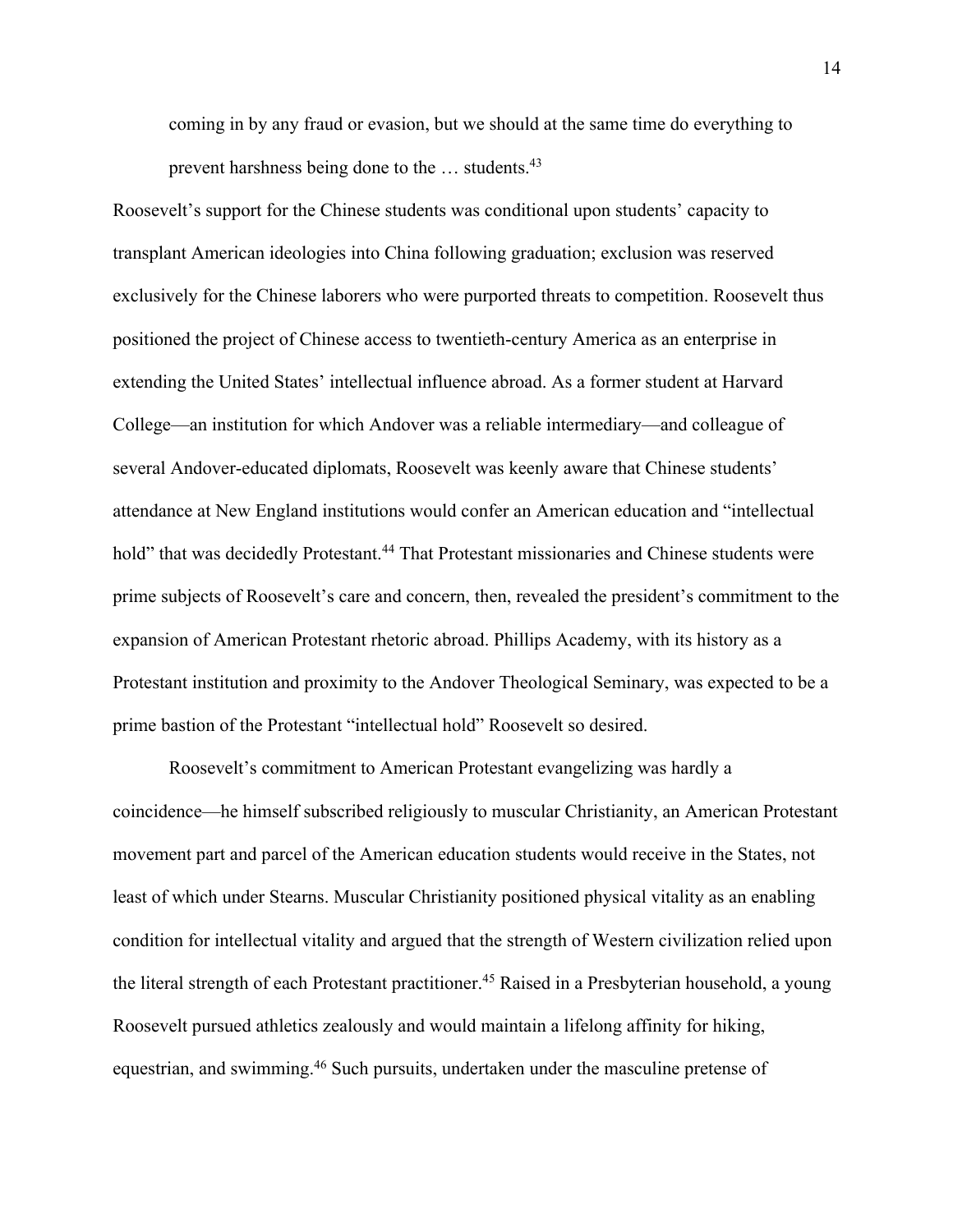> coming in by any fraud or evasion, but we should at the same time do everything to prevent harshness being done to the … students.[43]

Roosevelt's support for the Chinese students was conditional upon students' capacity to transplant American ideologies into China following graduation; exclusion was reserved exclusively for the Chinese laborers who were purported threats to competition. Roosevelt thus positioned the project of Chinese access to twentieth-century America as an enterprise in extending the United States' intellectual influence abroad. As a former student at Harvard College—an institution for which Andover was a reliable intermediary—and colleague of several Andover-educated diplomats, Roosevelt was keenly aware that Chinese students' attendance at New England institutions would confer an American education and "intellectual hold" that was decidedly Protestant.[44] That Protestant missionaries and Chinese students were prime subjects of Roosevelt's care and concern, then, revealed the president's commitment to the expansion of American Protestant rhetoric abroad. Phillips Academy, with its history as a Protestant institution and proximity to the Andover Theological Seminary, was expected to be a prime bastion of the Protestant "intellectual hold" Roosevelt so desired.

Roosevelt's commitment to American Protestant evangelizing was hardly a coincidence—he himself subscribed religiously to muscular Christianity, an American Protestant movement part and parcel of the American education students would receive in the States, not least of which under Stearns. Muscular Christianity positioned physical vitality as an enabling condition for intellectual vitality and argued that the strength of Western civilization relied upon the literal strength of each Protestant practitioner.[45] Raised in a Presbyterian household, a young Roosevelt pursued athletics zealously and would maintain a lifelong affinity for hiking, equestrian, and swimming.[46] Such pursuits, undertaken under the masculine pretense of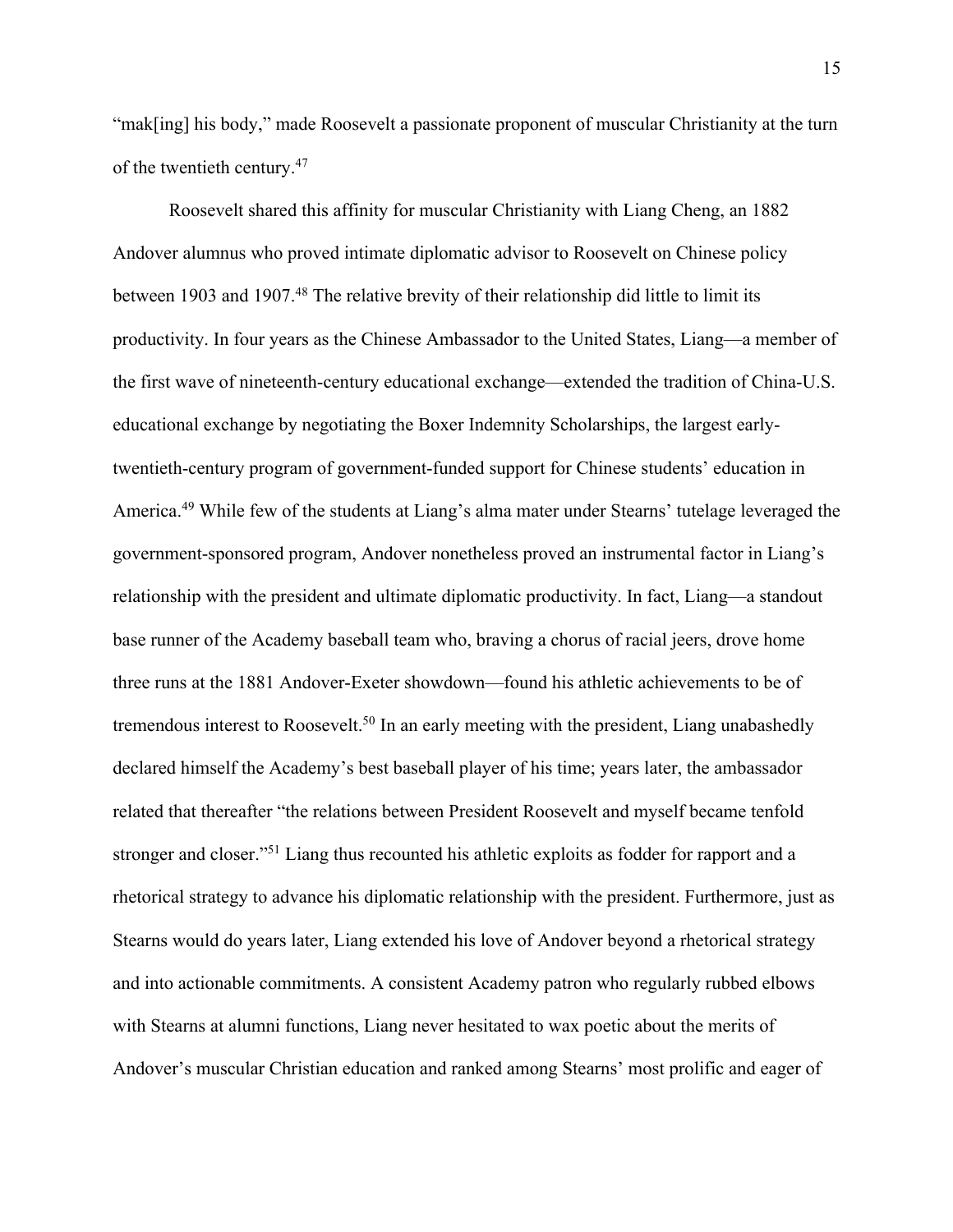"mak[ing] his body," made Roosevelt a passionate proponent of muscular Christianity at the turn of the twentieth century.[47]

Roosevelt shared this affinity for muscular Christianity with Liang Cheng, an 1882 Andover alumnus who proved intimate diplomatic advisor to Roosevelt on Chinese policy between 1903 and 1907.[48] The relative brevity of their relationship did little to limit its productivity. In four years as the Chinese Ambassador to the United States, Liang—a member of the first wave of nineteenth-century educational exchange—extended the tradition of China-U.S. educational exchange by negotiating the Boxer Indemnity Scholarships, the largest early-twentieth-century program of government-funded support for Chinese students' education in America.[49] While few of the students at Liang's alma mater under Stearns' tutelage leveraged the government-sponsored program, Andover nonetheless proved an instrumental factor in Liang's relationship with the president and ultimate diplomatic productivity. In fact, Liang—a standout base runner of the Academy baseball team who, braving a chorus of racial jeers, drove home three runs at the 1881 Andover-Exeter showdown—found his athletic achievements to be of tremendous interest to Roosevelt.[50] In an early meeting with the president, Liang unabashedly declared himself the Academy's best baseball player of his time; years later, the ambassador related that thereafter "the relations between President Roosevelt and myself became tenfold stronger and closer."[51] Liang thus recounted his athletic exploits as fodder for rapport and a rhetorical strategy to advance his diplomatic relationship with the president. Furthermore, just as Stearns would do years later, Liang extended his love of Andover beyond a rhetorical strategy and into actionable commitments. A consistent Academy patron who regularly rubbed elbows with Stearns at alumni functions, Liang never hesitated to wax poetic about the merits of Andover's muscular Christian education and ranked among Stearns' most prolific and eager of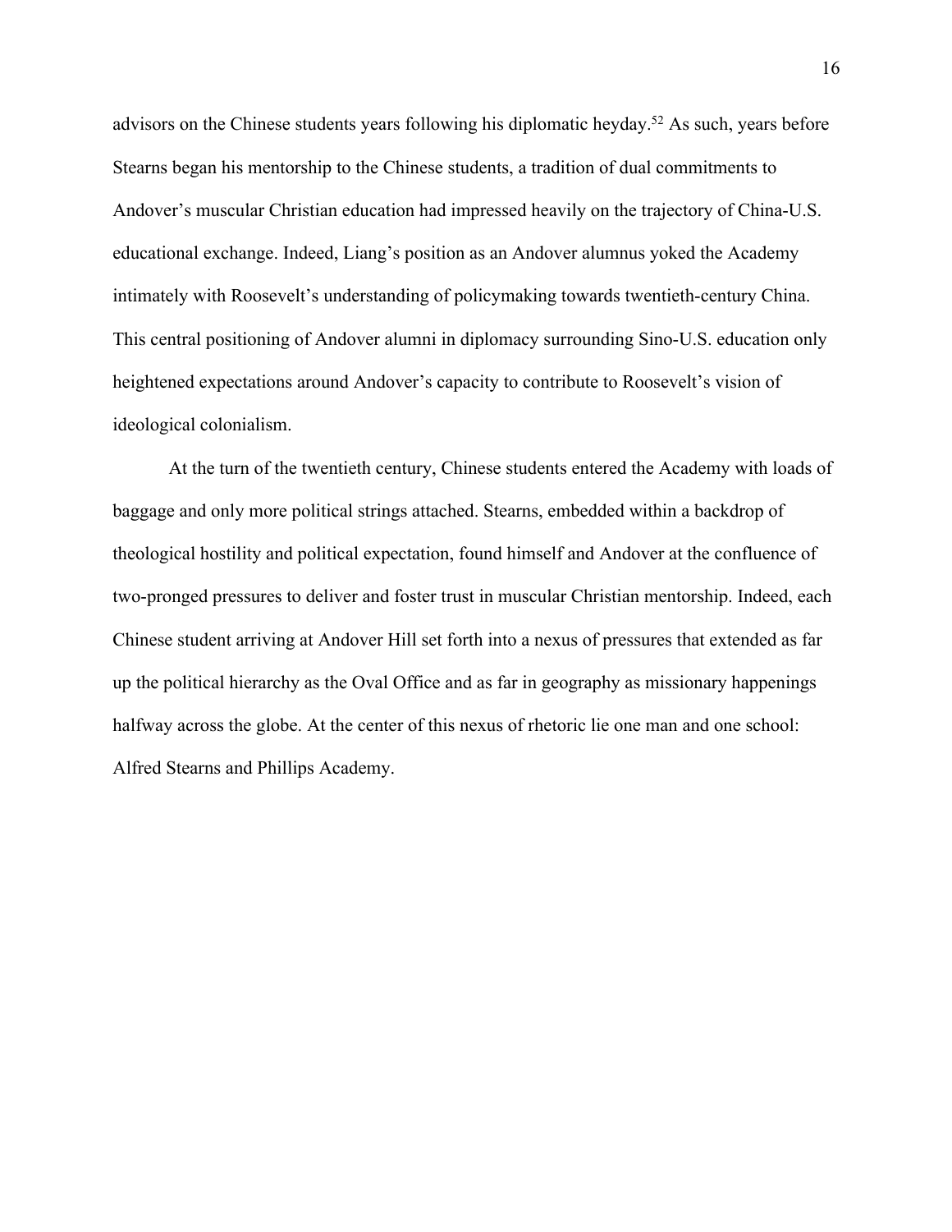advisors on the Chinese students years following his diplomatic heyday.[52] As such, years before Stearns began his mentorship to the Chinese students, a tradition of dual commitments to Andover's muscular Christian education had impressed heavily on the trajectory of China-U.S. educational exchange. Indeed, Liang's position as an Andover alumnus yoked the Academy intimately with Roosevelt's understanding of policymaking towards twentieth-century China. This central positioning of Andover alumni in diplomacy surrounding Sino-U.S. education only heightened expectations around Andover's capacity to contribute to Roosevelt's vision of ideological colonialism.

At the turn of the twentieth century, Chinese students entered the Academy with loads of baggage and only more political strings attached. Stearns, embedded within a backdrop of theological hostility and political expectation, found himself and Andover at the confluence of two-pronged pressures to deliver and foster trust in muscular Christian mentorship. Indeed, each Chinese student arriving at Andover Hill set forth into a nexus of pressures that extended as far up the political hierarchy as the Oval Office and as far in geography as missionary happenings halfway across the globe. At the center of this nexus of rhetoric lie one man and one school: Alfred Stearns and Phillips Academy.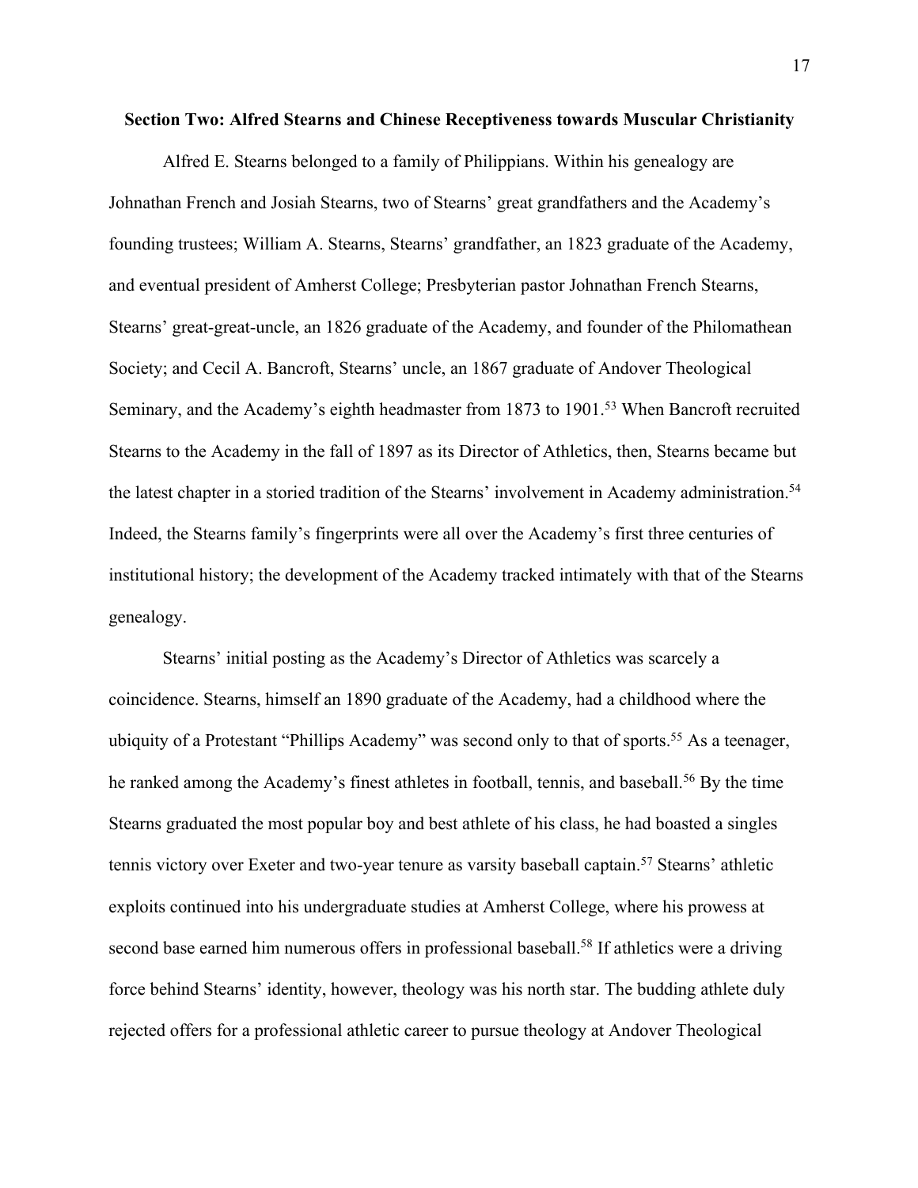**Section Two: Alfred Stearns and Chinese Receptiveness towards Muscular Christianity**

Alfred E. Stearns belonged to a family of Philippians. Within his genealogy are Johnathan French and Josiah Stearns, two of Stearns' great grandfathers and the Academy's founding trustees; William A. Stearns, Stearns' grandfather, an 1823 graduate of the Academy, and eventual president of Amherst College; Presbyterian pastor Johnathan French Stearns, Stearns' great-great-uncle, an 1826 graduate of the Academy, and founder of the Philomathean Society; and Cecil A. Bancroft, Stearns' uncle, an 1867 graduate of Andover Theological Seminary, and the Academy's eighth headmaster from 1873 to 1901.[53] When Bancroft recruited Stearns to the Academy in the fall of 1897 as its Director of Athletics, then, Stearns became but the latest chapter in a storied tradition of the Stearns' involvement in Academy administration.[54] Indeed, the Stearns family's fingerprints were all over the Academy's first three centuries of institutional history; the development of the Academy tracked intimately with that of the Stearns genealogy.

Stearns' initial posting as the Academy's Director of Athletics was scarcely a coincidence. Stearns, himself an 1890 graduate of the Academy, had a childhood where the ubiquity of a Protestant "Phillips Academy" was second only to that of sports.[55] As a teenager, he ranked among the Academy's finest athletes in football, tennis, and baseball.[56] By the time Stearns graduated the most popular boy and best athlete of his class, he had boasted a singles tennis victory over Exeter and two-year tenure as varsity baseball captain.[57] Stearns' athletic exploits continued into his undergraduate studies at Amherst College, where his prowess at second base earned him numerous offers in professional baseball.[58] If athletics were a driving force behind Stearns' identity, however, theology was his north star. The budding athlete duly rejected offers for a professional athletic career to pursue theology at Andover Theological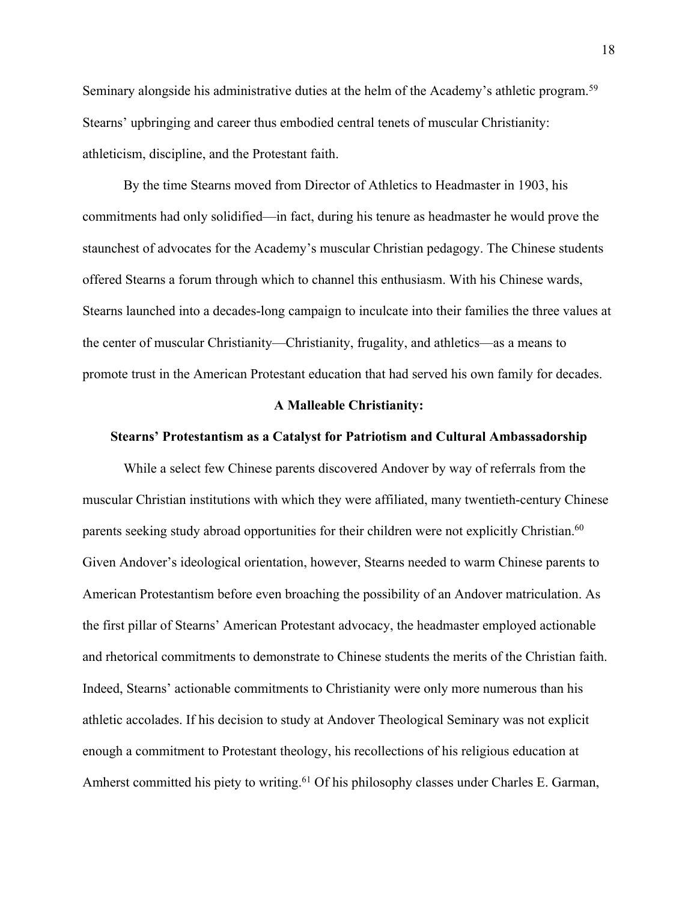Seminary alongside his administrative duties at the helm of the Academy's athletic program.[59] Stearns' upbringing and career thus embodied central tenets of muscular Christianity: athleticism, discipline, and the Protestant faith.

By the time Stearns moved from Director of Athletics to Headmaster in 1903, his commitments had only solidified—in fact, during his tenure as headmaster he would prove the staunchest of advocates for the Academy's muscular Christian pedagogy. The Chinese students offered Stearns a forum through which to channel this enthusiasm. With his Chinese wards, Stearns launched into a decades-long campaign to inculcate into their families the three values at the center of muscular Christianity—Christianity, frugality, and athletics—as a means to promote trust in the American Protestant education that had served his own family for decades.

## A Malleable Christianity:

## Stearns' Protestantism as a Catalyst for Patriotism and Cultural Ambassadorship

While a select few Chinese parents discovered Andover by way of referrals from the muscular Christian institutions with which they were affiliated, many twentieth-century Chinese parents seeking study abroad opportunities for their children were not explicitly Christian.[60] Given Andover's ideological orientation, however, Stearns needed to warm Chinese parents to American Protestantism before even broaching the possibility of an Andover matriculation. As the first pillar of Stearns' American Protestant advocacy, the headmaster employed actionable and rhetorical commitments to demonstrate to Chinese students the merits of the Christian faith. Indeed, Stearns' actionable commitments to Christianity were only more numerous than his athletic accolades. If his decision to study at Andover Theological Seminary was not explicit enough a commitment to Protestant theology, his recollections of his religious education at Amherst committed his piety to writing.[61] Of his philosophy classes under Charles E. Garman,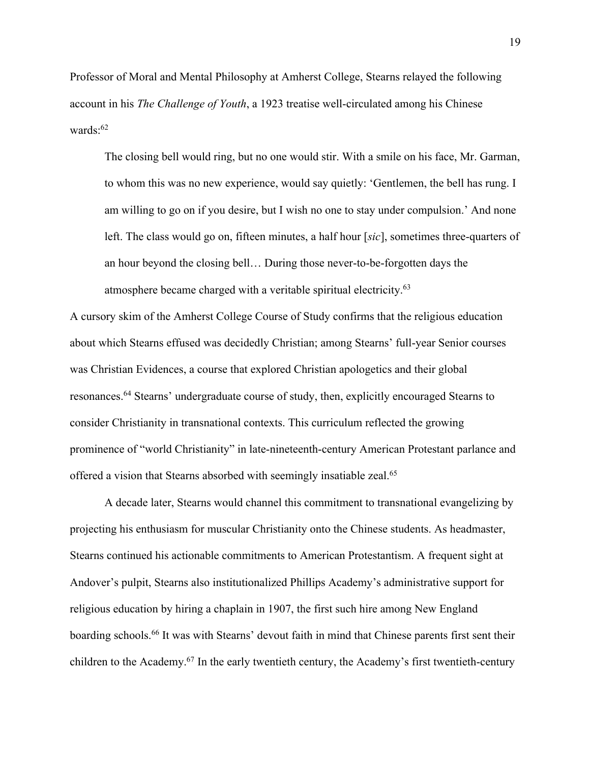Professor of Moral and Mental Philosophy at Amherst College, Stearns relayed the following account in his *The Challenge of Youth*, a 1923 treatise well-circulated among his Chinese wards:[62]

> The closing bell would ring, but no one would stir. With a smile on his face, Mr. Garman, to whom this was no new experience, would say quietly: 'Gentlemen, the bell has rung. I am willing to go on if you desire, but I wish no one to stay under compulsion.' And none left. The class would go on, fifteen minutes, a half hour [*sic*], sometimes three-quarters of an hour beyond the closing bell… During those never-to-be-forgotten days the atmosphere became charged with a veritable spiritual electricity.[63]

A cursory skim of the Amherst College Course of Study confirms that the religious education about which Stearns effused was decidedly Christian; among Stearns' full-year Senior courses was Christian Evidences, a course that explored Christian apologetics and their global resonances.[64] Stearns' undergraduate course of study, then, explicitly encouraged Stearns to consider Christianity in transnational contexts. This curriculum reflected the growing prominence of "world Christianity" in late-nineteenth-century American Protestant parlance and offered a vision that Stearns absorbed with seemingly insatiable zeal.[65]

A decade later, Stearns would channel this commitment to transnational evangelizing by projecting his enthusiasm for muscular Christianity onto the Chinese students. As headmaster, Stearns continued his actionable commitments to American Protestantism. A frequent sight at Andover's pulpit, Stearns also institutionalized Phillips Academy's administrative support for religious education by hiring a chaplain in 1907, the first such hire among New England boarding schools.[66] It was with Stearns' devout faith in mind that Chinese parents first sent their children to the Academy.[67] In the early twentieth century, the Academy's first twentieth-century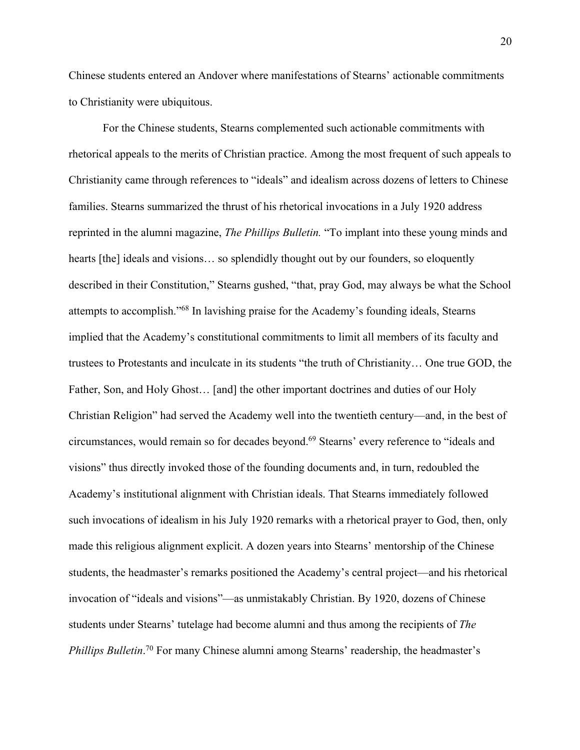Chinese students entered an Andover where manifestations of Stearns' actionable commitments to Christianity were ubiquitous.

For the Chinese students, Stearns complemented such actionable commitments with rhetorical appeals to the merits of Christian practice. Among the most frequent of such appeals to Christianity came through references to "ideals" and idealism across dozens of letters to Chinese families. Stearns summarized the thrust of his rhetorical invocations in a July 1920 address reprinted in the alumni magazine, *The Phillips Bulletin.* "To implant into these young minds and hearts [the] ideals and visions… so splendidly thought out by our founders, so eloquently described in their Constitution," Stearns gushed, "that, pray God, may always be what the School attempts to accomplish."[68] In lavishing praise for the Academy's founding ideals, Stearns implied that the Academy's constitutional commitments to limit all members of its faculty and trustees to Protestants and inculcate in its students "the truth of Christianity… One true GOD, the Father, Son, and Holy Ghost… [and] the other important doctrines and duties of our Holy Christian Religion" had served the Academy well into the twentieth century—and, in the best of circumstances, would remain so for decades beyond.[69] Stearns' every reference to "ideals and visions" thus directly invoked those of the founding documents and, in turn, redoubled the Academy's institutional alignment with Christian ideals. That Stearns immediately followed such invocations of idealism in his July 1920 remarks with a rhetorical prayer to God, then, only made this religious alignment explicit. A dozen years into Stearns' mentorship of the Chinese students, the headmaster's remarks positioned the Academy's central project—and his rhetorical invocation of "ideals and visions"—as unmistakably Christian. By 1920, dozens of Chinese students under Stearns' tutelage had become alumni and thus among the recipients of *The Phillips Bulletin*.[70] For many Chinese alumni among Stearns' readership, the headmaster's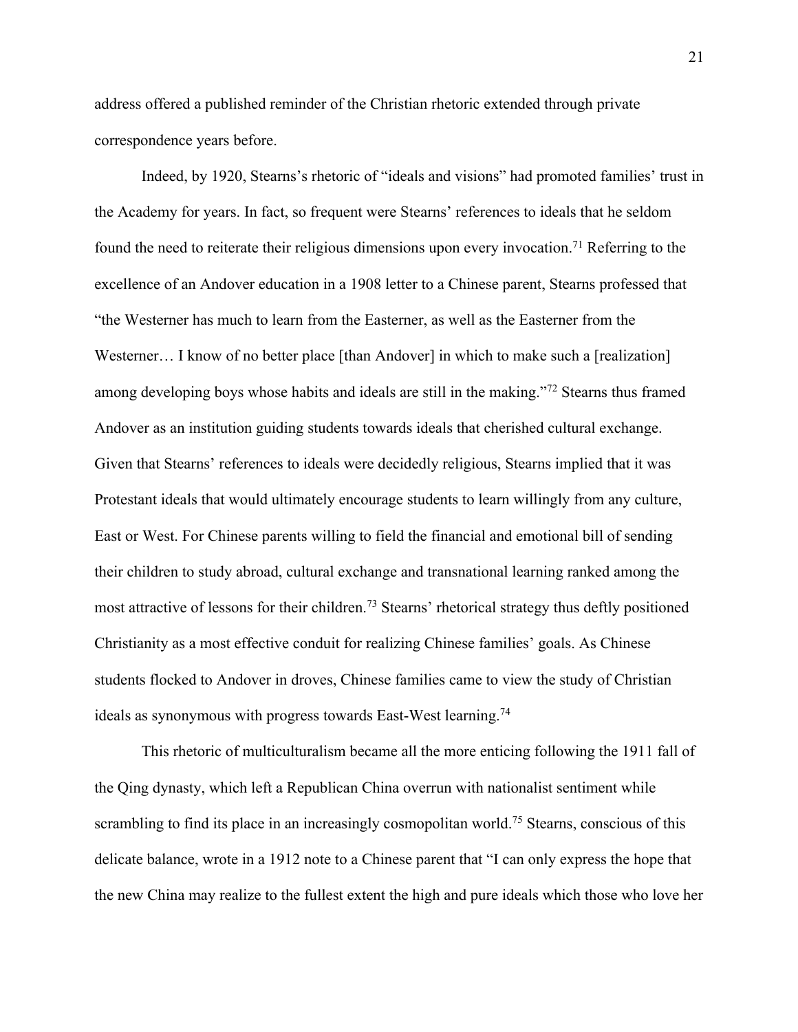address offered a published reminder of the Christian rhetoric extended through private correspondence years before.

Indeed, by 1920, Stearns's rhetoric of "ideals and visions" had promoted families' trust in the Academy for years. In fact, so frequent were Stearns' references to ideals that he seldom found the need to reiterate their religious dimensions upon every invocation.[71] Referring to the excellence of an Andover education in a 1908 letter to a Chinese parent, Stearns professed that "the Westerner has much to learn from the Easterner, as well as the Easterner from the Westerner… I know of no better place [than Andover] in which to make such a [realization] among developing boys whose habits and ideals are still in the making."[72] Stearns thus framed Andover as an institution guiding students towards ideals that cherished cultural exchange. Given that Stearns' references to ideals were decidedly religious, Stearns implied that it was Protestant ideals that would ultimately encourage students to learn willingly from any culture, East or West. For Chinese parents willing to field the financial and emotional bill of sending their children to study abroad, cultural exchange and transnational learning ranked among the most attractive of lessons for their children.[73] Stearns' rhetorical strategy thus deftly positioned Christianity as a most effective conduit for realizing Chinese families' goals. As Chinese students flocked to Andover in droves, Chinese families came to view the study of Christian ideals as synonymous with progress towards East-West learning.[74]

This rhetoric of multiculturalism became all the more enticing following the 1911 fall of the Qing dynasty, which left a Republican China overrun with nationalist sentiment while scrambling to find its place in an increasingly cosmopolitan world.[75] Stearns, conscious of this delicate balance, wrote in a 1912 note to a Chinese parent that "I can only express the hope that the new China may realize to the fullest extent the high and pure ideals which those who love her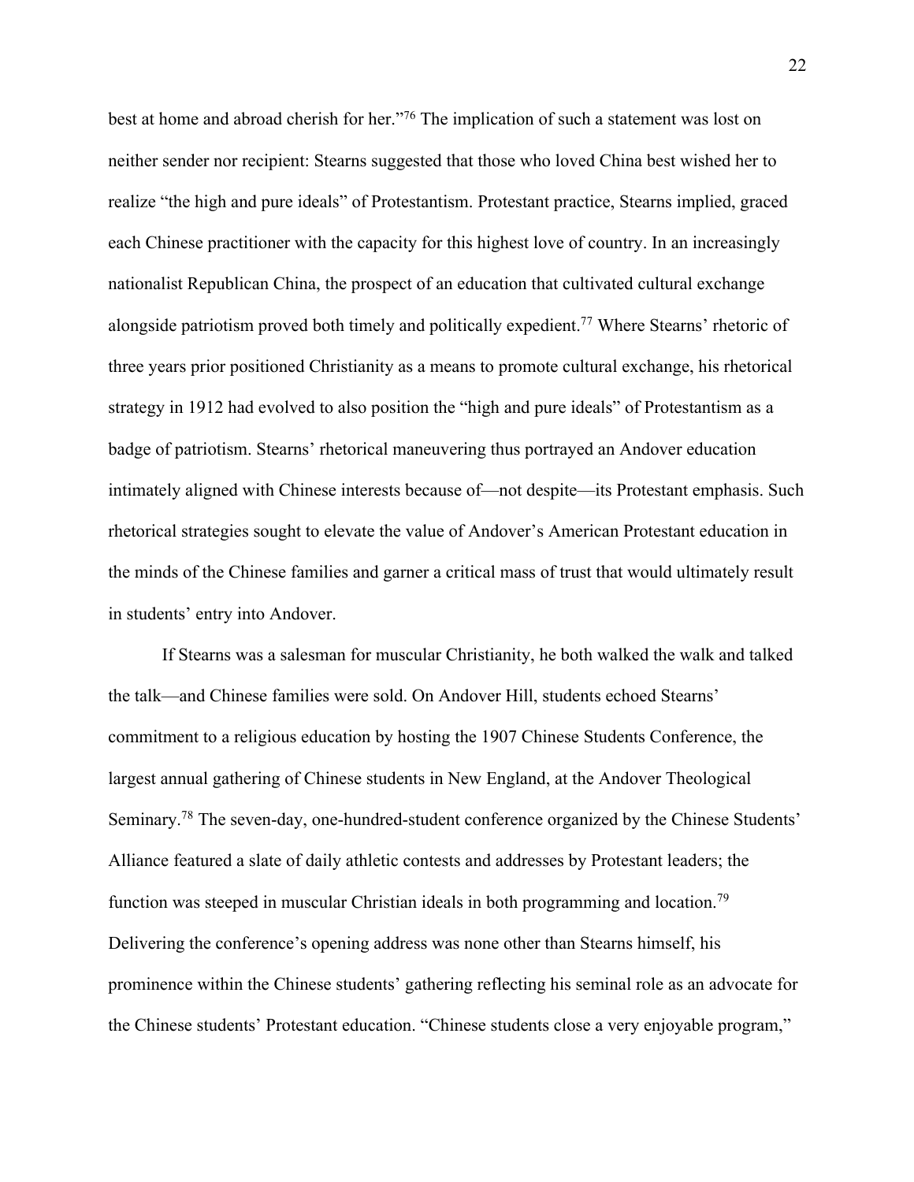best at home and abroad cherish for her."[76] The implication of such a statement was lost on neither sender nor recipient: Stearns suggested that those who loved China best wished her to realize "the high and pure ideals" of Protestantism. Protestant practice, Stearns implied, graced each Chinese practitioner with the capacity for this highest love of country. In an increasingly nationalist Republican China, the prospect of an education that cultivated cultural exchange alongside patriotism proved both timely and politically expedient.[77] Where Stearns' rhetoric of three years prior positioned Christianity as a means to promote cultural exchange, his rhetorical strategy in 1912 had evolved to also position the "high and pure ideals" of Protestantism as a badge of patriotism. Stearns' rhetorical maneuvering thus portrayed an Andover education intimately aligned with Chinese interests because of—not despite—its Protestant emphasis. Such rhetorical strategies sought to elevate the value of Andover's American Protestant education in the minds of the Chinese families and garner a critical mass of trust that would ultimately result in students' entry into Andover.

If Stearns was a salesman for muscular Christianity, he both walked the walk and talked the talk—and Chinese families were sold. On Andover Hill, students echoed Stearns' commitment to a religious education by hosting the 1907 Chinese Students Conference, the largest annual gathering of Chinese students in New England, at the Andover Theological Seminary.[78] The seven-day, one-hundred-student conference organized by the Chinese Students' Alliance featured a slate of daily athletic contests and addresses by Protestant leaders; the function was steeped in muscular Christian ideals in both programming and location.[79] Delivering the conference's opening address was none other than Stearns himself, his prominence within the Chinese students' gathering reflecting his seminal role as an advocate for the Chinese students' Protestant education. "Chinese students close a very enjoyable program,"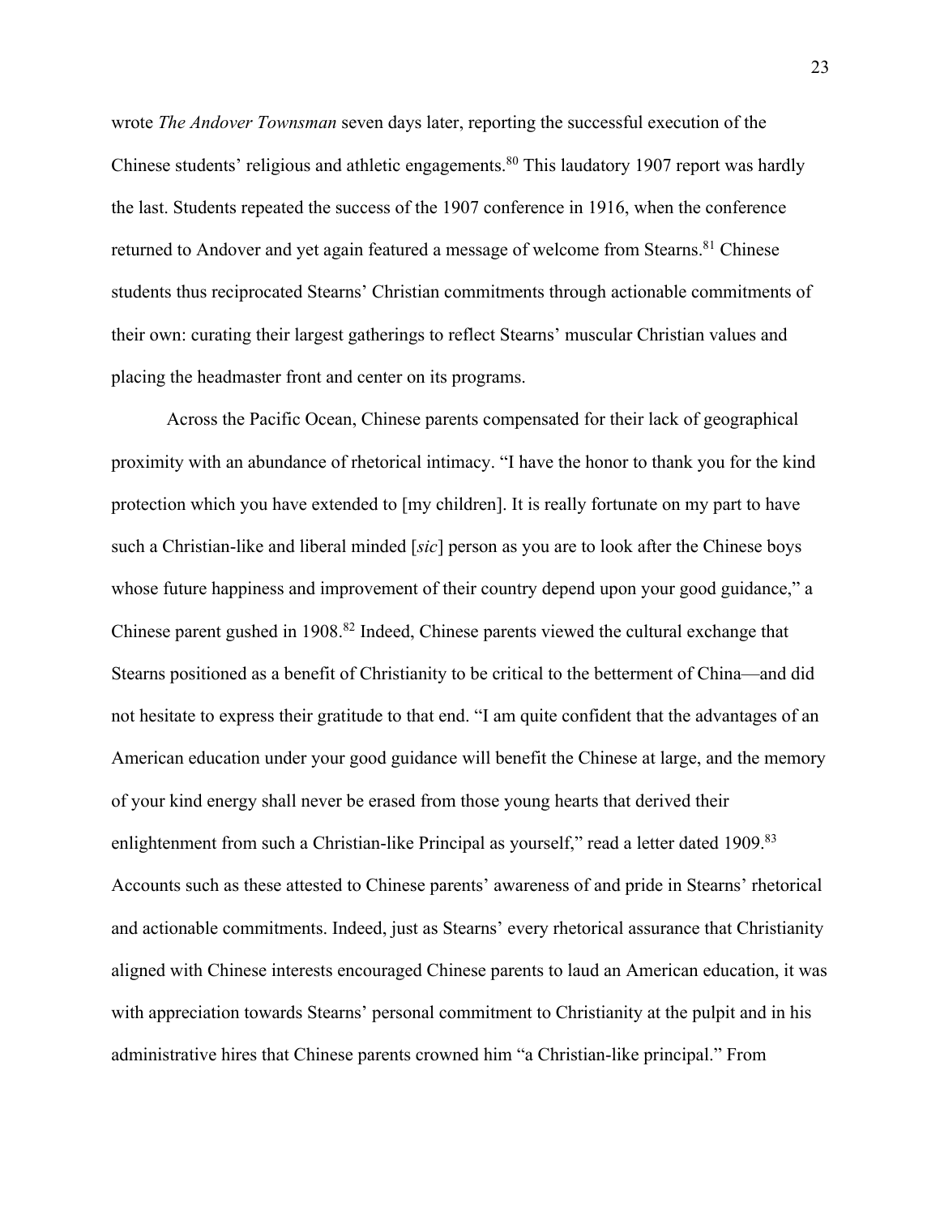wrote *The Andover Townsman* seven days later, reporting the successful execution of the Chinese students' religious and athletic engagements.[80] This laudatory 1907 report was hardly the last. Students repeated the success of the 1907 conference in 1916, when the conference returned to Andover and yet again featured a message of welcome from Stearns.[81] Chinese students thus reciprocated Stearns' Christian commitments through actionable commitments of their own: curating their largest gatherings to reflect Stearns' muscular Christian values and placing the headmaster front and center on its programs.

Across the Pacific Ocean, Chinese parents compensated for their lack of geographical proximity with an abundance of rhetorical intimacy. "I have the honor to thank you for the kind protection which you have extended to [my children]. It is really fortunate on my part to have such a Christian-like and liberal minded [*sic*] person as you are to look after the Chinese boys whose future happiness and improvement of their country depend upon your good guidance," a Chinese parent gushed in 1908.[82] Indeed, Chinese parents viewed the cultural exchange that Stearns positioned as a benefit of Christianity to be critical to the betterment of China—and did not hesitate to express their gratitude to that end. "I am quite confident that the advantages of an American education under your good guidance will benefit the Chinese at large, and the memory of your kind energy shall never be erased from those young hearts that derived their enlightenment from such a Christian-like Principal as yourself," read a letter dated 1909.[83] Accounts such as these attested to Chinese parents' awareness of and pride in Stearns' rhetorical and actionable commitments. Indeed, just as Stearns' every rhetorical assurance that Christianity aligned with Chinese interests encouraged Chinese parents to laud an American education, it was with appreciation towards Stearns' personal commitment to Christianity at the pulpit and in his administrative hires that Chinese parents crowned him "a Christian-like principal." From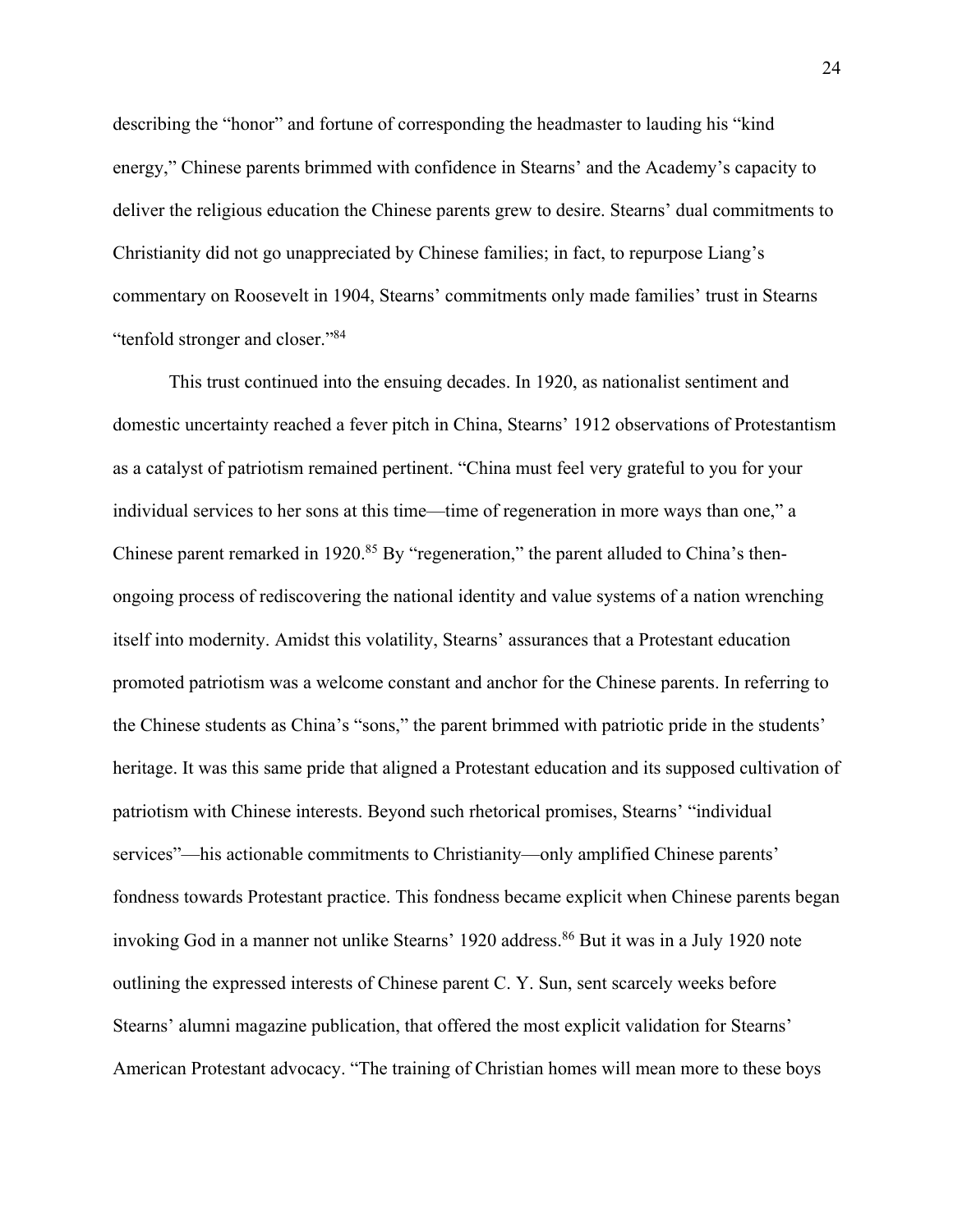describing the "honor" and fortune of corresponding the headmaster to lauding his "kind energy," Chinese parents brimmed with confidence in Stearns' and the Academy's capacity to deliver the religious education the Chinese parents grew to desire. Stearns' dual commitments to Christianity did not go unappreciated by Chinese families; in fact, to repurpose Liang's commentary on Roosevelt in 1904, Stearns' commitments only made families' trust in Stearns "tenfold stronger and closer."[84]

This trust continued into the ensuing decades. In 1920, as nationalist sentiment and domestic uncertainty reached a fever pitch in China, Stearns' 1912 observations of Protestantism as a catalyst of patriotism remained pertinent. "China must feel very grateful to you for your individual services to her sons at this time—time of regeneration in more ways than one," a Chinese parent remarked in 1920.[85] By "regeneration," the parent alluded to China's then-ongoing process of rediscovering the national identity and value systems of a nation wrenching itself into modernity. Amidst this volatility, Stearns' assurances that a Protestant education promoted patriotism was a welcome constant and anchor for the Chinese parents. In referring to the Chinese students as China's "sons," the parent brimmed with patriotic pride in the students' heritage. It was this same pride that aligned a Protestant education and its supposed cultivation of patriotism with Chinese interests. Beyond such rhetorical promises, Stearns' "individual services"—his actionable commitments to Christianity—only amplified Chinese parents' fondness towards Protestant practice. This fondness became explicit when Chinese parents began invoking God in a manner not unlike Stearns' 1920 address.[86] But it was in a July 1920 note outlining the expressed interests of Chinese parent C. Y. Sun, sent scarcely weeks before Stearns' alumni magazine publication, that offered the most explicit validation for Stearns' American Protestant advocacy. "The training of Christian homes will mean more to these boys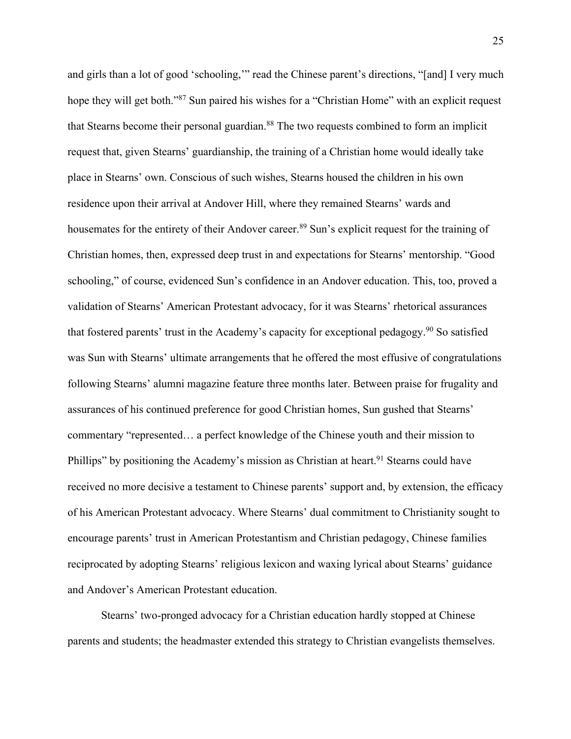and girls than a lot of good 'schooling,'" read the Chinese parent's directions, "[and] I very much hope they will get both."[87] Sun paired his wishes for a "Christian Home" with an explicit request that Stearns become their personal guardian.[88] The two requests combined to form an implicit request that, given Stearns' guardianship, the training of a Christian home would ideally take place in Stearns' own. Conscious of such wishes, Stearns housed the children in his own residence upon their arrival at Andover Hill, where they remained Stearns' wards and housemates for the entirety of their Andover career.[89] Sun's explicit request for the training of Christian homes, then, expressed deep trust in and expectations for Stearns' mentorship. "Good schooling," of course, evidenced Sun's confidence in an Andover education. This, too, proved a validation of Stearns' American Protestant advocacy, for it was Stearns' rhetorical assurances that fostered parents' trust in the Academy's capacity for exceptional pedagogy.[90] So satisfied was Sun with Stearns' ultimate arrangements that he offered the most effusive of congratulations following Stearns' alumni magazine feature three months later. Between praise for frugality and assurances of his continued preference for good Christian homes, Sun gushed that Stearns' commentary "represented… a perfect knowledge of the Chinese youth and their mission to Phillips" by positioning the Academy's mission as Christian at heart.[91] Stearns could have received no more decisive a testament to Chinese parents' support and, by extension, the efficacy of his American Protestant advocacy. Where Stearns' dual commitment to Christianity sought to encourage parents' trust in American Protestantism and Christian pedagogy, Chinese families reciprocated by adopting Stearns' religious lexicon and waxing lyrical about Stearns' guidance and Andover's American Protestant education.

Stearns' two-pronged advocacy for a Christian education hardly stopped at Chinese parents and students; the headmaster extended this strategy to Christian evangelists themselves.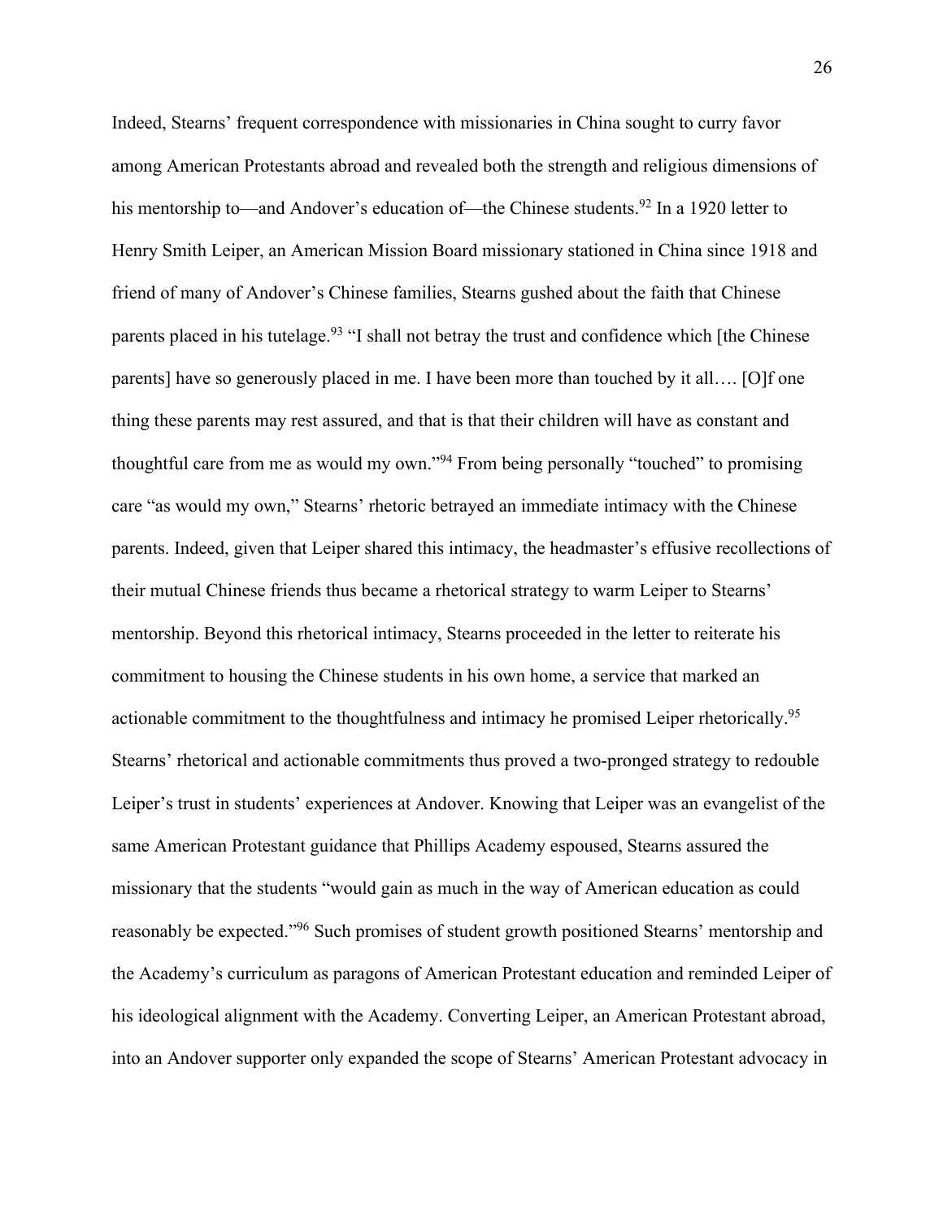Indeed, Stearns' frequent correspondence with missionaries in China sought to curry favor among American Protestants abroad and revealed both the strength and religious dimensions of his mentorship to—and Andover's education of—the Chinese students.[92] In a 1920 letter to Henry Smith Leiper, an American Mission Board missionary stationed in China since 1918 and friend of many of Andover's Chinese families, Stearns gushed about the faith that Chinese parents placed in his tutelage.[93] "I shall not betray the trust and confidence which [the Chinese parents] have so generously placed in me. I have been more than touched by it all…. [O]f one thing these parents may rest assured, and that is that their children will have as constant and thoughtful care from me as would my own."[94] From being personally "touched" to promising care "as would my own," Stearns' rhetoric betrayed an immediate intimacy with the Chinese parents. Indeed, given that Leiper shared this intimacy, the headmaster's effusive recollections of their mutual Chinese friends thus became a rhetorical strategy to warm Leiper to Stearns' mentorship. Beyond this rhetorical intimacy, Stearns proceeded in the letter to reiterate his commitment to housing the Chinese students in his own home, a service that marked an actionable commitment to the thoughtfulness and intimacy he promised Leiper rhetorically.[95] Stearns' rhetorical and actionable commitments thus proved a two-pronged strategy to redouble Leiper's trust in students' experiences at Andover. Knowing that Leiper was an evangelist of the same American Protestant guidance that Phillips Academy espoused, Stearns assured the missionary that the students "would gain as much in the way of American education as could reasonably be expected."[96] Such promises of student growth positioned Stearns' mentorship and the Academy's curriculum as paragons of American Protestant education and reminded Leiper of his ideological alignment with the Academy. Converting Leiper, an American Protestant abroad, into an Andover supporter only expanded the scope of Stearns' American Protestant advocacy in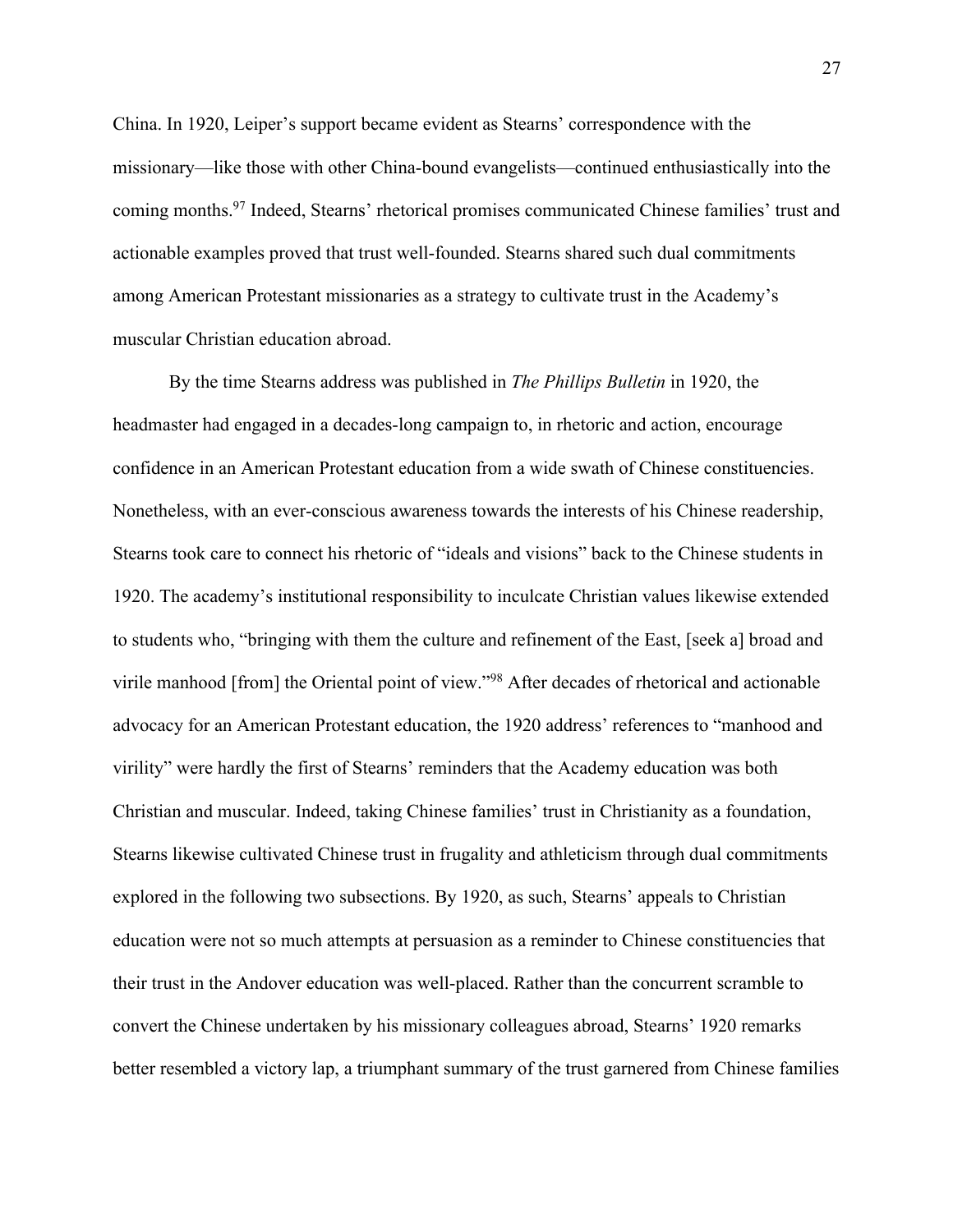China. In 1920, Leiper's support became evident as Stearns' correspondence with the missionary—like those with other China-bound evangelists—continued enthusiastically into the coming months.[97] Indeed, Stearns' rhetorical promises communicated Chinese families' trust and actionable examples proved that trust well-founded. Stearns shared such dual commitments among American Protestant missionaries as a strategy to cultivate trust in the Academy's muscular Christian education abroad.

By the time Stearns address was published in *The Phillips Bulletin* in 1920, the headmaster had engaged in a decades-long campaign to, in rhetoric and action, encourage confidence in an American Protestant education from a wide swath of Chinese constituencies. Nonetheless, with an ever-conscious awareness towards the interests of his Chinese readership, Stearns took care to connect his rhetoric of "ideals and visions" back to the Chinese students in 1920. The academy's institutional responsibility to inculcate Christian values likewise extended to students who, "bringing with them the culture and refinement of the East, [seek a] broad and virile manhood [from] the Oriental point of view."[98] After decades of rhetorical and actionable advocacy for an American Protestant education, the 1920 address' references to "manhood and virility" were hardly the first of Stearns' reminders that the Academy education was both Christian and muscular. Indeed, taking Chinese families' trust in Christianity as a foundation, Stearns likewise cultivated Chinese trust in frugality and athleticism through dual commitments explored in the following two subsections. By 1920, as such, Stearns' appeals to Christian education were not so much attempts at persuasion as a reminder to Chinese constituencies that their trust in the Andover education was well-placed. Rather than the concurrent scramble to convert the Chinese undertaken by his missionary colleagues abroad, Stearns' 1920 remarks better resembled a victory lap, a triumphant summary of the trust garnered from Chinese families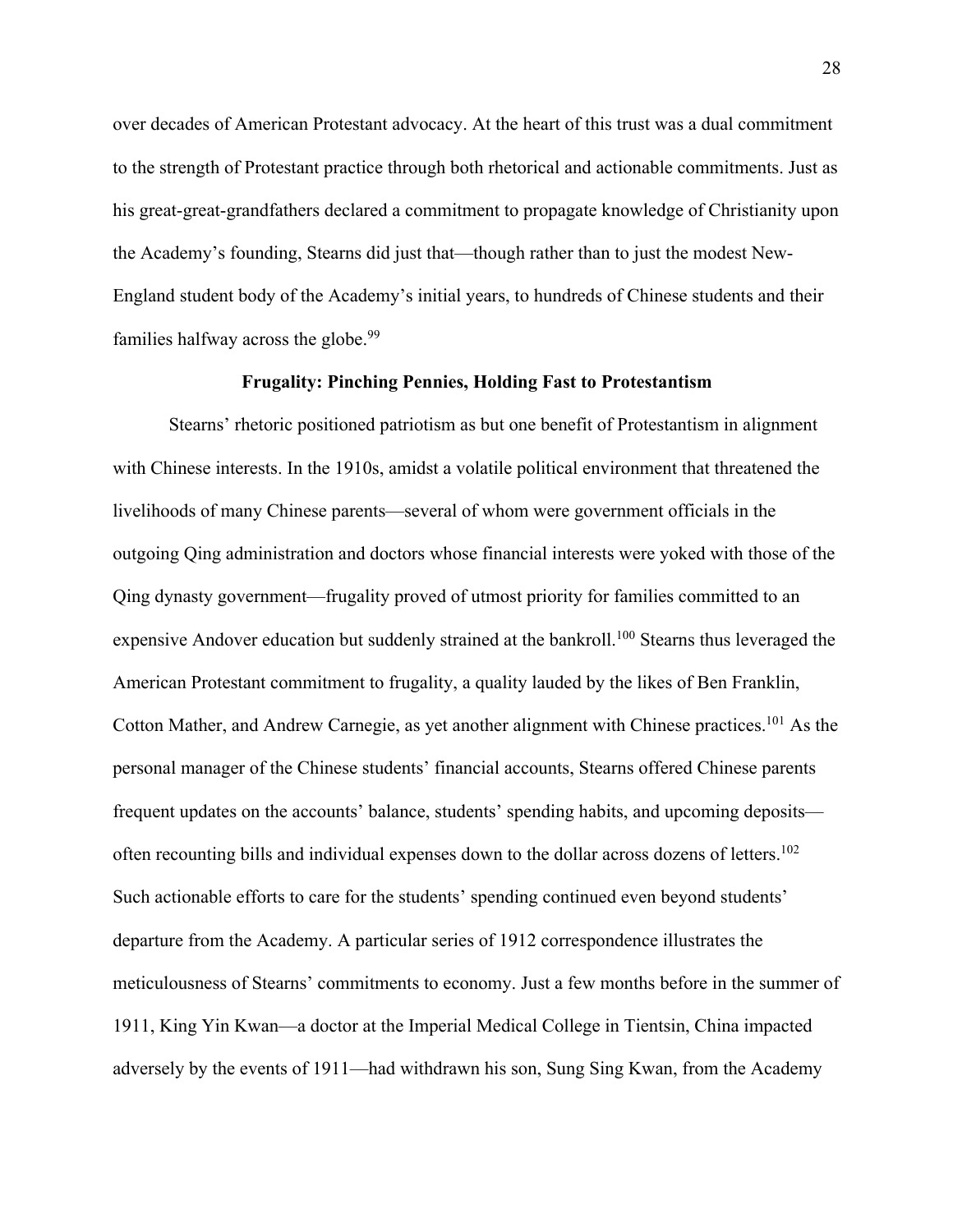over decades of American Protestant advocacy. At the heart of this trust was a dual commitment to the strength of Protestant practice through both rhetorical and actionable commitments. Just as his great-great-grandfathers declared a commitment to propagate knowledge of Christianity upon the Academy's founding, Stearns did just that—though rather than to just the modest New-England student body of the Academy's initial years, to hundreds of Chinese students and their families halfway across the globe.[99]

**Frugality: Pinching Pennies, Holding Fast to Protestantism**

Stearns' rhetoric positioned patriotism as but one benefit of Protestantism in alignment with Chinese interests. In the 1910s, amidst a volatile political environment that threatened the livelihoods of many Chinese parents—several of whom were government officials in the outgoing Qing administration and doctors whose financial interests were yoked with those of the Qing dynasty government—frugality proved of utmost priority for families committed to an expensive Andover education but suddenly strained at the bankroll.[100] Stearns thus leveraged the American Protestant commitment to frugality, a quality lauded by the likes of Ben Franklin, Cotton Mather, and Andrew Carnegie, as yet another alignment with Chinese practices.[101] As the personal manager of the Chinese students' financial accounts, Stearns offered Chinese parents frequent updates on the accounts' balance, students' spending habits, and upcoming deposits—often recounting bills and individual expenses down to the dollar across dozens of letters.[102] Such actionable efforts to care for the students' spending continued even beyond students' departure from the Academy. A particular series of 1912 correspondence illustrates the meticulousness of Stearns' commitments to economy. Just a few months before in the summer of 1911, King Yin Kwan—a doctor at the Imperial Medical College in Tientsin, China impacted adversely by the events of 1911—had withdrawn his son, Sung Sing Kwan, from the Academy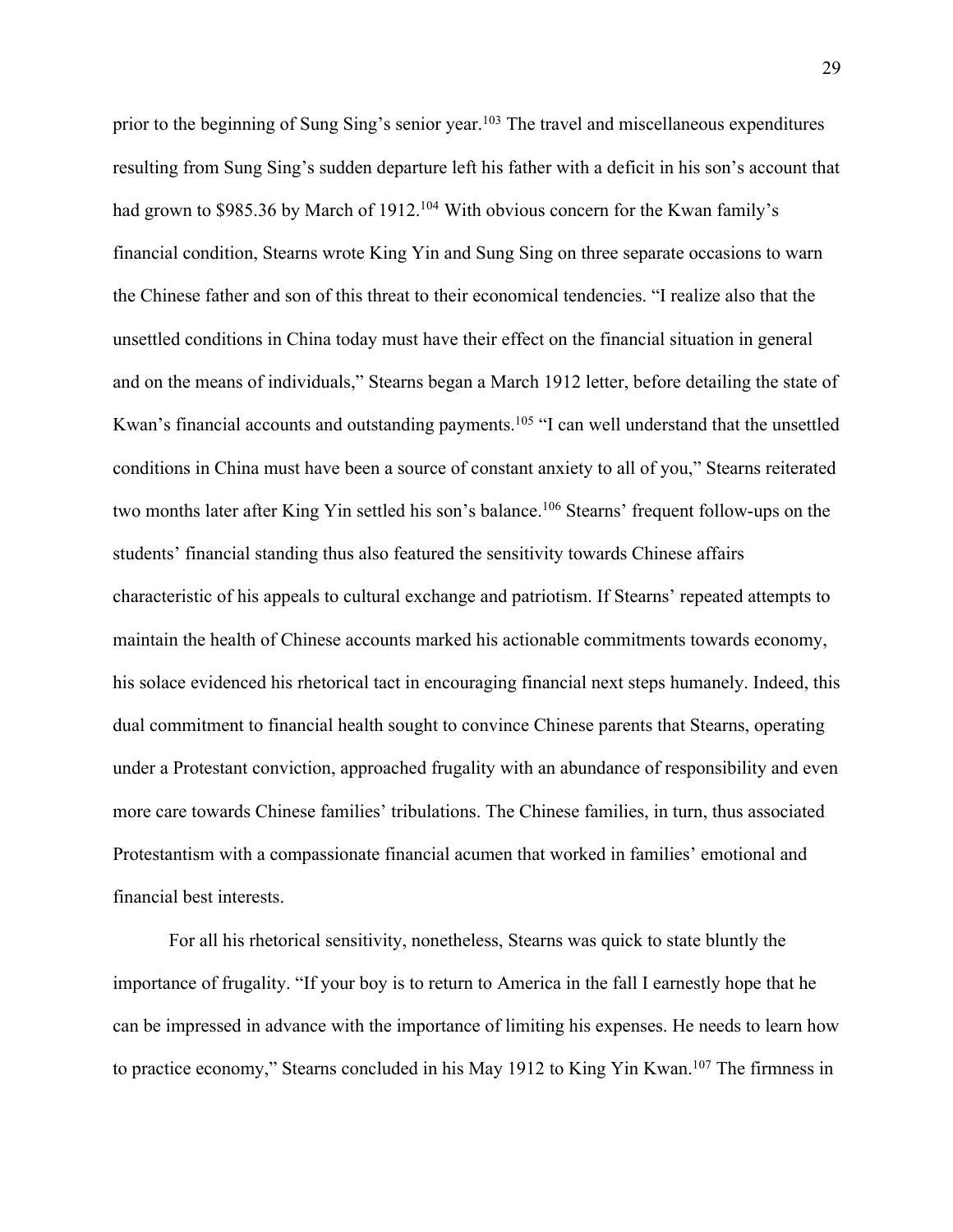prior to the beginning of Sung Sing's senior year.[103] The travel and miscellaneous expenditures resulting from Sung Sing's sudden departure left his father with a deficit in his son's account that had grown to $985.36 by March of 1912.[104] With obvious concern for the Kwan family's financial condition, Stearns wrote King Yin and Sung Sing on three separate occasions to warn the Chinese father and son of this threat to their economical tendencies. "I realize also that the unsettled conditions in China today must have their effect on the financial situation in general and on the means of individuals," Stearns began a March 1912 letter, before detailing the state of Kwan's financial accounts and outstanding payments.[105] "I can well understand that the unsettled conditions in China must have been a source of constant anxiety to all of you," Stearns reiterated two months later after King Yin settled his son's balance.[106] Stearns' frequent follow-ups on the students' financial standing thus also featured the sensitivity towards Chinese affairs characteristic of his appeals to cultural exchange and patriotism. If Stearns' repeated attempts to maintain the health of Chinese accounts marked his actionable commitments towards economy, his solace evidenced his rhetorical tact in encouraging financial next steps humanely. Indeed, this dual commitment to financial health sought to convince Chinese parents that Stearns, operating under a Protestant conviction, approached frugality with an abundance of responsibility and even more care towards Chinese families' tribulations. The Chinese families, in turn, thus associated Protestantism with a compassionate financial acumen that worked in families' emotional and financial best interests.

For all his rhetorical sensitivity, nonetheless, Stearns was quick to state bluntly the importance of frugality. "If your boy is to return to America in the fall I earnestly hope that he can be impressed in advance with the importance of limiting his expenses. He needs to learn how to practice economy," Stearns concluded in his May 1912 to King Yin Kwan.[107] The firmness in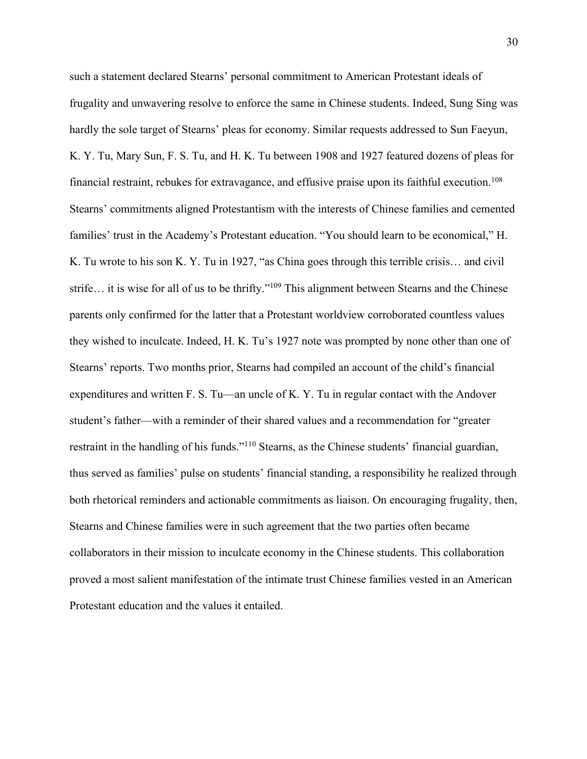such a statement declared Stearns' personal commitment to American Protestant ideals of frugality and unwavering resolve to enforce the same in Chinese students. Indeed, Sung Sing was hardly the sole target of Stearns' pleas for economy. Similar requests addressed to Sun Faeyun, K. Y. Tu, Mary Sun, F. S. Tu, and H. K. Tu between 1908 and 1927 featured dozens of pleas for financial restraint, rebukes for extravagance, and effusive praise upon its faithful execution.[108] Stearns' commitments aligned Protestantism with the interests of Chinese families and cemented families' trust in the Academy's Protestant education. "You should learn to be economical," H. K. Tu wrote to his son K. Y. Tu in 1927, "as China goes through this terrible crisis… and civil strife… it is wise for all of us to be thrifty."[109] This alignment between Stearns and the Chinese parents only confirmed for the latter that a Protestant worldview corroborated countless values they wished to inculcate. Indeed, H. K. Tu's 1927 note was prompted by none other than one of Stearns' reports. Two months prior, Stearns had compiled an account of the child's financial expenditures and written F. S. Tu—an uncle of K. Y. Tu in regular contact with the Andover student's father—with a reminder of their shared values and a recommendation for "greater restraint in the handling of his funds."[110] Stearns, as the Chinese students' financial guardian, thus served as families' pulse on students' financial standing, a responsibility he realized through both rhetorical reminders and actionable commitments as liaison. On encouraging frugality, then, Stearns and Chinese families were in such agreement that the two parties often became collaborators in their mission to inculcate economy in the Chinese students. This collaboration proved a most salient manifestation of the intimate trust Chinese families vested in an American Protestant education and the values it entailed.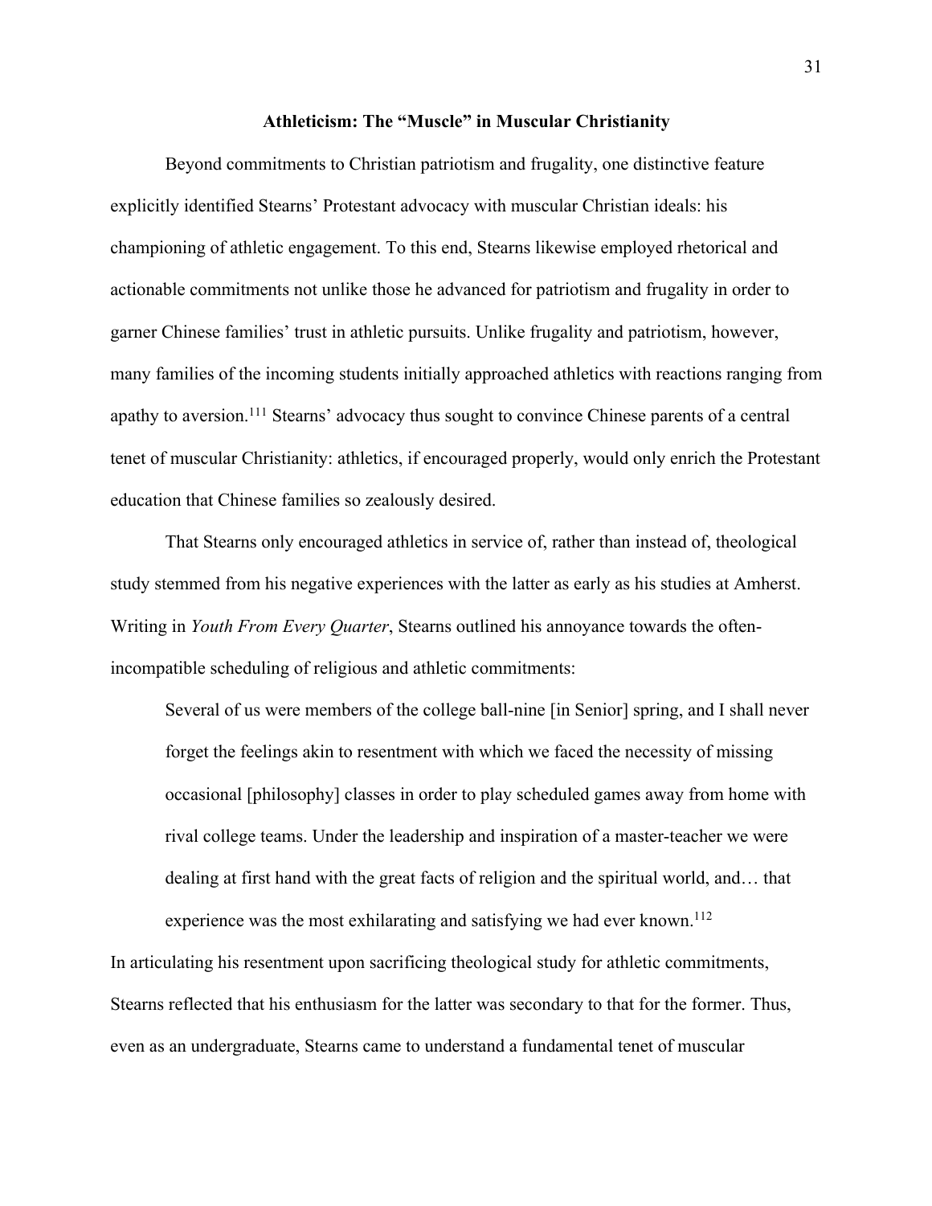### Athleticism: The "Muscle" in Muscular Christianity

Beyond commitments to Christian patriotism and frugality, one distinctive feature explicitly identified Stearns' Protestant advocacy with muscular Christian ideals: his championing of athletic engagement. To this end, Stearns likewise employed rhetorical and actionable commitments not unlike those he advanced for patriotism and frugality in order to garner Chinese families' trust in athletic pursuits. Unlike frugality and patriotism, however, many families of the incoming students initially approached athletics with reactions ranging from apathy to aversion.[111] Stearns' advocacy thus sought to convince Chinese parents of a central tenet of muscular Christianity: athletics, if encouraged properly, would only enrich the Protestant education that Chinese families so zealously desired.

That Stearns only encouraged athletics in service of, rather than instead of, theological study stemmed from his negative experiences with the latter as early as his studies at Amherst. Writing in *Youth From Every Quarter*, Stearns outlined his annoyance towards the often-incompatible scheduling of religious and athletic commitments:

> Several of us were members of the college ball-nine [in Senior] spring, and I shall never forget the feelings akin to resentment with which we faced the necessity of missing occasional [philosophy] classes in order to play scheduled games away from home with rival college teams. Under the leadership and inspiration of a master-teacher we were dealing at first hand with the great facts of religion and the spiritual world, and… that experience was the most exhilarating and satisfying we had ever known.[112]

In articulating his resentment upon sacrificing theological study for athletic commitments, Stearns reflected that his enthusiasm for the latter was secondary to that for the former. Thus, even as an undergraduate, Stearns came to understand a fundamental tenet of muscular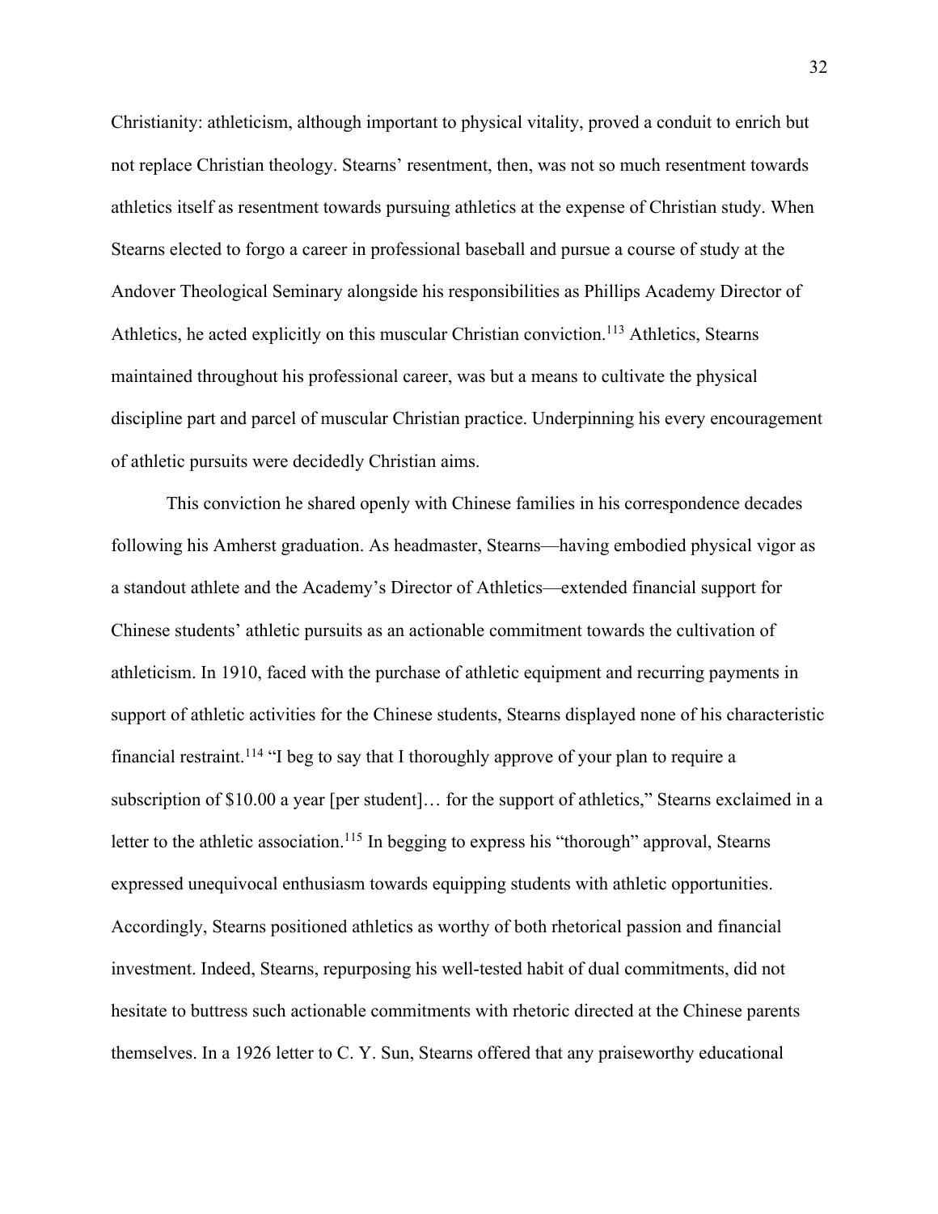Christianity: athleticism, although important to physical vitality, proved a conduit to enrich but not replace Christian theology. Stearns' resentment, then, was not so much resentment towards athletics itself as resentment towards pursuing athletics at the expense of Christian study. When Stearns elected to forgo a career in professional baseball and pursue a course of study at the Andover Theological Seminary alongside his responsibilities as Phillips Academy Director of Athletics, he acted explicitly on this muscular Christian conviction.[113] Athletics, Stearns maintained throughout his professional career, was but a means to cultivate the physical discipline part and parcel of muscular Christian practice. Underpinning his every encouragement of athletic pursuits were decidedly Christian aims.

This conviction he shared openly with Chinese families in his correspondence decades following his Amherst graduation. As headmaster, Stearns—having embodied physical vigor as a standout athlete and the Academy's Director of Athletics—extended financial support for Chinese students' athletic pursuits as an actionable commitment towards the cultivation of athleticism. In 1910, faced with the purchase of athletic equipment and recurring payments in support of athletic activities for the Chinese students, Stearns displayed none of his characteristic financial restraint.[114] "I beg to say that I thoroughly approve of your plan to require a subscription of $10.00 a year [per student]… for the support of athletics," Stearns exclaimed in a letter to the athletic association.[115] In begging to express his "thorough" approval, Stearns expressed unequivocal enthusiasm towards equipping students with athletic opportunities. Accordingly, Stearns positioned athletics as worthy of both rhetorical passion and financial investment. Indeed, Stearns, repurposing his well-tested habit of dual commitments, did not hesitate to buttress such actionable commitments with rhetoric directed at the Chinese parents themselves. In a 1926 letter to C. Y. Sun, Stearns offered that any praiseworthy educational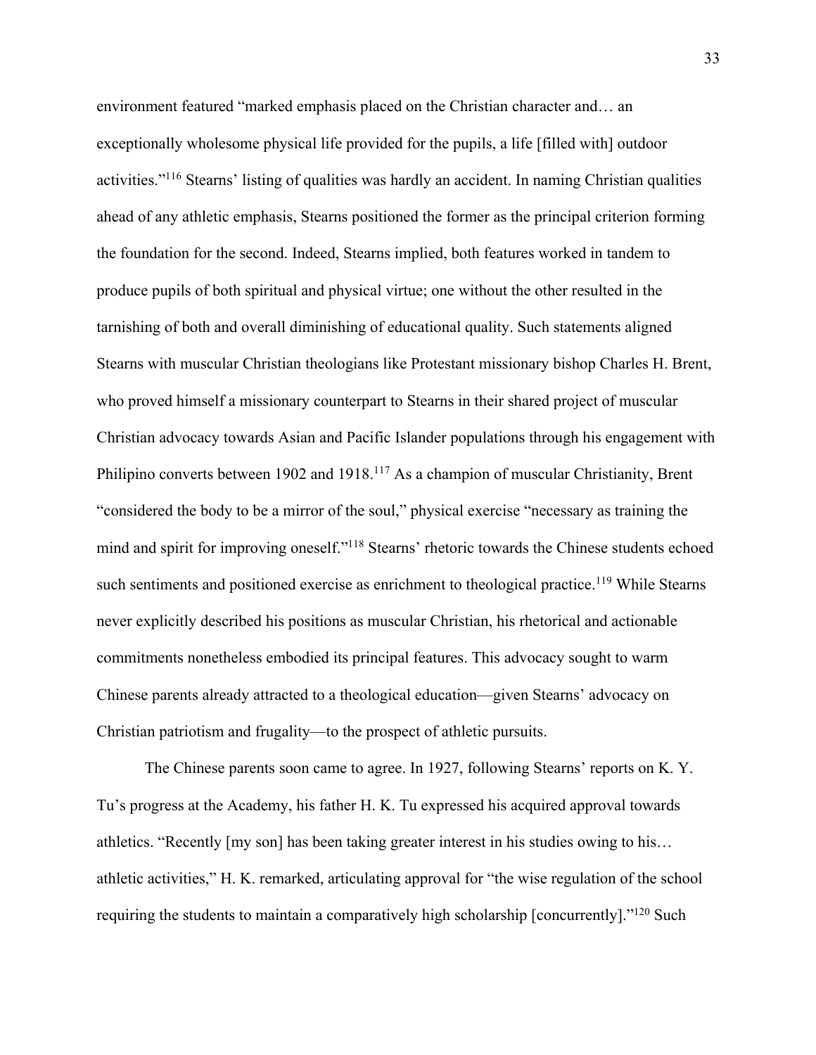environment featured "marked emphasis placed on the Christian character and… an exceptionally wholesome physical life provided for the pupils, a life [filled with] outdoor activities."[116] Stearns' listing of qualities was hardly an accident. In naming Christian qualities ahead of any athletic emphasis, Stearns positioned the former as the principal criterion forming the foundation for the second. Indeed, Stearns implied, both features worked in tandem to produce pupils of both spiritual and physical virtue; one without the other resulted in the tarnishing of both and overall diminishing of educational quality. Such statements aligned Stearns with muscular Christian theologians like Protestant missionary bishop Charles H. Brent, who proved himself a missionary counterpart to Stearns in their shared project of muscular Christian advocacy towards Asian and Pacific Islander populations through his engagement with Philipino converts between 1902 and 1918.[117] As a champion of muscular Christianity, Brent "considered the body to be a mirror of the soul," physical exercise "necessary as training the mind and spirit for improving oneself."[118] Stearns' rhetoric towards the Chinese students echoed such sentiments and positioned exercise as enrichment to theological practice.[119] While Stearns never explicitly described his positions as muscular Christian, his rhetorical and actionable commitments nonetheless embodied its principal features. This advocacy sought to warm Chinese parents already attracted to a theological education—given Stearns' advocacy on Christian patriotism and frugality—to the prospect of athletic pursuits.

The Chinese parents soon came to agree. In 1927, following Stearns' reports on K. Y. Tu's progress at the Academy, his father H. K. Tu expressed his acquired approval towards athletics. "Recently [my son] has been taking greater interest in his studies owing to his… athletic activities," H. K. remarked, articulating approval for "the wise regulation of the school requiring the students to maintain a comparatively high scholarship [concurrently]."[120] Such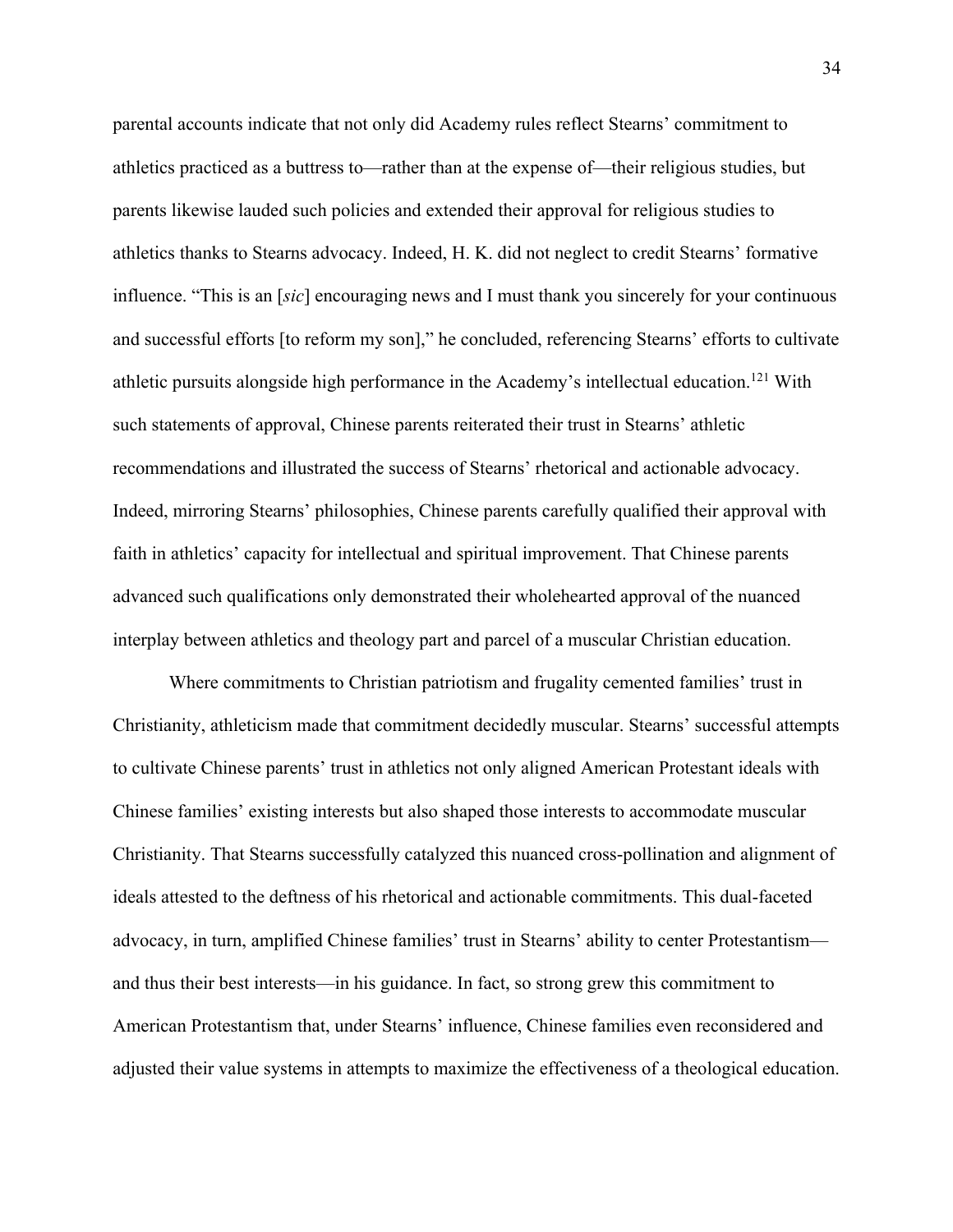parental accounts indicate that not only did Academy rules reflect Stearns' commitment to athletics practiced as a buttress to—rather than at the expense of—their religious studies, but parents likewise lauded such policies and extended their approval for religious studies to athletics thanks to Stearns advocacy. Indeed, H. K. did not neglect to credit Stearns' formative influence. "This is an [*sic*] encouraging news and I must thank you sincerely for your continuous and successful efforts [to reform my son]," he concluded, referencing Stearns' efforts to cultivate athletic pursuits alongside high performance in the Academy's intellectual education.[121] With such statements of approval, Chinese parents reiterated their trust in Stearns' athletic recommendations and illustrated the success of Stearns' rhetorical and actionable advocacy. Indeed, mirroring Stearns' philosophies, Chinese parents carefully qualified their approval with faith in athletics' capacity for intellectual and spiritual improvement. That Chinese parents advanced such qualifications only demonstrated their wholehearted approval of the nuanced interplay between athletics and theology part and parcel of a muscular Christian education.

Where commitments to Christian patriotism and frugality cemented families' trust in Christianity, athleticism made that commitment decidedly muscular. Stearns' successful attempts to cultivate Chinese parents' trust in athletics not only aligned American Protestant ideals with Chinese families' existing interests but also shaped those interests to accommodate muscular Christianity. That Stearns successfully catalyzed this nuanced cross-pollination and alignment of ideals attested to the deftness of his rhetorical and actionable commitments. This dual-faceted advocacy, in turn, amplified Chinese families' trust in Stearns' ability to center Protestantism—and thus their best interests—in his guidance. In fact, so strong grew this commitment to American Protestantism that, under Stearns' influence, Chinese families even reconsidered and adjusted their value systems in attempts to maximize the effectiveness of a theological education.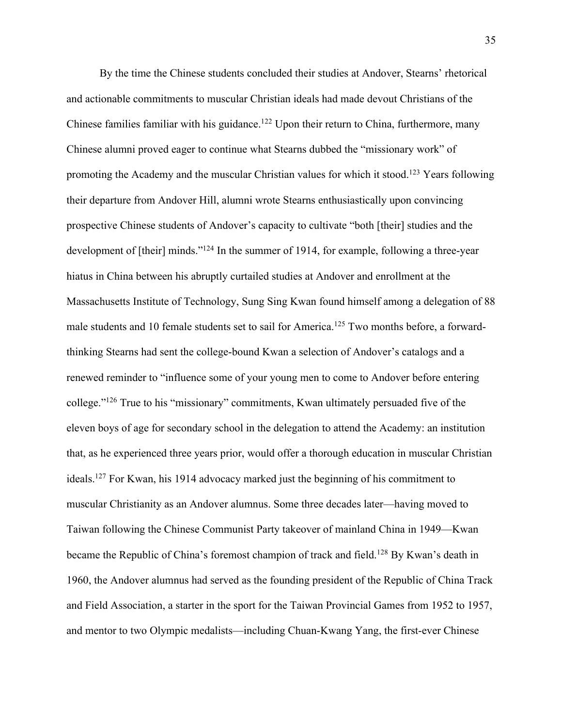By the time the Chinese students concluded their studies at Andover, Stearns' rhetorical and actionable commitments to muscular Christian ideals had made devout Christians of the Chinese families familiar with his guidance.[122] Upon their return to China, furthermore, many Chinese alumni proved eager to continue what Stearns dubbed the "missionary work" of promoting the Academy and the muscular Christian values for which it stood.[123] Years following their departure from Andover Hill, alumni wrote Stearns enthusiastically upon convincing prospective Chinese students of Andover's capacity to cultivate "both [their] studies and the development of [their] minds."[124] In the summer of 1914, for example, following a three-year hiatus in China between his abruptly curtailed studies at Andover and enrollment at the Massachusetts Institute of Technology, Sung Sing Kwan found himself among a delegation of 88 male students and 10 female students set to sail for America.[125] Two months before, a forward-thinking Stearns had sent the college-bound Kwan a selection of Andover's catalogs and a renewed reminder to "influence some of your young men to come to Andover before entering college."[126] True to his "missionary" commitments, Kwan ultimately persuaded five of the eleven boys of age for secondary school in the delegation to attend the Academy: an institution that, as he experienced three years prior, would offer a thorough education in muscular Christian ideals.[127] For Kwan, his 1914 advocacy marked just the beginning of his commitment to muscular Christianity as an Andover alumnus. Some three decades later—having moved to Taiwan following the Chinese Communist Party takeover of mainland China in 1949—Kwan became the Republic of China's foremost champion of track and field.[128] By Kwan's death in 1960, the Andover alumnus had served as the founding president of the Republic of China Track and Field Association, a starter in the sport for the Taiwan Provincial Games from 1952 to 1957, and mentor to two Olympic medalists—including Chuan-Kwang Yang, the first-ever Chinese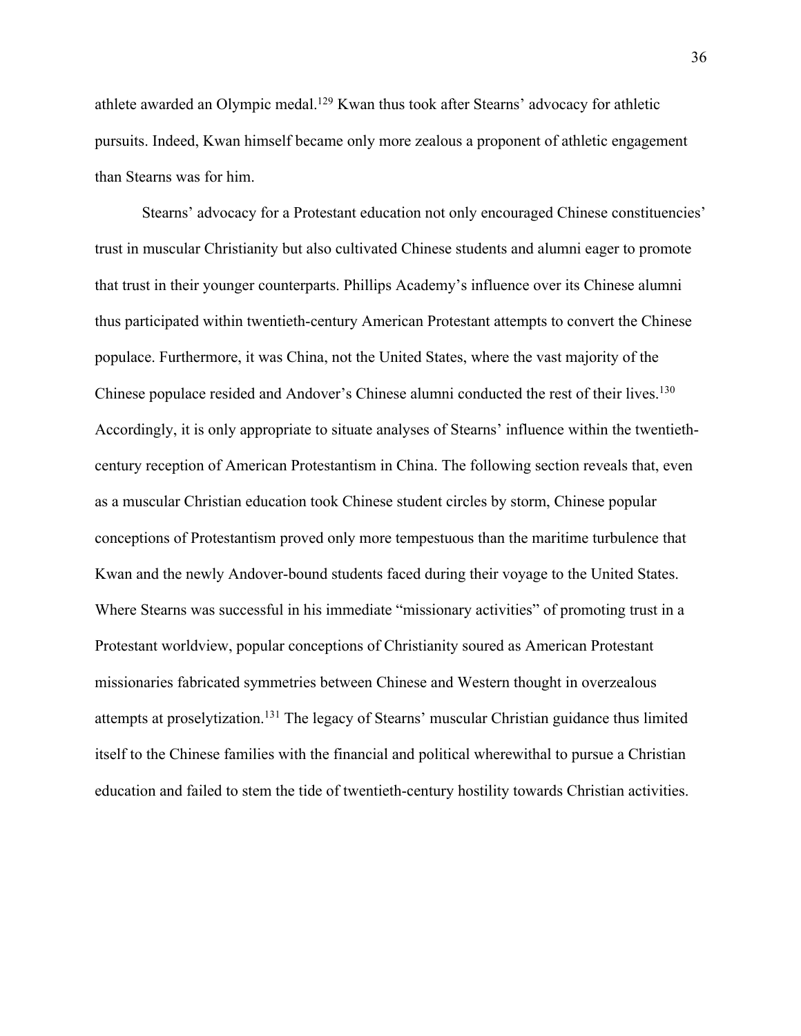athlete awarded an Olympic medal.[129] Kwan thus took after Stearns' advocacy for athletic pursuits. Indeed, Kwan himself became only more zealous a proponent of athletic engagement than Stearns was for him.

Stearns' advocacy for a Protestant education not only encouraged Chinese constituencies' trust in muscular Christianity but also cultivated Chinese students and alumni eager to promote that trust in their younger counterparts. Phillips Academy's influence over its Chinese alumni thus participated within twentieth-century American Protestant attempts to convert the Chinese populace. Furthermore, it was China, not the United States, where the vast majority of the Chinese populace resided and Andover's Chinese alumni conducted the rest of their lives.[130] Accordingly, it is only appropriate to situate analyses of Stearns' influence within the twentieth-century reception of American Protestantism in China. The following section reveals that, even as a muscular Christian education took Chinese student circles by storm, Chinese popular conceptions of Protestantism proved only more tempestuous than the maritime turbulence that Kwan and the newly Andover-bound students faced during their voyage to the United States. Where Stearns was successful in his immediate "missionary activities" of promoting trust in a Protestant worldview, popular conceptions of Christianity soured as American Protestant missionaries fabricated symmetries between Chinese and Western thought in overzealous attempts at proselytization.[131] The legacy of Stearns' muscular Christian guidance thus limited itself to the Chinese families with the financial and political wherewithal to pursue a Christian education and failed to stem the tide of twentieth-century hostility towards Christian activities.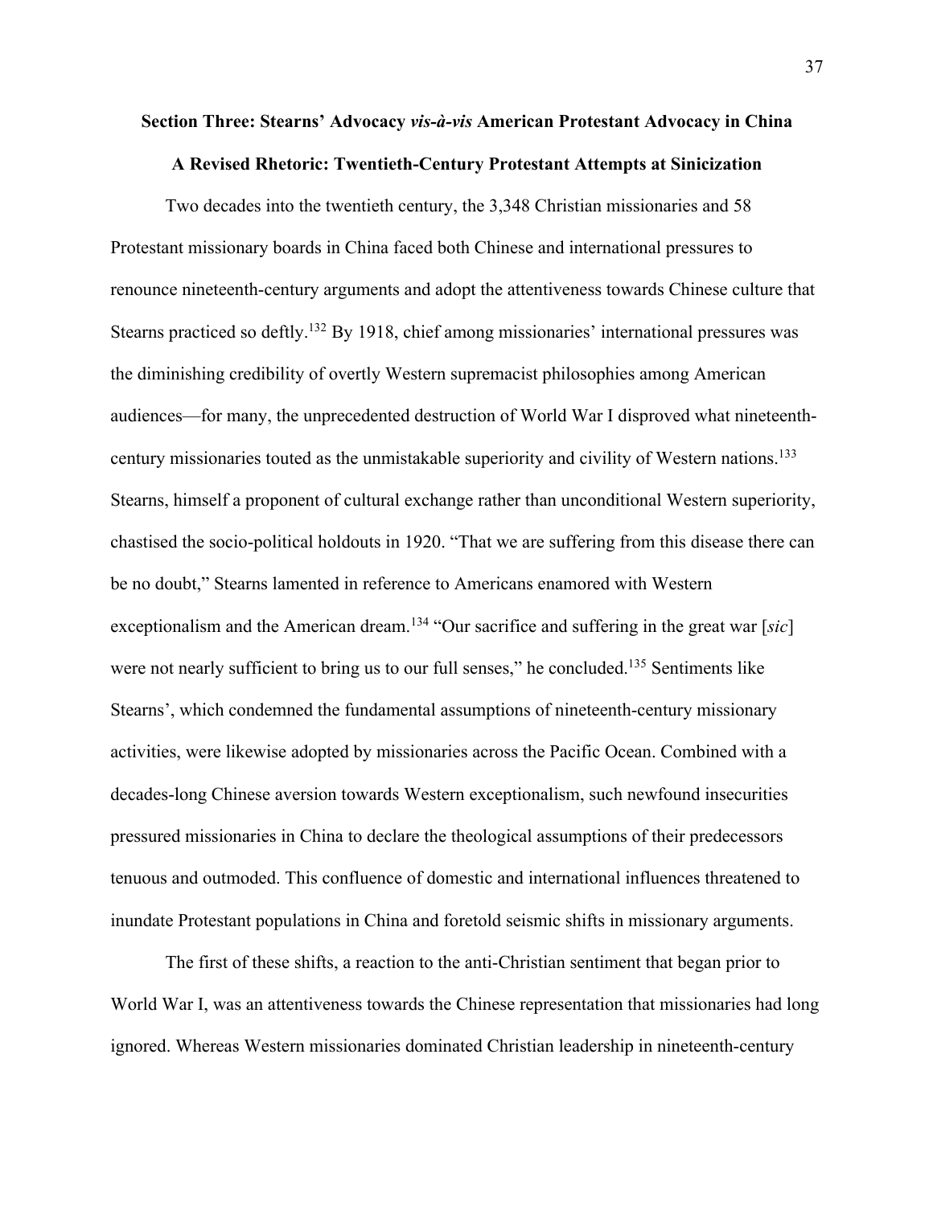## Section Three: Stearns' Advocacy *vis-à-vis* American Protestant Advocacy in China

### A Revised Rhetoric: Twentieth-Century Protestant Attempts at Sinicization

Two decades into the twentieth century, the 3,348 Christian missionaries and 58 Protestant missionary boards in China faced both Chinese and international pressures to renounce nineteenth-century arguments and adopt the attentiveness towards Chinese culture that Stearns practiced so deftly.[132] By 1918, chief among missionaries' international pressures was the diminishing credibility of overtly Western supremacist philosophies among American audiences—for many, the unprecedented destruction of World War I disproved what nineteenth-century missionaries touted as the unmistakable superiority and civility of Western nations.[133] Stearns, himself a proponent of cultural exchange rather than unconditional Western superiority, chastised the socio-political holdouts in 1920. "That we are suffering from this disease there can be no doubt," Stearns lamented in reference to Americans enamored with Western exceptionalism and the American dream.[134] "Our sacrifice and suffering in the great war [*sic*] were not nearly sufficient to bring us to our full senses," he concluded.[135] Sentiments like Stearns', which condemned the fundamental assumptions of nineteenth-century missionary activities, were likewise adopted by missionaries across the Pacific Ocean. Combined with a decades-long Chinese aversion towards Western exceptionalism, such newfound insecurities pressured missionaries in China to declare the theological assumptions of their predecessors tenuous and outmoded. This confluence of domestic and international influences threatened to inundate Protestant populations in China and foretold seismic shifts in missionary arguments.

The first of these shifts, a reaction to the anti-Christian sentiment that began prior to World War I, was an attentiveness towards the Chinese representation that missionaries had long ignored. Whereas Western missionaries dominated Christian leadership in nineteenth-century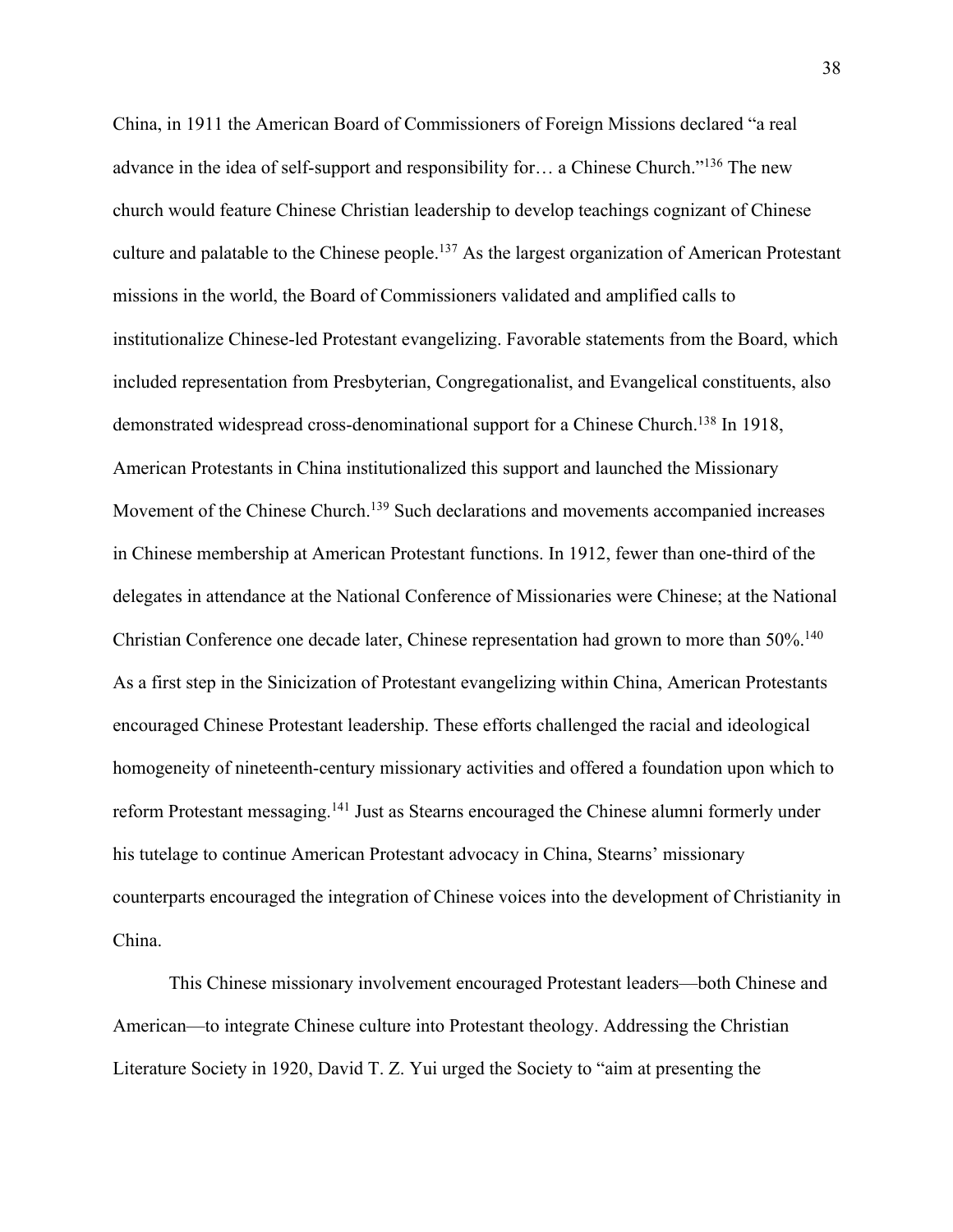China, in 1911 the American Board of Commissioners of Foreign Missions declared "a real advance in the idea of self-support and responsibility for… a Chinese Church."[136] The new church would feature Chinese Christian leadership to develop teachings cognizant of Chinese culture and palatable to the Chinese people.[137] As the largest organization of American Protestant missions in the world, the Board of Commissioners validated and amplified calls to institutionalize Chinese-led Protestant evangelizing. Favorable statements from the Board, which included representation from Presbyterian, Congregationalist, and Evangelical constituents, also demonstrated widespread cross-denominational support for a Chinese Church.[138] In 1918, American Protestants in China institutionalized this support and launched the Missionary Movement of the Chinese Church.[139] Such declarations and movements accompanied increases in Chinese membership at American Protestant functions. In 1912, fewer than one-third of the delegates in attendance at the National Conference of Missionaries were Chinese; at the National Christian Conference one decade later, Chinese representation had grown to more than 50%.[140] As a first step in the Sinicization of Protestant evangelizing within China, American Protestants encouraged Chinese Protestant leadership. These efforts challenged the racial and ideological homogeneity of nineteenth-century missionary activities and offered a foundation upon which to reform Protestant messaging.[141] Just as Stearns encouraged the Chinese alumni formerly under his tutelage to continue American Protestant advocacy in China, Stearns' missionary counterparts encouraged the integration of Chinese voices into the development of Christianity in China.

This Chinese missionary involvement encouraged Protestant leaders—both Chinese and American—to integrate Chinese culture into Protestant theology. Addressing the Christian Literature Society in 1920, David T. Z. Yui urged the Society to "aim at presenting the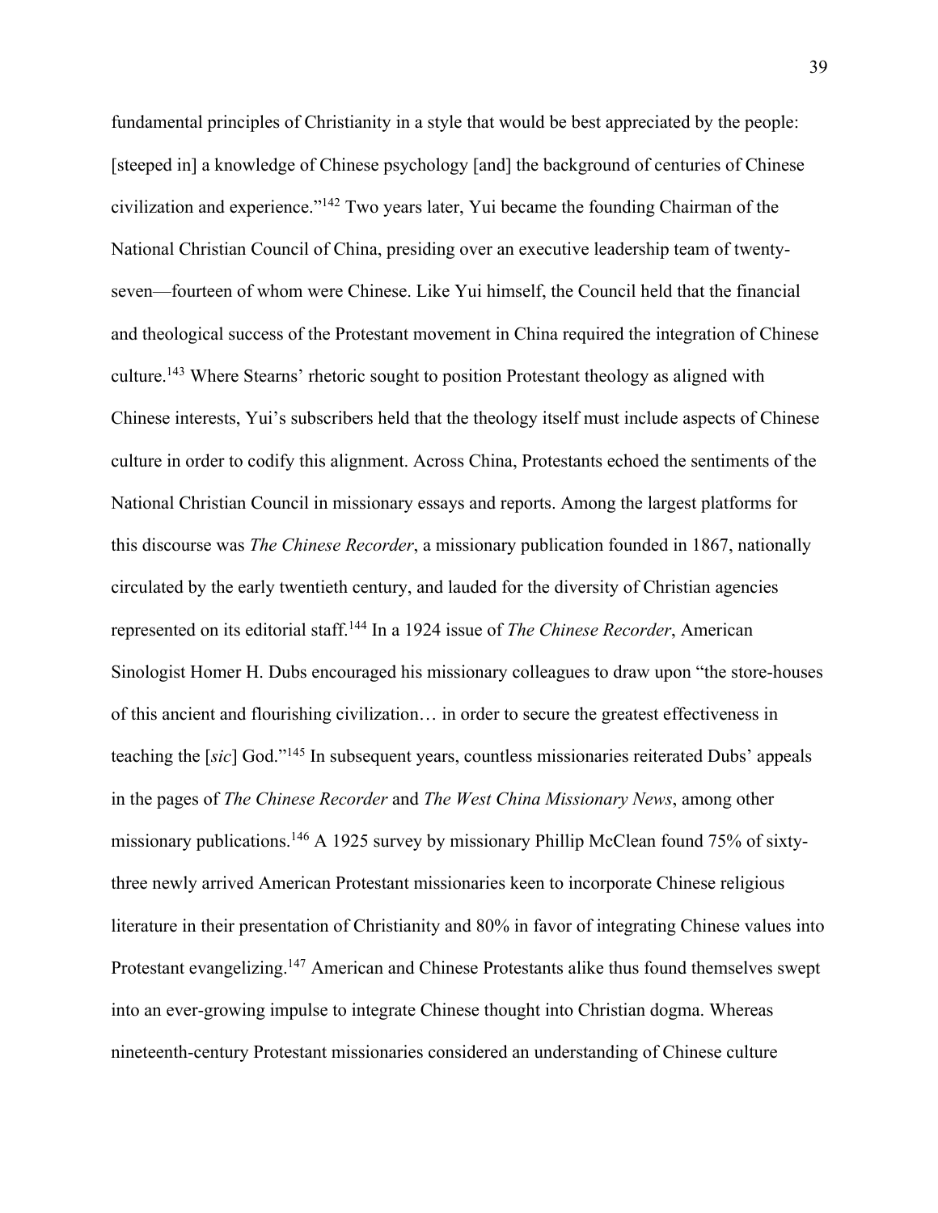fundamental principles of Christianity in a style that would be best appreciated by the people: [steeped in] a knowledge of Chinese psychology [and] the background of centuries of Chinese civilization and experience."[142] Two years later, Yui became the founding Chairman of the National Christian Council of China, presiding over an executive leadership team of twenty-seven—fourteen of whom were Chinese. Like Yui himself, the Council held that the financial and theological success of the Protestant movement in China required the integration of Chinese culture.[143] Where Stearns' rhetoric sought to position Protestant theology as aligned with Chinese interests, Yui's subscribers held that the theology itself must include aspects of Chinese culture in order to codify this alignment. Across China, Protestants echoed the sentiments of the National Christian Council in missionary essays and reports. Among the largest platforms for this discourse was *The Chinese Recorder*, a missionary publication founded in 1867, nationally circulated by the early twentieth century, and lauded for the diversity of Christian agencies represented on its editorial staff.[144] In a 1924 issue of *The Chinese Recorder*, American Sinologist Homer H. Dubs encouraged his missionary colleagues to draw upon "the store-houses of this ancient and flourishing civilization… in order to secure the greatest effectiveness in teaching the [*sic*] God."[145] In subsequent years, countless missionaries reiterated Dubs' appeals in the pages of *The Chinese Recorder* and *The West China Missionary News*, among other missionary publications.[146] A 1925 survey by missionary Phillip McClean found 75% of sixty-three newly arrived American Protestant missionaries keen to incorporate Chinese religious literature in their presentation of Christianity and 80% in favor of integrating Chinese values into Protestant evangelizing.[147] American and Chinese Protestants alike thus found themselves swept into an ever-growing impulse to integrate Chinese thought into Christian dogma. Whereas nineteenth-century Protestant missionaries considered an understanding of Chinese culture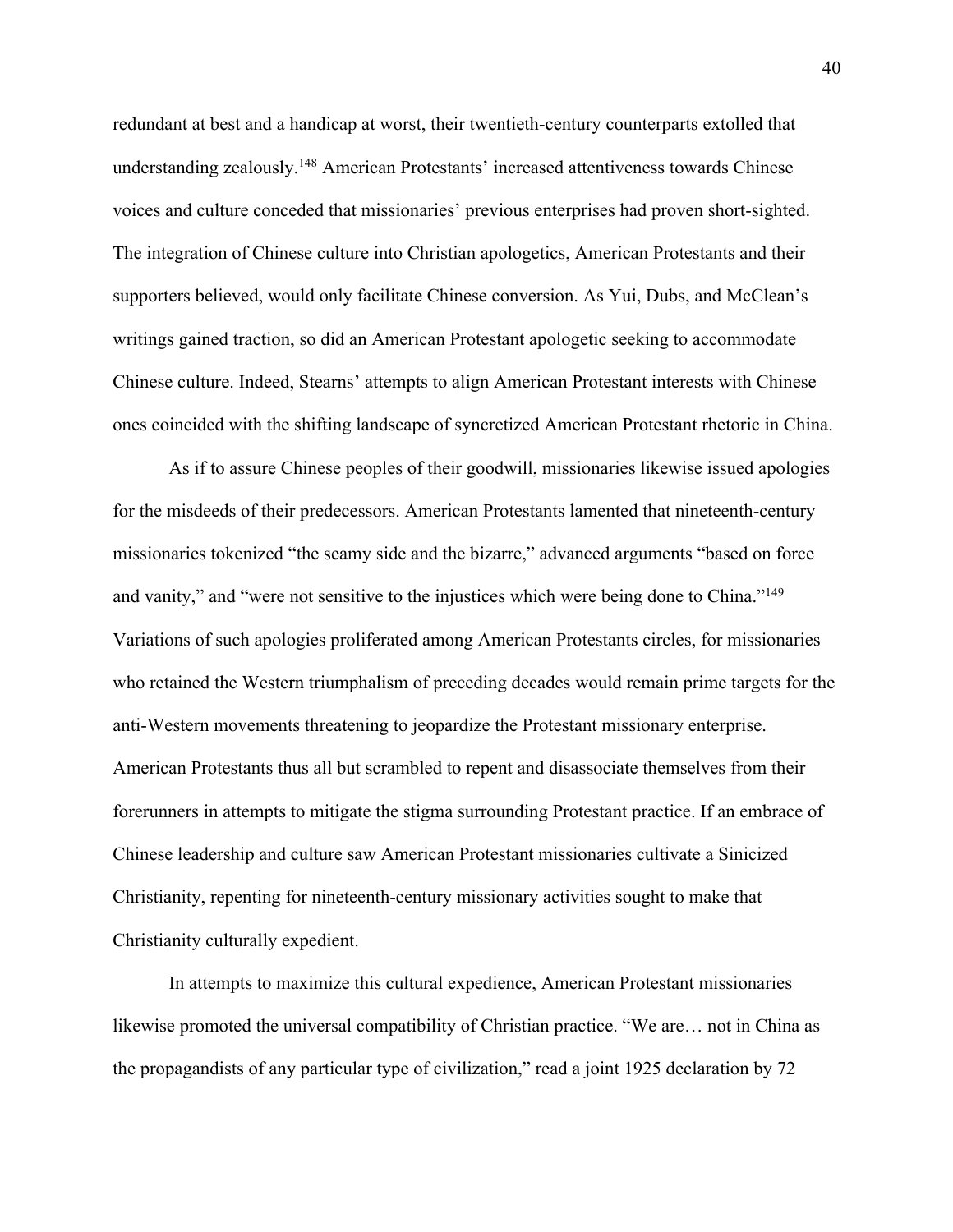redundant at best and a handicap at worst, their twentieth-century counterparts extolled that understanding zealously.[148] American Protestants' increased attentiveness towards Chinese voices and culture conceded that missionaries' previous enterprises had proven short-sighted. The integration of Chinese culture into Christian apologetics, American Protestants and their supporters believed, would only facilitate Chinese conversion. As Yui, Dubs, and McClean's writings gained traction, so did an American Protestant apologetic seeking to accommodate Chinese culture. Indeed, Stearns' attempts to align American Protestant interests with Chinese ones coincided with the shifting landscape of syncretized American Protestant rhetoric in China.

As if to assure Chinese peoples of their goodwill, missionaries likewise issued apologies for the misdeeds of their predecessors. American Protestants lamented that nineteenth-century missionaries tokenized "the seamy side and the bizarre," advanced arguments "based on force and vanity," and "were not sensitive to the injustices which were being done to China."[149] Variations of such apologies proliferated among American Protestants circles, for missionaries who retained the Western triumphalism of preceding decades would remain prime targets for the anti-Western movements threatening to jeopardize the Protestant missionary enterprise. American Protestants thus all but scrambled to repent and disassociate themselves from their forerunners in attempts to mitigate the stigma surrounding Protestant practice. If an embrace of Chinese leadership and culture saw American Protestant missionaries cultivate a Sinicized Christianity, repenting for nineteenth-century missionary activities sought to make that Christianity culturally expedient.

In attempts to maximize this cultural expedience, American Protestant missionaries likewise promoted the universal compatibility of Christian practice. "We are… not in China as the propagandists of any particular type of civilization," read a joint 1925 declaration by 72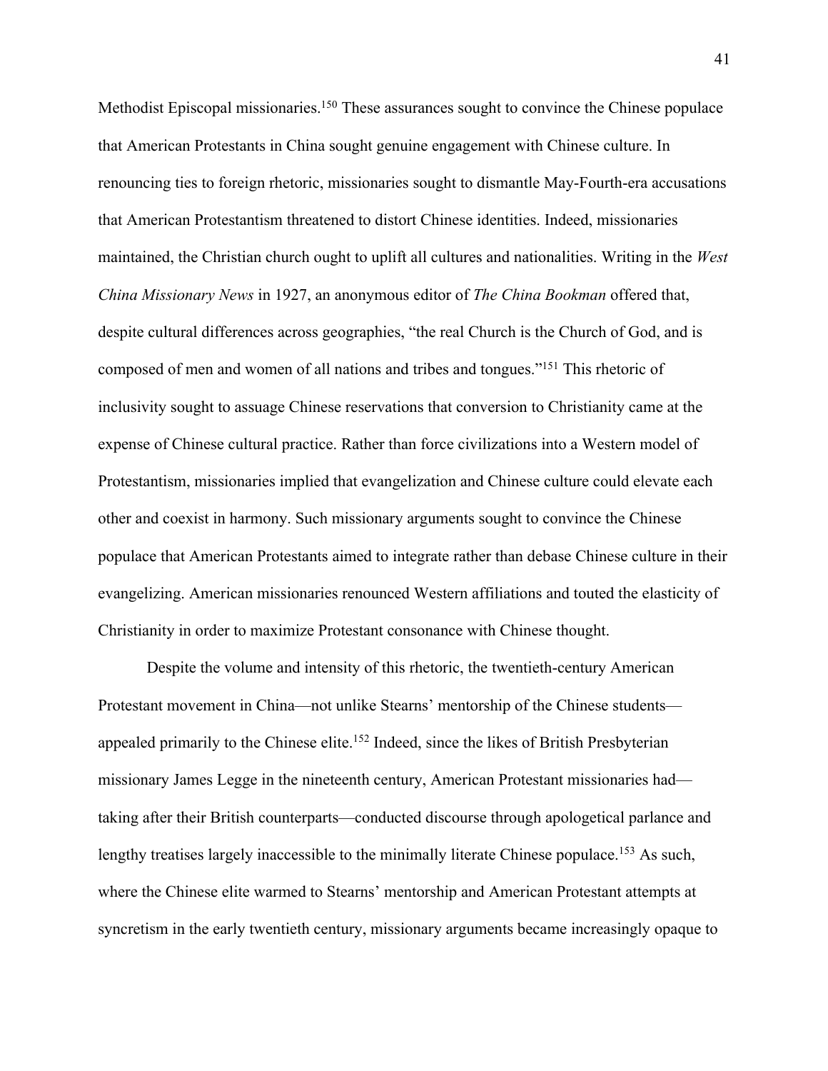Methodist Episcopal missionaries.[150] These assurances sought to convince the Chinese populace that American Protestants in China sought genuine engagement with Chinese culture. In renouncing ties to foreign rhetoric, missionaries sought to dismantle May-Fourth-era accusations that American Protestantism threatened to distort Chinese identities. Indeed, missionaries maintained, the Christian church ought to uplift all cultures and nationalities. Writing in the *West China Missionary News* in 1927, an anonymous editor of *The China Bookman* offered that, despite cultural differences across geographies, "the real Church is the Church of God, and is composed of men and women of all nations and tribes and tongues."[151] This rhetoric of inclusivity sought to assuage Chinese reservations that conversion to Christianity came at the expense of Chinese cultural practice. Rather than force civilizations into a Western model of Protestantism, missionaries implied that evangelization and Chinese culture could elevate each other and coexist in harmony. Such missionary arguments sought to convince the Chinese populace that American Protestants aimed to integrate rather than debase Chinese culture in their evangelizing. American missionaries renounced Western affiliations and touted the elasticity of Christianity in order to maximize Protestant consonance with Chinese thought.

Despite the volume and intensity of this rhetoric, the twentieth-century American Protestant movement in China—not unlike Stearns' mentorship of the Chinese students—appealed primarily to the Chinese elite.[152] Indeed, since the likes of British Presbyterian missionary James Legge in the nineteenth century, American Protestant missionaries had—taking after their British counterparts—conducted discourse through apologetical parlance and lengthy treatises largely inaccessible to the minimally literate Chinese populace.[153] As such, where the Chinese elite warmed to Stearns' mentorship and American Protestant attempts at syncretism in the early twentieth century, missionary arguments became increasingly opaque to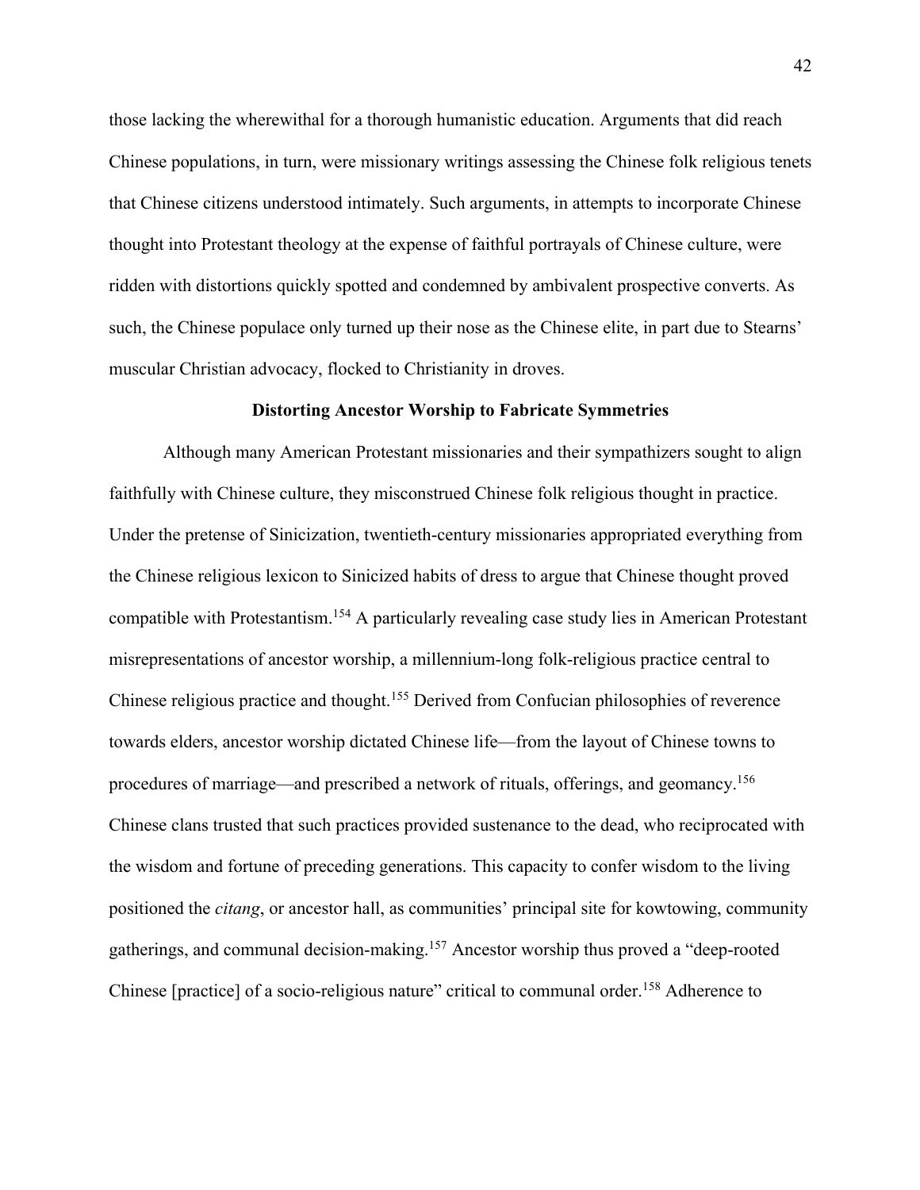those lacking the wherewithal for a thorough humanistic education. Arguments that did reach Chinese populations, in turn, were missionary writings assessing the Chinese folk religious tenets that Chinese citizens understood intimately. Such arguments, in attempts to incorporate Chinese thought into Protestant theology at the expense of faithful portrayals of Chinese culture, were ridden with distortions quickly spotted and condemned by ambivalent prospective converts. As such, the Chinese populace only turned up their nose as the Chinese elite, in part due to Stearns' muscular Christian advocacy, flocked to Christianity in droves.

**Distorting Ancestor Worship to Fabricate Symmetries**

Although many American Protestant missionaries and their sympathizers sought to align faithfully with Chinese culture, they misconstrued Chinese folk religious thought in practice. Under the pretense of Sinicization, twentieth-century missionaries appropriated everything from the Chinese religious lexicon to Sinicized habits of dress to argue that Chinese thought proved compatible with Protestantism.[154] A particularly revealing case study lies in American Protestant misrepresentations of ancestor worship, a millennium-long folk-religious practice central to Chinese religious practice and thought.[155] Derived from Confucian philosophies of reverence towards elders, ancestor worship dictated Chinese life—from the layout of Chinese towns to procedures of marriage—and prescribed a network of rituals, offerings, and geomancy.[156] Chinese clans trusted that such practices provided sustenance to the dead, who reciprocated with the wisdom and fortune of preceding generations. This capacity to confer wisdom to the living positioned the *citang*, or ancestor hall, as communities' principal site for kowtowing, community gatherings, and communal decision-making.[157] Ancestor worship thus proved a "deep-rooted Chinese [practice] of a socio-religious nature" critical to communal order.[158] Adherence to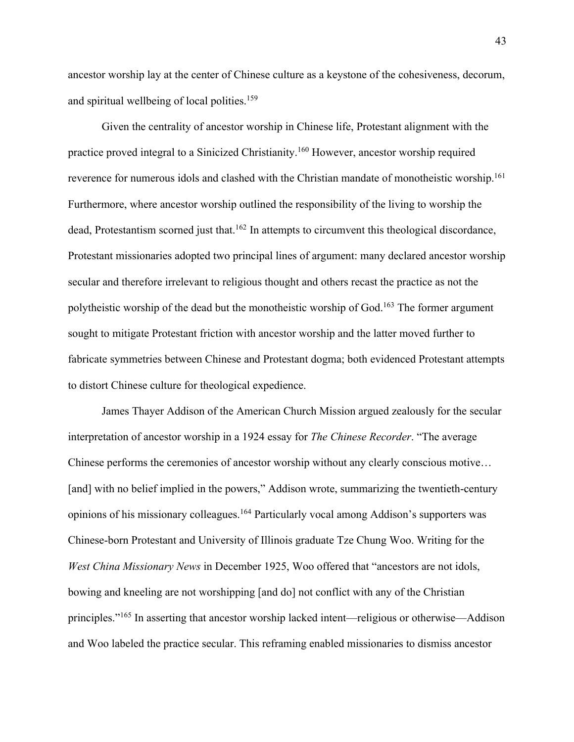ancestor worship lay at the center of Chinese culture as a keystone of the cohesiveness, decorum, and spiritual wellbeing of local polities.[159]

Given the centrality of ancestor worship in Chinese life, Protestant alignment with the practice proved integral to a Sinicized Christianity.[160] However, ancestor worship required reverence for numerous idols and clashed with the Christian mandate of monotheistic worship.[161] Furthermore, where ancestor worship outlined the responsibility of the living to worship the dead, Protestantism scorned just that.[162] In attempts to circumvent this theological discordance, Protestant missionaries adopted two principal lines of argument: many declared ancestor worship secular and therefore irrelevant to religious thought and others recast the practice as not the polytheistic worship of the dead but the monotheistic worship of God.[163] The former argument sought to mitigate Protestant friction with ancestor worship and the latter moved further to fabricate symmetries between Chinese and Protestant dogma; both evidenced Protestant attempts to distort Chinese culture for theological expedience.

James Thayer Addison of the American Church Mission argued zealously for the secular interpretation of ancestor worship in a 1924 essay for *The Chinese Recorder*. "The average Chinese performs the ceremonies of ancestor worship without any clearly conscious motive… [and] with no belief implied in the powers," Addison wrote, summarizing the twentieth-century opinions of his missionary colleagues.[164] Particularly vocal among Addison's supporters was Chinese-born Protestant and University of Illinois graduate Tze Chung Woo. Writing for the *West China Missionary News* in December 1925, Woo offered that "ancestors are not idols, bowing and kneeling are not worshipping [and do] not conflict with any of the Christian principles."[165] In asserting that ancestor worship lacked intent—religious or otherwise—Addison and Woo labeled the practice secular. This reframing enabled missionaries to dismiss ancestor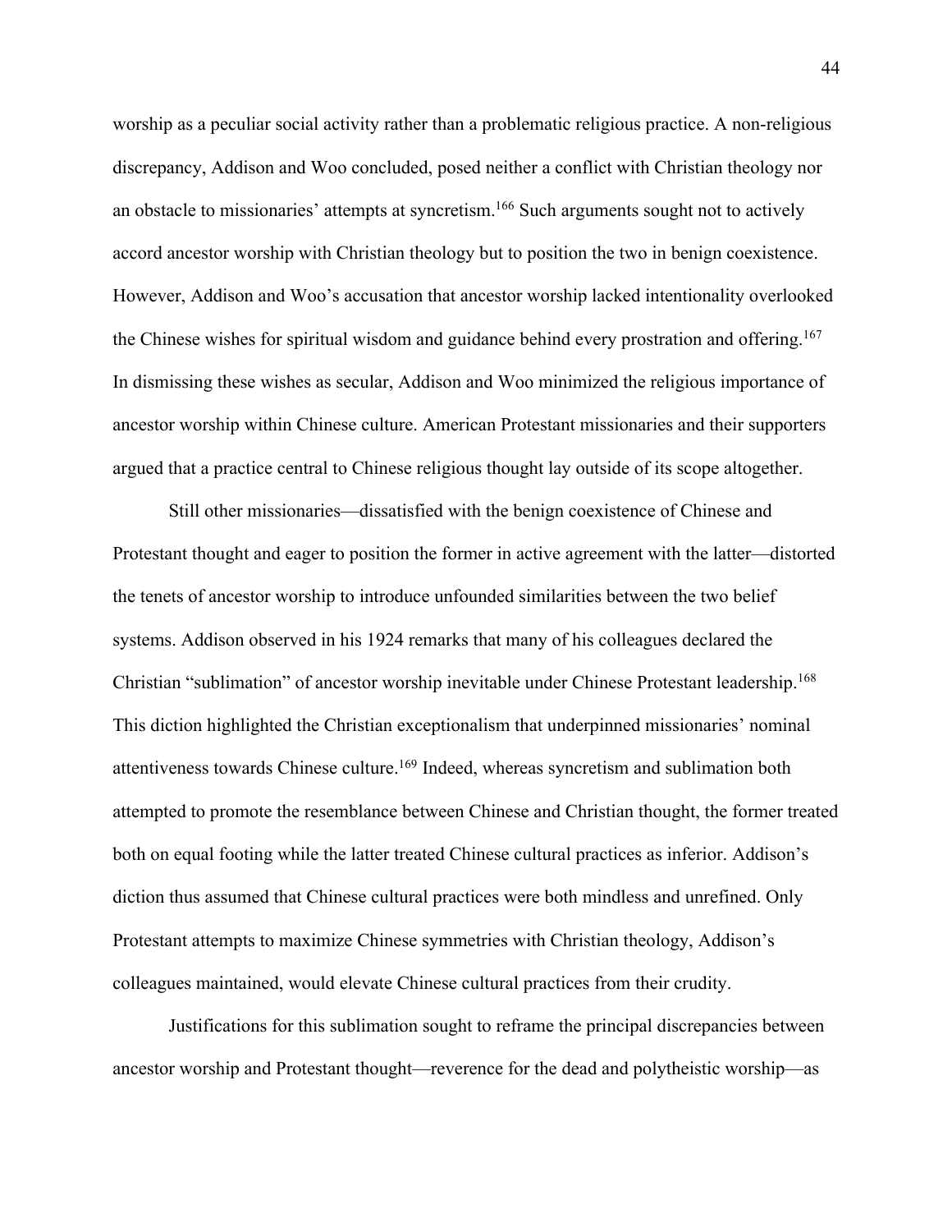worship as a peculiar social activity rather than a problematic religious practice. A non-religious discrepancy, Addison and Woo concluded, posed neither a conflict with Christian theology nor an obstacle to missionaries' attempts at syncretism.[166] Such arguments sought not to actively accord ancestor worship with Christian theology but to position the two in benign coexistence. However, Addison and Woo's accusation that ancestor worship lacked intentionality overlooked the Chinese wishes for spiritual wisdom and guidance behind every prostration and offering.[167] In dismissing these wishes as secular, Addison and Woo minimized the religious importance of ancestor worship within Chinese culture. American Protestant missionaries and their supporters argued that a practice central to Chinese religious thought lay outside of its scope altogether.

Still other missionaries—dissatisfied with the benign coexistence of Chinese and Protestant thought and eager to position the former in active agreement with the latter—distorted the tenets of ancestor worship to introduce unfounded similarities between the two belief systems. Addison observed in his 1924 remarks that many of his colleagues declared the Christian "sublimation" of ancestor worship inevitable under Chinese Protestant leadership.[168] This diction highlighted the Christian exceptionalism that underpinned missionaries' nominal attentiveness towards Chinese culture.[169] Indeed, whereas syncretism and sublimation both attempted to promote the resemblance between Chinese and Christian thought, the former treated both on equal footing while the latter treated Chinese cultural practices as inferior. Addison's diction thus assumed that Chinese cultural practices were both mindless and unrefined. Only Protestant attempts to maximize Chinese symmetries with Christian theology, Addison's colleagues maintained, would elevate Chinese cultural practices from their crudity.

Justifications for this sublimation sought to reframe the principal discrepancies between ancestor worship and Protestant thought—reverence for the dead and polytheistic worship—as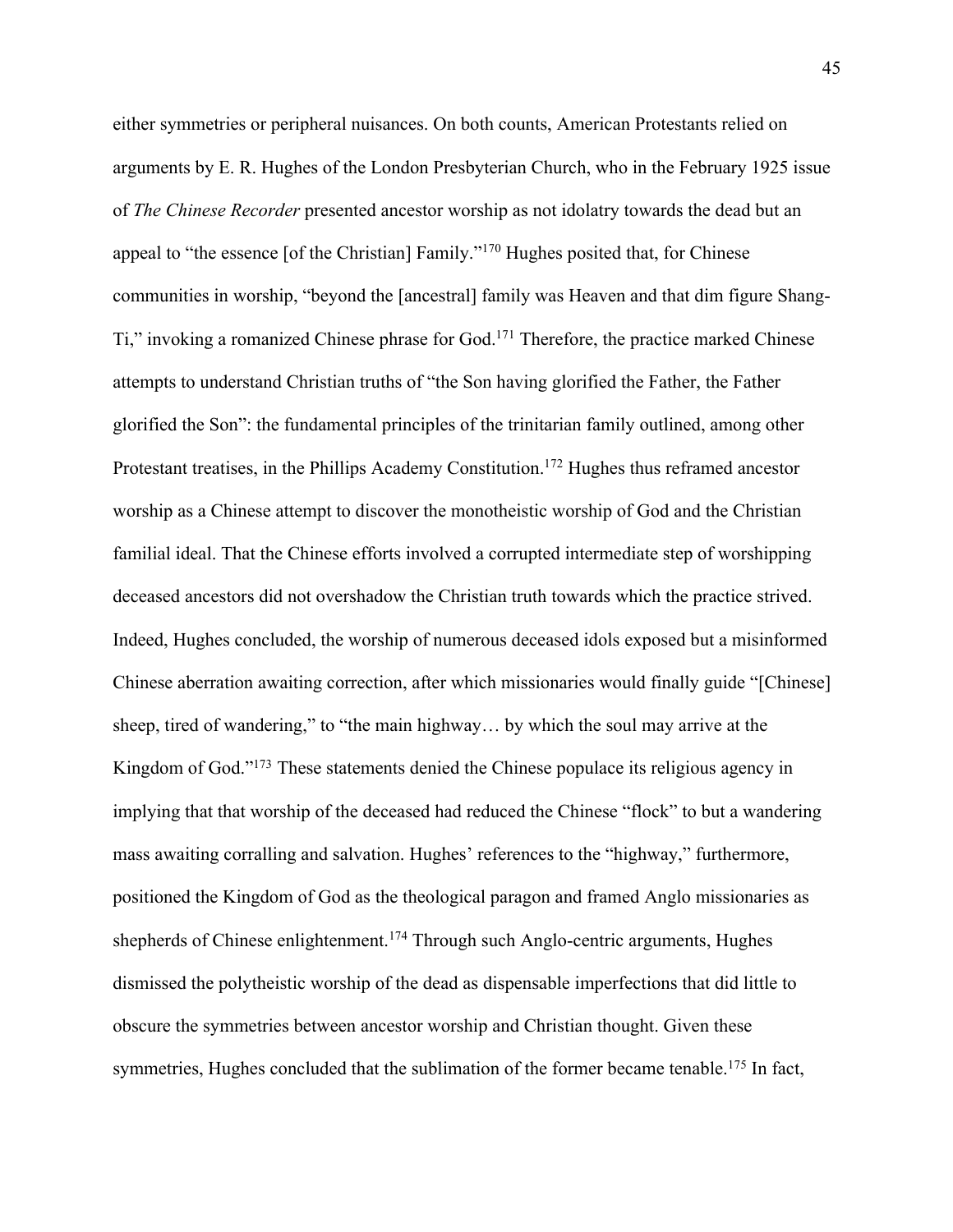either symmetries or peripheral nuisances. On both counts, American Protestants relied on arguments by E. R. Hughes of the London Presbyterian Church, who in the February 1925 issue of *The Chinese Recorder* presented ancestor worship as not idolatry towards the dead but an appeal to "the essence [of the Christian] Family."[170] Hughes posited that, for Chinese communities in worship, "beyond the [ancestral] family was Heaven and that dim figure Shang-Ti," invoking a romanized Chinese phrase for God.[171] Therefore, the practice marked Chinese attempts to understand Christian truths of "the Son having glorified the Father, the Father glorified the Son": the fundamental principles of the trinitarian family outlined, among other Protestant treatises, in the Phillips Academy Constitution.[172] Hughes thus reframed ancestor worship as a Chinese attempt to discover the monotheistic worship of God and the Christian familial ideal. That the Chinese efforts involved a corrupted intermediate step of worshipping deceased ancestors did not overshadow the Christian truth towards which the practice strived. Indeed, Hughes concluded, the worship of numerous deceased idols exposed but a misinformed Chinese aberration awaiting correction, after which missionaries would finally guide "[Chinese] sheep, tired of wandering," to "the main highway… by which the soul may arrive at the Kingdom of God."[173] These statements denied the Chinese populace its religious agency in implying that that worship of the deceased had reduced the Chinese "flock" to but a wandering mass awaiting corralling and salvation. Hughes' references to the "highway," furthermore, positioned the Kingdom of God as the theological paragon and framed Anglo missionaries as shepherds of Chinese enlightenment.[174] Through such Anglo-centric arguments, Hughes dismissed the polytheistic worship of the dead as dispensable imperfections that did little to obscure the symmetries between ancestor worship and Christian thought. Given these symmetries, Hughes concluded that the sublimation of the former became tenable.[175] In fact,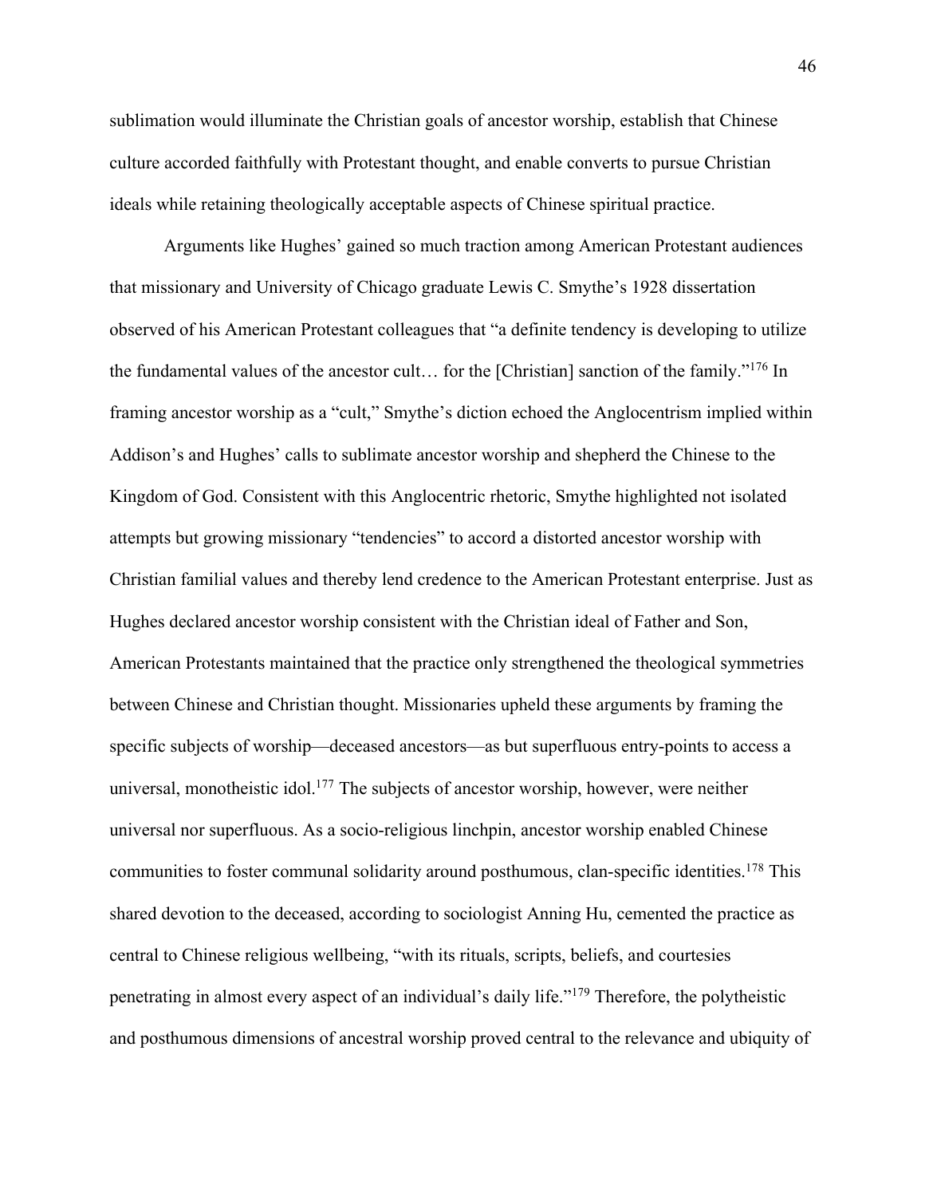sublimation would illuminate the Christian goals of ancestor worship, establish that Chinese culture accorded faithfully with Protestant thought, and enable converts to pursue Christian ideals while retaining theologically acceptable aspects of Chinese spiritual practice.

Arguments like Hughes' gained so much traction among American Protestant audiences that missionary and University of Chicago graduate Lewis C. Smythe's 1928 dissertation observed of his American Protestant colleagues that "a definite tendency is developing to utilize the fundamental values of the ancestor cult… for the [Christian] sanction of the family."[176] In framing ancestor worship as a "cult," Smythe's diction echoed the Anglocentrism implied within Addison's and Hughes' calls to sublimate ancestor worship and shepherd the Chinese to the Kingdom of God. Consistent with this Anglocentric rhetoric, Smythe highlighted not isolated attempts but growing missionary "tendencies" to accord a distorted ancestor worship with Christian familial values and thereby lend credence to the American Protestant enterprise. Just as Hughes declared ancestor worship consistent with the Christian ideal of Father and Son, American Protestants maintained that the practice only strengthened the theological symmetries between Chinese and Christian thought. Missionaries upheld these arguments by framing the specific subjects of worship—deceased ancestors—as but superfluous entry-points to access a universal, monotheistic idol.[177] The subjects of ancestor worship, however, were neither universal nor superfluous. As a socio-religious linchpin, ancestor worship enabled Chinese communities to foster communal solidarity around posthumous, clan-specific identities.[178] This shared devotion to the deceased, according to sociologist Anning Hu, cemented the practice as central to Chinese religious wellbeing, "with its rituals, scripts, beliefs, and courtesies penetrating in almost every aspect of an individual's daily life."[179] Therefore, the polytheistic and posthumous dimensions of ancestral worship proved central to the relevance and ubiquity of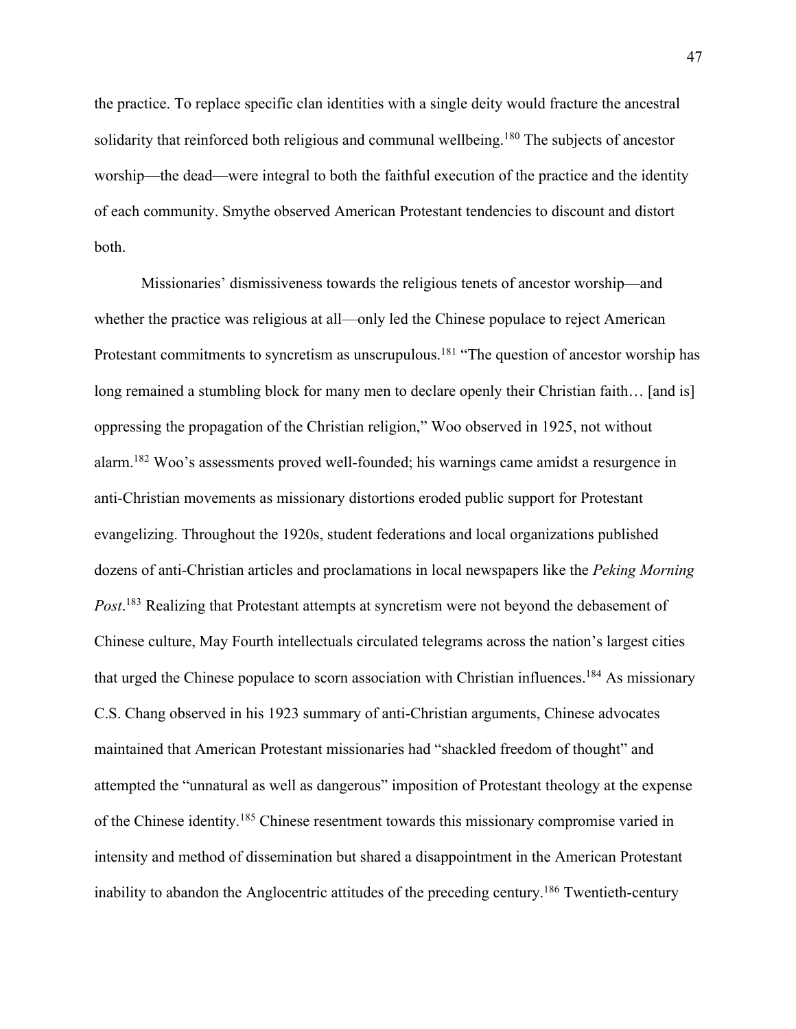the practice. To replace specific clan identities with a single deity would fracture the ancestral solidarity that reinforced both religious and communal wellbeing.[180] The subjects of ancestor worship—the dead—were integral to both the faithful execution of the practice and the identity of each community. Smythe observed American Protestant tendencies to discount and distort both.

Missionaries' dismissiveness towards the religious tenets of ancestor worship—and whether the practice was religious at all—only led the Chinese populace to reject American Protestant commitments to syncretism as unscrupulous.[181] "The question of ancestor worship has long remained a stumbling block for many men to declare openly their Christian faith… [and is] oppressing the propagation of the Christian religion," Woo observed in 1925, not without alarm.[182] Woo's assessments proved well-founded; his warnings came amidst a resurgence in anti-Christian movements as missionary distortions eroded public support for Protestant evangelizing. Throughout the 1920s, student federations and local organizations published dozens of anti-Christian articles and proclamations in local newspapers like the *Peking Morning Post*.[183] Realizing that Protestant attempts at syncretism were not beyond the debasement of Chinese culture, May Fourth intellectuals circulated telegrams across the nation's largest cities that urged the Chinese populace to scorn association with Christian influences.[184] As missionary C.S. Chang observed in his 1923 summary of anti-Christian arguments, Chinese advocates maintained that American Protestant missionaries had "shackled freedom of thought" and attempted the "unnatural as well as dangerous" imposition of Protestant theology at the expense of the Chinese identity.[185] Chinese resentment towards this missionary compromise varied in intensity and method of dissemination but shared a disappointment in the American Protestant inability to abandon the Anglocentric attitudes of the preceding century.[186] Twentieth-century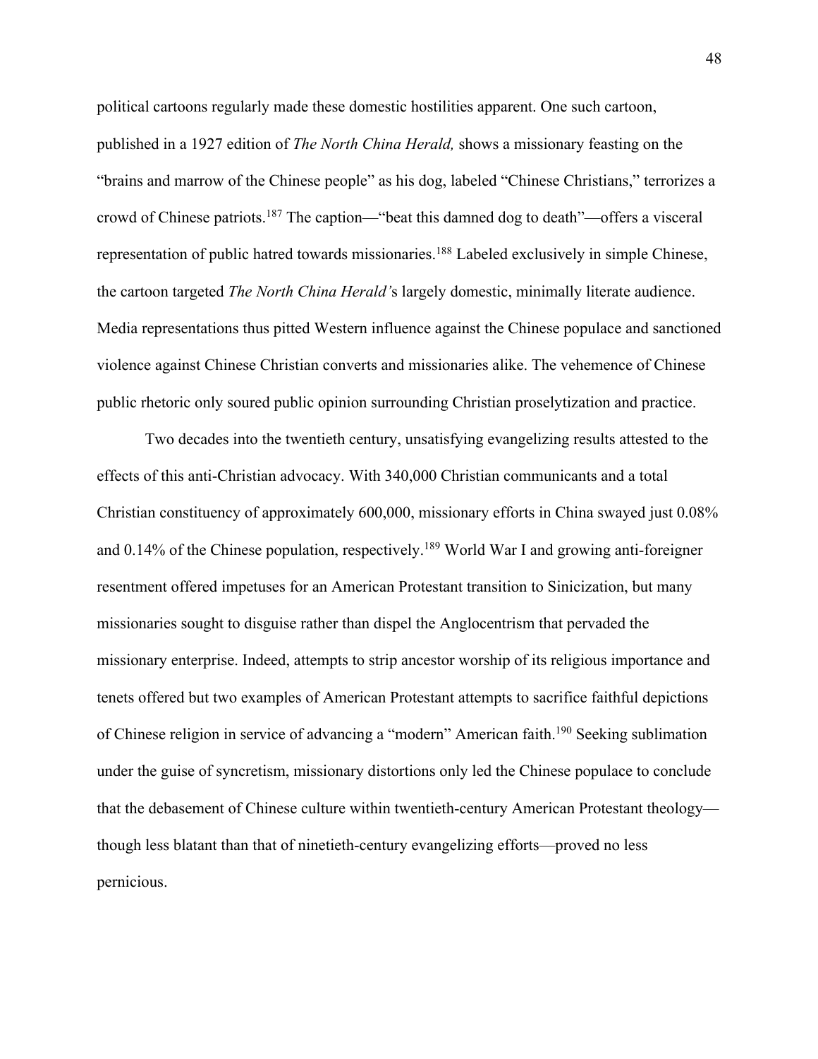political cartoons regularly made these domestic hostilities apparent. One such cartoon, published in a 1927 edition of *The North China Herald,* shows a missionary feasting on the "brains and marrow of the Chinese people" as his dog, labeled "Chinese Christians," terrorizes a crowd of Chinese patriots.[187] The caption—"beat this damned dog to death"—offers a visceral representation of public hatred towards missionaries.[188] Labeled exclusively in simple Chinese, the cartoon targeted *The North China Herald'*s largely domestic, minimally literate audience. Media representations thus pitted Western influence against the Chinese populace and sanctioned violence against Chinese Christian converts and missionaries alike. The vehemence of Chinese public rhetoric only soured public opinion surrounding Christian proselytization and practice.

Two decades into the twentieth century, unsatisfying evangelizing results attested to the effects of this anti-Christian advocacy. With 340,000 Christian communicants and a total Christian constituency of approximately 600,000, missionary efforts in China swayed just 0.08% and 0.14% of the Chinese population, respectively.[189] World War I and growing anti-foreigner resentment offered impetuses for an American Protestant transition to Sinicization, but many missionaries sought to disguise rather than dispel the Anglocentrism that pervaded the missionary enterprise. Indeed, attempts to strip ancestor worship of its religious importance and tenets offered but two examples of American Protestant attempts to sacrifice faithful depictions of Chinese religion in service of advancing a "modern" American faith.[190] Seeking sublimation under the guise of syncretism, missionary distortions only led the Chinese populace to conclude that the debasement of Chinese culture within twentieth-century American Protestant theology—though less blatant than that of ninetieth-century evangelizing efforts—proved no less pernicious.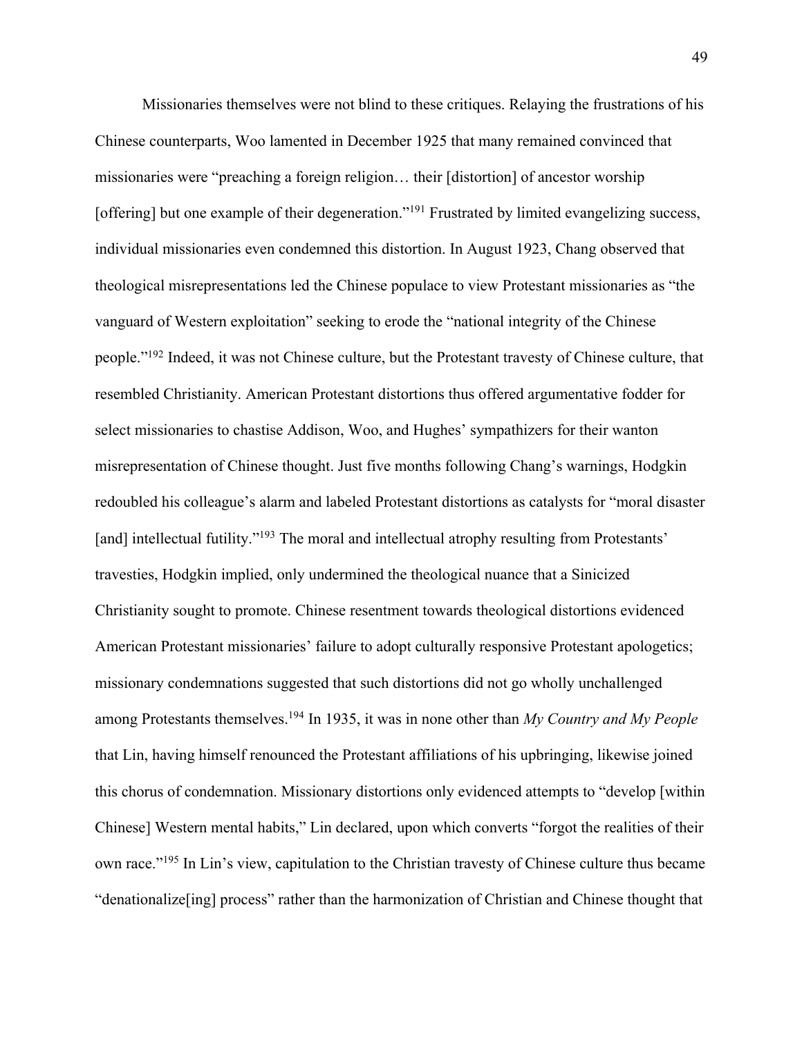Missionaries themselves were not blind to these critiques. Relaying the frustrations of his Chinese counterparts, Woo lamented in December 1925 that many remained convinced that missionaries were "preaching a foreign religion… their [distortion] of ancestor worship [offering] but one example of their degeneration."[191] Frustrated by limited evangelizing success, individual missionaries even condemned this distortion. In August 1923, Chang observed that theological misrepresentations led the Chinese populace to view Protestant missionaries as "the vanguard of Western exploitation" seeking to erode the "national integrity of the Chinese people."[192] Indeed, it was not Chinese culture, but the Protestant travesty of Chinese culture, that resembled Christianity. American Protestant distortions thus offered argumentative fodder for select missionaries to chastise Addison, Woo, and Hughes' sympathizers for their wanton misrepresentation of Chinese thought. Just five months following Chang's warnings, Hodgkin redoubled his colleague's alarm and labeled Protestant distortions as catalysts for "moral disaster [and] intellectual futility."[193] The moral and intellectual atrophy resulting from Protestants' travesties, Hodgkin implied, only undermined the theological nuance that a Sinicized Christianity sought to promote. Chinese resentment towards theological distortions evidenced American Protestant missionaries' failure to adopt culturally responsive Protestant apologetics; missionary condemnations suggested that such distortions did not go wholly unchallenged among Protestants themselves.[194] In 1935, it was in none other than *My Country and My People* that Lin, having himself renounced the Protestant affiliations of his upbringing, likewise joined this chorus of condemnation. Missionary distortions only evidenced attempts to "develop [within Chinese] Western mental habits," Lin declared, upon which converts "forgot the realities of their own race."[195] In Lin's view, capitulation to the Christian travesty of Chinese culture thus became "denationalize[ing] process" rather than the harmonization of Christian and Chinese thought that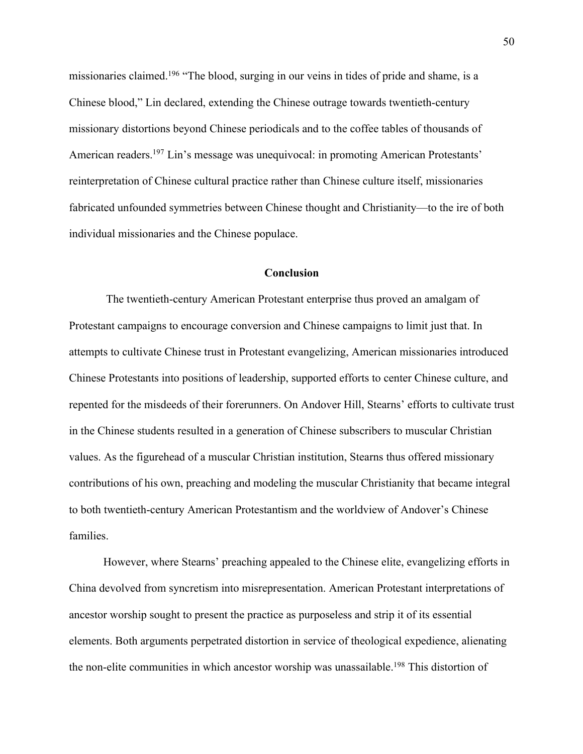missionaries claimed.[196] "The blood, surging in our veins in tides of pride and shame, is a Chinese blood," Lin declared, extending the Chinese outrage towards twentieth-century missionary distortions beyond Chinese periodicals and to the coffee tables of thousands of American readers.[197] Lin's message was unequivocal: in promoting American Protestants' reinterpretation of Chinese cultural practice rather than Chinese culture itself, missionaries fabricated unfounded symmetries between Chinese thought and Christianity—to the ire of both individual missionaries and the Chinese populace.

## Conclusion

The twentieth-century American Protestant enterprise thus proved an amalgam of Protestant campaigns to encourage conversion and Chinese campaigns to limit just that. In attempts to cultivate Chinese trust in Protestant evangelizing, American missionaries introduced Chinese Protestants into positions of leadership, supported efforts to center Chinese culture, and repented for the misdeeds of their forerunners. On Andover Hill, Stearns' efforts to cultivate trust in the Chinese students resulted in a generation of Chinese subscribers to muscular Christian values. As the figurehead of a muscular Christian institution, Stearns thus offered missionary contributions of his own, preaching and modeling the muscular Christianity that became integral to both twentieth-century American Protestantism and the worldview of Andover's Chinese families.

However, where Stearns' preaching appealed to the Chinese elite, evangelizing efforts in China devolved from syncretism into misrepresentation. American Protestant interpretations of ancestor worship sought to present the practice as purposeless and strip it of its essential elements. Both arguments perpetrated distortion in service of theological expedience, alienating the non-elite communities in which ancestor worship was unassailable.[198] This distortion of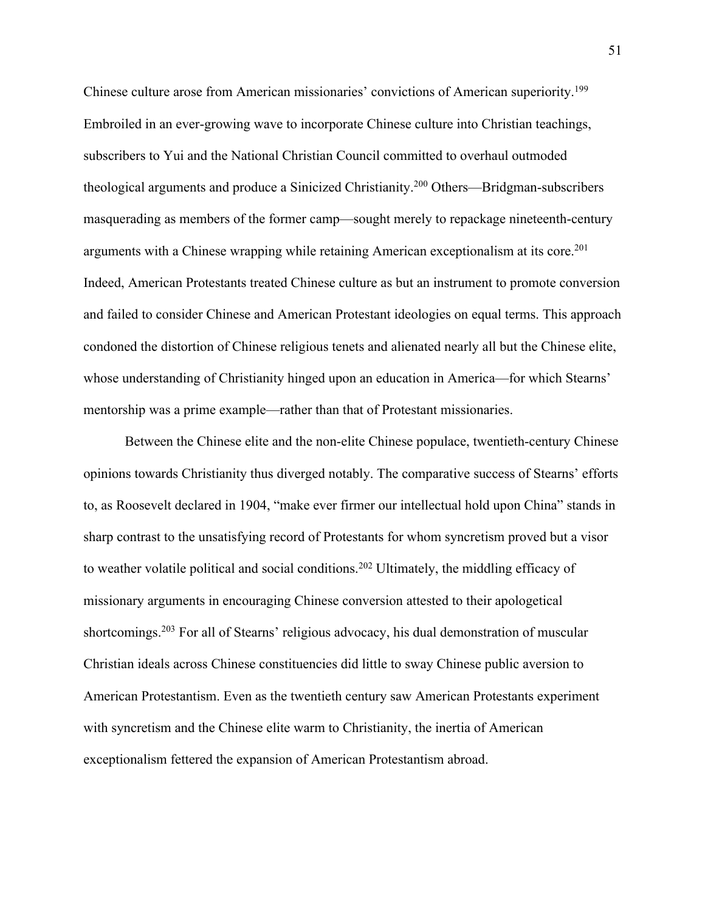Chinese culture arose from American missionaries' convictions of American superiority.[199] Embroiled in an ever-growing wave to incorporate Chinese culture into Christian teachings, subscribers to Yui and the National Christian Council committed to overhaul outmoded theological arguments and produce a Sinicized Christianity.[200] Others—Bridgman-subscribers masquerading as members of the former camp—sought merely to repackage nineteenth-century arguments with a Chinese wrapping while retaining American exceptionalism at its core.[201] Indeed, American Protestants treated Chinese culture as but an instrument to promote conversion and failed to consider Chinese and American Protestant ideologies on equal terms. This approach condoned the distortion of Chinese religious tenets and alienated nearly all but the Chinese elite, whose understanding of Christianity hinged upon an education in America—for which Stearns' mentorship was a prime example—rather than that of Protestant missionaries.

Between the Chinese elite and the non-elite Chinese populace, twentieth-century Chinese opinions towards Christianity thus diverged notably. The comparative success of Stearns' efforts to, as Roosevelt declared in 1904, "make ever firmer our intellectual hold upon China" stands in sharp contrast to the unsatisfying record of Protestants for whom syncretism proved but a visor to weather volatile political and social conditions.[202] Ultimately, the middling efficacy of missionary arguments in encouraging Chinese conversion attested to their apologetical shortcomings.[203] For all of Stearns' religious advocacy, his dual demonstration of muscular Christian ideals across Chinese constituencies did little to sway Chinese public aversion to American Protestantism. Even as the twentieth century saw American Protestants experiment with syncretism and the Chinese elite warm to Christianity, the inertia of American exceptionalism fettered the expansion of American Protestantism abroad.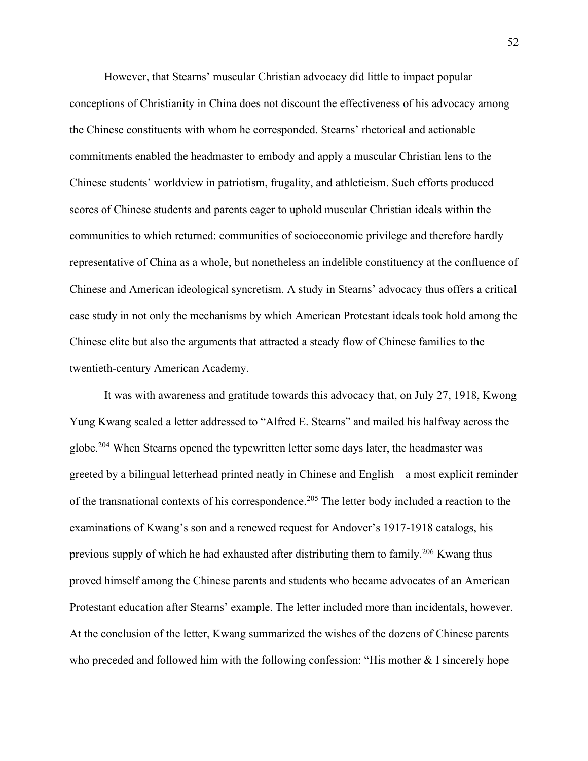However, that Stearns' muscular Christian advocacy did little to impact popular conceptions of Christianity in China does not discount the effectiveness of his advocacy among the Chinese constituents with whom he corresponded. Stearns' rhetorical and actionable commitments enabled the headmaster to embody and apply a muscular Christian lens to the Chinese students' worldview in patriotism, frugality, and athleticism. Such efforts produced scores of Chinese students and parents eager to uphold muscular Christian ideals within the communities to which returned: communities of socioeconomic privilege and therefore hardly representative of China as a whole, but nonetheless an indelible constituency at the confluence of Chinese and American ideological syncretism. A study in Stearns' advocacy thus offers a critical case study in not only the mechanisms by which American Protestant ideals took hold among the Chinese elite but also the arguments that attracted a steady flow of Chinese families to the twentieth-century American Academy.

It was with awareness and gratitude towards this advocacy that, on July 27, 1918, Kwong Yung Kwang sealed a letter addressed to "Alfred E. Stearns" and mailed his halfway across the globe.[204] When Stearns opened the typewritten letter some days later, the headmaster was greeted by a bilingual letterhead printed neatly in Chinese and English—a most explicit reminder of the transnational contexts of his correspondence.[205] The letter body included a reaction to the examinations of Kwang's son and a renewed request for Andover's 1917-1918 catalogs, his previous supply of which he had exhausted after distributing them to family.[206] Kwang thus proved himself among the Chinese parents and students who became advocates of an American Protestant education after Stearns' example. The letter included more than incidentals, however. At the conclusion of the letter, Kwang summarized the wishes of the dozens of Chinese parents who preceded and followed him with the following confession: "His mother & I sincerely hope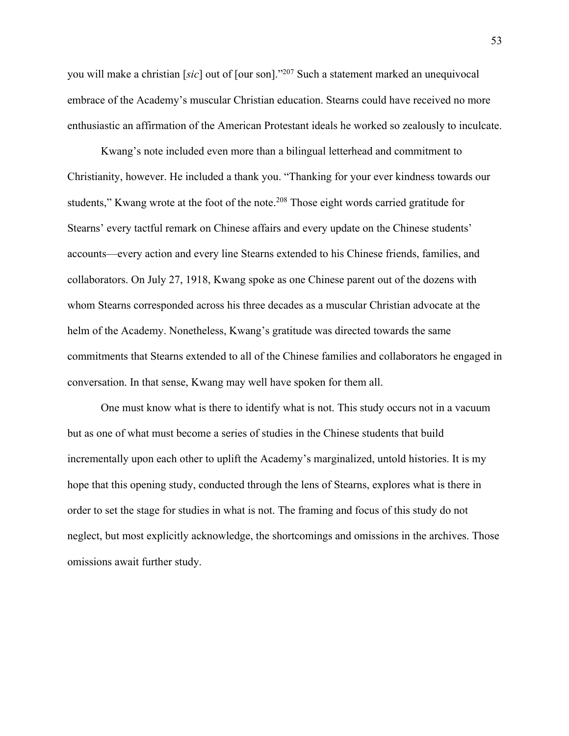you will make a christian [*sic*] out of [our son]."[207] Such a statement marked an unequivocal embrace of the Academy's muscular Christian education. Stearns could have received no more enthusiastic an affirmation of the American Protestant ideals he worked so zealously to inculcate.

Kwang's note included even more than a bilingual letterhead and commitment to Christianity, however. He included a thank you. "Thanking for your ever kindness towards our students," Kwang wrote at the foot of the note.[208] Those eight words carried gratitude for Stearns' every tactful remark on Chinese affairs and every update on the Chinese students' accounts—every action and every line Stearns extended to his Chinese friends, families, and collaborators. On July 27, 1918, Kwang spoke as one Chinese parent out of the dozens with whom Stearns corresponded across his three decades as a muscular Christian advocate at the helm of the Academy. Nonetheless, Kwang's gratitude was directed towards the same commitments that Stearns extended to all of the Chinese families and collaborators he engaged in conversation. In that sense, Kwang may well have spoken for them all.

One must know what is there to identify what is not. This study occurs not in a vacuum but as one of what must become a series of studies in the Chinese students that build incrementally upon each other to uplift the Academy's marginalized, untold histories. It is my hope that this opening study, conducted through the lens of Stearns, explores what is there in order to set the stage for studies in what is not. The framing and focus of this study do not neglect, but most explicitly acknowledge, the shortcomings and omissions in the archives. Those omissions await further study.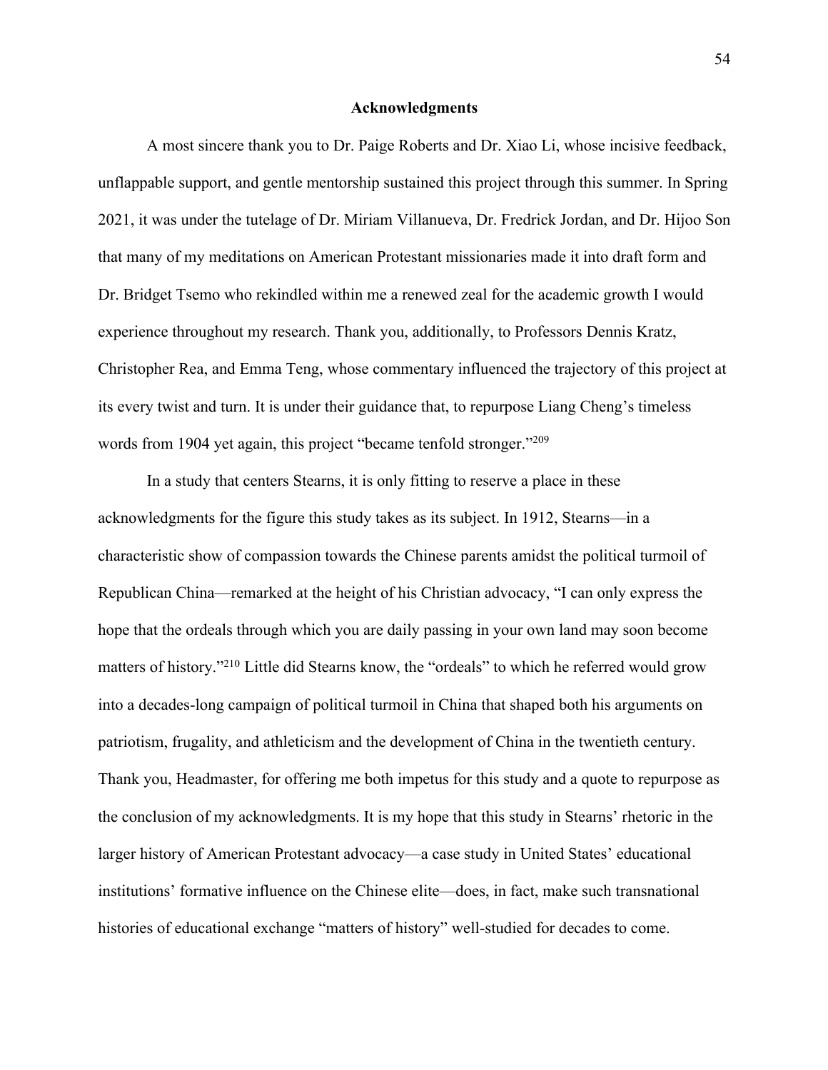# Acknowledgments

A most sincere thank you to Dr. Paige Roberts and Dr. Xiao Li, whose incisive feedback, unflappable support, and gentle mentorship sustained this project through this summer. In Spring 2021, it was under the tutelage of Dr. Miriam Villanueva, Dr. Fredrick Jordan, and Dr. Hijoo Son that many of my meditations on American Protestant missionaries made it into draft form and Dr. Bridget Tsemo who rekindled within me a renewed zeal for the academic growth I would experience throughout my research. Thank you, additionally, to Professors Dennis Kratz, Christopher Rea, and Emma Teng, whose commentary influenced the trajectory of this project at its every twist and turn. It is under their guidance that, to repurpose Liang Cheng's timeless words from 1904 yet again, this project "became tenfold stronger."[209]

In a study that centers Stearns, it is only fitting to reserve a place in these acknowledgments for the figure this study takes as its subject. In 1912, Stearns—in a characteristic show of compassion towards the Chinese parents amidst the political turmoil of Republican China—remarked at the height of his Christian advocacy, "I can only express the hope that the ordeals through which you are daily passing in your own land may soon become matters of history."[210] Little did Stearns know, the "ordeals" to which he referred would grow into a decades-long campaign of political turmoil in China that shaped both his arguments on patriotism, frugality, and athleticism and the development of China in the twentieth century. Thank you, Headmaster, for offering me both impetus for this study and a quote to repurpose as the conclusion of my acknowledgments. It is my hope that this study in Stearns' rhetoric in the larger history of American Protestant advocacy—a case study in United States' educational institutions' formative influence on the Chinese elite—does, in fact, make such transnational histories of educational exchange "matters of history" well-studied for decades to come.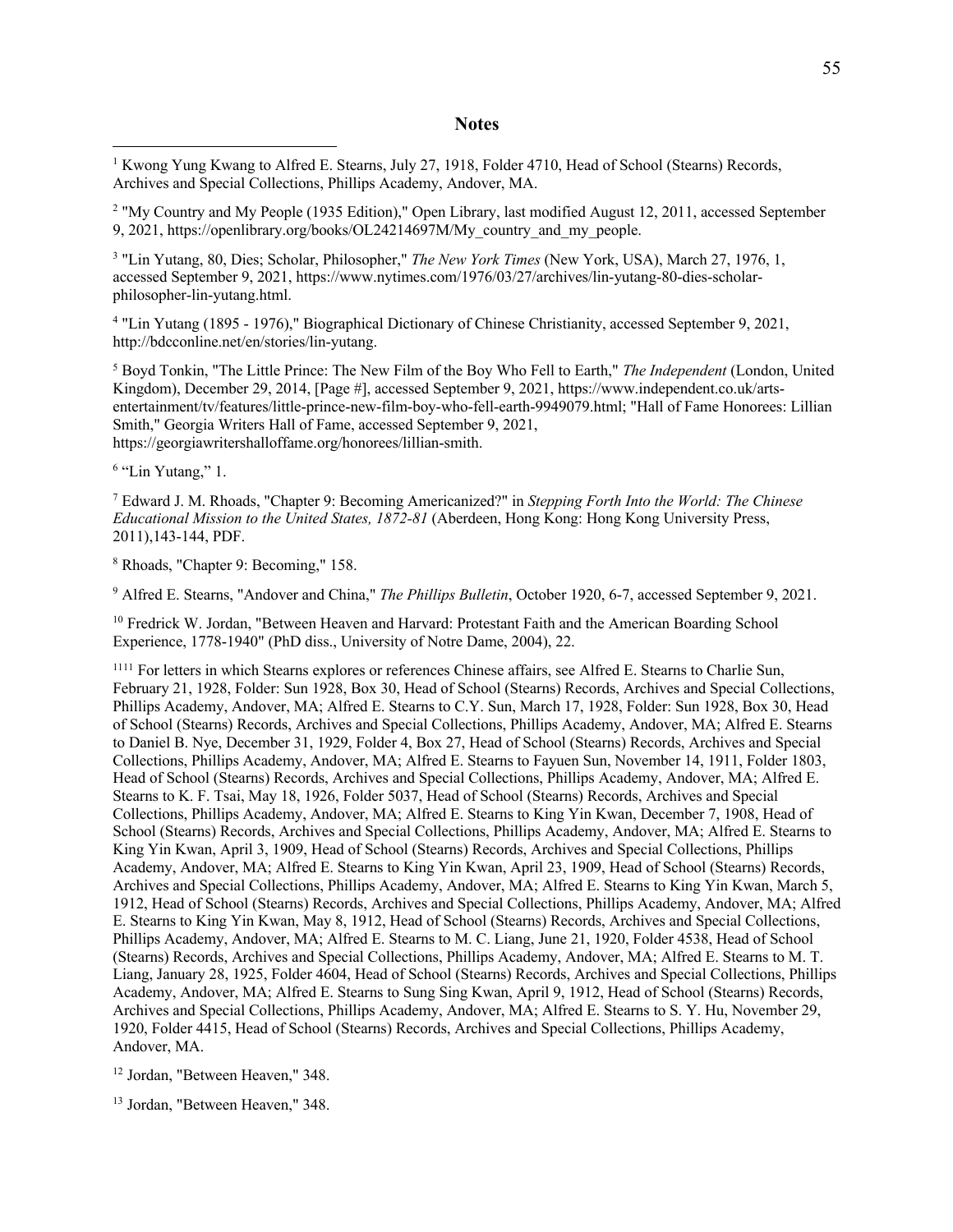## Notes

[1] Kwong Yung Kwang to Alfred E. Stearns, July 27, 1918, Folder 4710, Head of School (Stearns) Records, Archives and Special Collections, Phillips Academy, Andover, MA.

[2] "My Country and My People (1935 Edition)," Open Library, last modified August 12, 2011, accessed September 9, 2021, https://openlibrary.org/books/OL24214697M/My_country_and_my_people.

[3] "Lin Yutang, 80, Dies; Scholar, Philosopher," *The New York Times* (New York, USA), March 27, 1976, 1, accessed September 9, 2021, https://www.nytimes.com/1976/03/27/archives/lin-yutang-80-dies-scholar-philosopher-lin-yutang.html.

[4] "Lin Yutang (1895 - 1976)," Biographical Dictionary of Chinese Christianity, accessed September 9, 2021, http://bdcconline.net/en/stories/lin-yutang.

[5] Boyd Tonkin, "The Little Prince: The New Film of the Boy Who Fell to Earth," *The Independent* (London, United Kingdom), December 29, 2014, [Page #], accessed September 9, 2021, https://www.independent.co.uk/arts-entertainment/tv/features/little-prince-new-film-boy-who-fell-earth-9949079.html; "Hall of Fame Honorees: Lillian Smith," Georgia Writers Hall of Fame, accessed September 9, 2021, https://georgiawritershalloffame.org/honorees/lillian-smith.

[6] "Lin Yutang," 1.

[7] Edward J. M. Rhoads, "Chapter 9: Becoming Americanized?" in *Stepping Forth Into the World: The Chinese Educational Mission to the United States, 1872-81* (Aberdeen, Hong Kong: Hong Kong University Press, 2011),143-144, PDF.

[8] Rhoads, "Chapter 9: Becoming," 158.

[9] Alfred E. Stearns, "Andover and China," *The Phillips Bulletin*, October 1920, 6-7, accessed September 9, 2021.

[10] Fredrick W. Jordan, "Between Heaven and Harvard: Protestant Faith and the American Boarding School Experience, 1778-1940" (PhD diss., University of Notre Dame, 2004), 22.

[1111] For letters in which Stearns explores or references Chinese affairs, see Alfred E. Stearns to Charlie Sun, February 21, 1928, Folder: Sun 1928, Box 30, Head of School (Stearns) Records, Archives and Special Collections, Phillips Academy, Andover, MA; Alfred E. Stearns to C.Y. Sun, March 17, 1928, Folder: Sun 1928, Box 30, Head of School (Stearns) Records, Archives and Special Collections, Phillips Academy, Andover, MA; Alfred E. Stearns to Daniel B. Nye, December 31, 1929, Folder 4, Box 27, Head of School (Stearns) Records, Archives and Special Collections, Phillips Academy, Andover, MA; Alfred E. Stearns to Fayuen Sun, November 14, 1911, Folder 1803, Head of School (Stearns) Records, Archives and Special Collections, Phillips Academy, Andover, MA; Alfred E. Stearns to K. F. Tsai, May 18, 1926, Folder 5037, Head of School (Stearns) Records, Archives and Special Collections, Phillips Academy, Andover, MA; Alfred E. Stearns to King Yin Kwan, December 7, 1908, Head of School (Stearns) Records, Archives and Special Collections, Phillips Academy, Andover, MA; Alfred E. Stearns to King Yin Kwan, April 3, 1909, Head of School (Stearns) Records, Archives and Special Collections, Phillips Academy, Andover, MA; Alfred E. Stearns to King Yin Kwan, April 23, 1909, Head of School (Stearns) Records, Archives and Special Collections, Phillips Academy, Andover, MA; Alfred E. Stearns to King Yin Kwan, March 5, 1912, Head of School (Stearns) Records, Archives and Special Collections, Phillips Academy, Andover, MA; Alfred E. Stearns to King Yin Kwan, May 8, 1912, Head of School (Stearns) Records, Archives and Special Collections, Phillips Academy, Andover, MA; Alfred E. Stearns to M. C. Liang, June 21, 1920, Folder 4538, Head of School (Stearns) Records, Archives and Special Collections, Phillips Academy, Andover, MA; Alfred E. Stearns to M. T. Liang, January 28, 1925, Folder 4604, Head of School (Stearns) Records, Archives and Special Collections, Phillips Academy, Andover, MA; Alfred E. Stearns to Sung Sing Kwan, April 9, 1912, Head of School (Stearns) Records, Archives and Special Collections, Phillips Academy, Andover, MA; Alfred E. Stearns to S. Y. Hu, November 29, 1920, Folder 4415, Head of School (Stearns) Records, Archives and Special Collections, Phillips Academy, Andover, MA.

[12] Jordan, "Between Heaven," 348.

[13] Jordan, "Between Heaven," 348.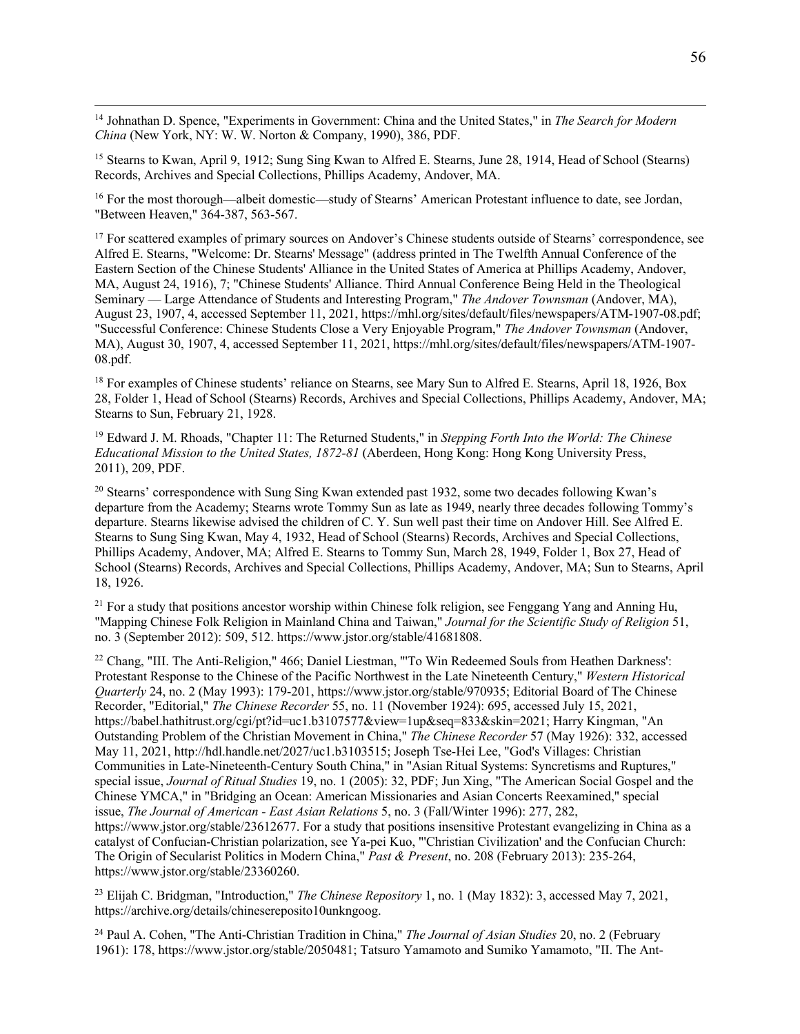[14] Johnathan D. Spence, "Experiments in Government: China and the United States," in *The Search for Modern China* (New York, NY: W. W. Norton & Company, 1990), 386, PDF.

[15] Stearns to Kwan, April 9, 1912; Sung Sing Kwan to Alfred E. Stearns, June 28, 1914, Head of School (Stearns) Records, Archives and Special Collections, Phillips Academy, Andover, MA.

[16] For the most thorough—albeit domestic—study of Stearns' American Protestant influence to date, see Jordan, "Between Heaven," 364-387, 563-567.

[17] For scattered examples of primary sources on Andover's Chinese students outside of Stearns' correspondence, see Alfred E. Stearns, "Welcome: Dr. Stearns' Message" (address printed in The Twelfth Annual Conference of the Eastern Section of the Chinese Students' Alliance in the United States of America at Phillips Academy, Andover, MA, August 24, 1916), 7; "Chinese Students' Alliance. Third Annual Conference Being Held in the Theological Seminary — Large Attendance of Students and Interesting Program," *The Andover Townsman* (Andover, MA), August 23, 1907, 4, accessed September 11, 2021, https://mhl.org/sites/default/files/newspapers/ATM-1907-08.pdf; "Successful Conference: Chinese Students Close a Very Enjoyable Program," *The Andover Townsman* (Andover, MA), August 30, 1907, 4, accessed September 11, 2021, https://mhl.org/sites/default/files/newspapers/ATM-1907-08.pdf.

[18] For examples of Chinese students' reliance on Stearns, see Mary Sun to Alfred E. Stearns, April 18, 1926, Box 28, Folder 1, Head of School (Stearns) Records, Archives and Special Collections, Phillips Academy, Andover, MA; Stearns to Sun, February 21, 1928.

[19] Edward J. M. Rhoads, "Chapter 11: The Returned Students," in *Stepping Forth Into the World: The Chinese Educational Mission to the United States, 1872-81* (Aberdeen, Hong Kong: Hong Kong University Press, 2011), 209, PDF.

[20] Stearns' correspondence with Sung Sing Kwan extended past 1932, some two decades following Kwan's departure from the Academy; Stearns wrote Tommy Sun as late as 1949, nearly three decades following Tommy's departure. Stearns likewise advised the children of C. Y. Sun well past their time on Andover Hill. See Alfred E. Stearns to Sung Sing Kwan, May 4, 1932, Head of School (Stearns) Records, Archives and Special Collections, Phillips Academy, Andover, MA; Alfred E. Stearns to Tommy Sun, March 28, 1949, Folder 1, Box 27, Head of School (Stearns) Records, Archives and Special Collections, Phillips Academy, Andover, MA; Sun to Stearns, April 18, 1926.

[21] For a study that positions ancestor worship within Chinese folk religion, see Fenggang Yang and Anning Hu, "Mapping Chinese Folk Religion in Mainland China and Taiwan," *Journal for the Scientific Study of Religion* 51, no. 3 (September 2012): 509, 512. https://www.jstor.org/stable/41681808.

[22] Chang, "III. The Anti-Religion," 466; Daniel Liestman, "'To Win Redeemed Souls from Heathen Darkness': Protestant Response to the Chinese of the Pacific Northwest in the Late Nineteenth Century," *Western Historical Quarterly* 24, no. 2 (May 1993): 179-201, https://www.jstor.org/stable/970935; Editorial Board of The Chinese Recorder, "Editorial," *The Chinese Recorder* 55, no. 11 (November 1924): 695, accessed July 15, 2021, https://babel.hathitrust.org/cgi/pt?id=uc1.b3107577&view=1up&seq=833&skin=2021; Harry Kingman, "An Outstanding Problem of the Christian Movement in China," *The Chinese Recorder* 57 (May 1926): 332, accessed May 11, 2021, http://hdl.handle.net/2027/uc1.b3103515; Joseph Tse-Hei Lee, "God's Villages: Christian Communities in Late-Nineteenth-Century South China," in "Asian Ritual Systems: Syncretisms and Ruptures," special issue, *Journal of Ritual Studies* 19, no. 1 (2005): 32, PDF; Jun Xing, "The American Social Gospel and the Chinese YMCA," in "Bridging an Ocean: American Missionaries and Asian Concerts Reexamined," special issue, *The Journal of American - East Asian Relations* 5, no. 3 (Fall/Winter 1996): 277, 282, https://www.jstor.org/stable/23612677. For a study that positions insensitive Protestant evangelizing in China as a catalyst of Confucian-Christian polarization, see Ya-pei Kuo, "'Christian Civilization' and the Confucian Church: The Origin of Secularist Politics in Modern China," *Past & Present*, no. 208 (February 2013): 235-264, https://www.jstor.org/stable/23360260.

[23] Elijah C. Bridgman, "Introduction," *The Chinese Repository* 1, no. 1 (May 1832): 3, accessed May 7, 2021, https://archive.org/details/chinesereposito10unkngoog.

[24] Paul A. Cohen, "The Anti-Christian Tradition in China," *The Journal of Asian Studies* 20, no. 2 (February 1961): 178, https://www.jstor.org/stable/2050481; Tatsuro Yamamoto and Sumiko Yamamoto, "II. The Ant-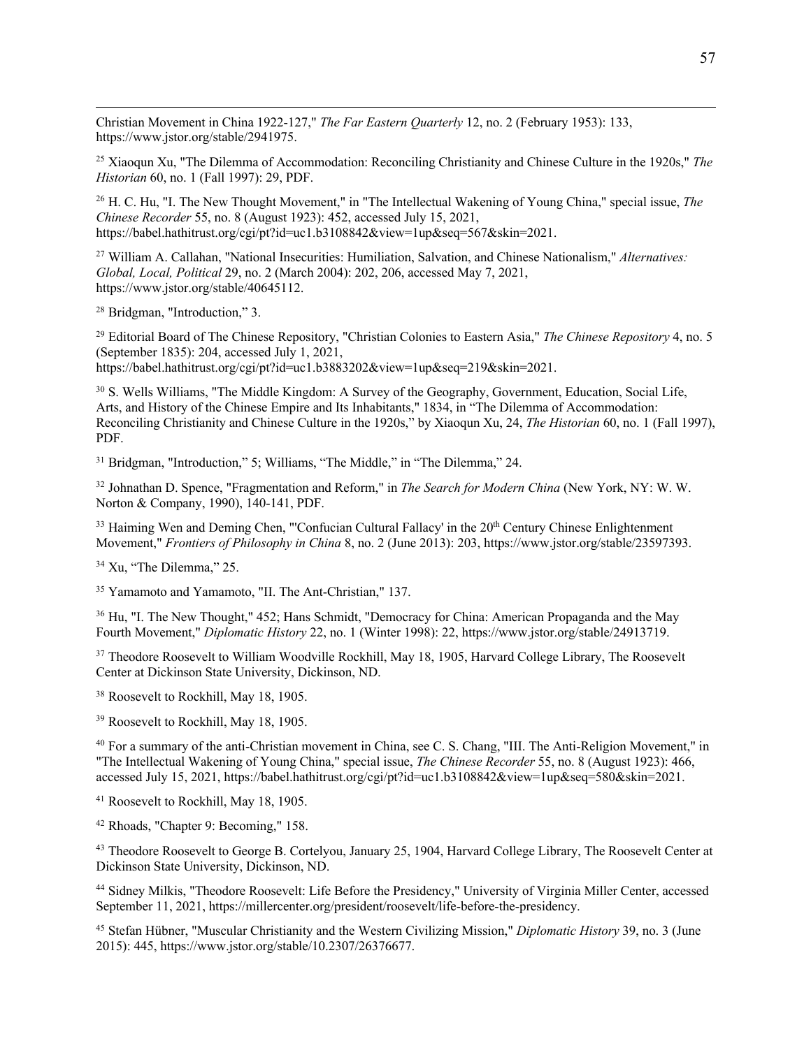Christian Movement in China 1922-127," *The Far Eastern Quarterly* 12, no. 2 (February 1953): 133, https://www.jstor.org/stable/2941975.

[25] Xiaoqun Xu, "The Dilemma of Accommodation: Reconciling Christianity and Chinese Culture in the 1920s," *The Historian* 60, no. 1 (Fall 1997): 29, PDF.

[26] H. C. Hu, "I. The New Thought Movement," in "The Intellectual Wakening of Young China," special issue, *The Chinese Recorder* 55, no. 8 (August 1923): 452, accessed July 15, 2021, https://babel.hathitrust.org/cgi/pt?id=uc1.b3108842&view=1up&seq=567&skin=2021.

[27] William A. Callahan, "National Insecurities: Humiliation, Salvation, and Chinese Nationalism," *Alternatives: Global, Local, Political* 29, no. 2 (March 2004): 202, 206, accessed May 7, 2021, https://www.jstor.org/stable/40645112.

[28] Bridgman, "Introduction," 3.

[29] Editorial Board of The Chinese Repository, "Christian Colonies to Eastern Asia," *The Chinese Repository* 4, no. 5 (September 1835): 204, accessed July 1, 2021, https://babel.hathitrust.org/cgi/pt?id=uc1.b3883202&view=1up&seq=219&skin=2021.

[30] S. Wells Williams, "The Middle Kingdom: A Survey of the Geography, Government, Education, Social Life, Arts, and History of the Chinese Empire and Its Inhabitants," 1834, in "The Dilemma of Accommodation: Reconciling Christianity and Chinese Culture in the 1920s," by Xiaoqun Xu, 24, *The Historian* 60, no. 1 (Fall 1997), PDF.

[31] Bridgman, "Introduction," 5; Williams, "The Middle," in "The Dilemma," 24.

[32] Johnathan D. Spence, "Fragmentation and Reform," in *The Search for Modern China* (New York, NY: W. W. Norton & Company, 1990), 140-141, PDF.

[33] Haiming Wen and Deming Chen, "'Confucian Cultural Fallacy' in the 20th Century Chinese Enlightenment Movement," *Frontiers of Philosophy in China* 8, no. 2 (June 2013): 203, https://www.jstor.org/stable/23597393.

[34] Xu, "The Dilemma," 25.

[35] Yamamoto and Yamamoto, "II. The Ant-Christian," 137.

[36] Hu, "I. The New Thought," 452; Hans Schmidt, "Democracy for China: American Propaganda and the May Fourth Movement," *Diplomatic History* 22, no. 1 (Winter 1998): 22, https://www.jstor.org/stable/24913719.

[37] Theodore Roosevelt to William Woodville Rockhill, May 18, 1905, Harvard College Library, The Roosevelt Center at Dickinson State University, Dickinson, ND.

[38] Roosevelt to Rockhill, May 18, 1905.

[39] Roosevelt to Rockhill, May 18, 1905.

[40] For a summary of the anti-Christian movement in China, see C. S. Chang, "III. The Anti-Religion Movement," in "The Intellectual Wakening of Young China," special issue, *The Chinese Recorder* 55, no. 8 (August 1923): 466, accessed July 15, 2021, https://babel.hathitrust.org/cgi/pt?id=uc1.b3108842&view=1up&seq=580&skin=2021.

[41] Roosevelt to Rockhill, May 18, 1905.

[42] Rhoads, "Chapter 9: Becoming," 158.

[43] Theodore Roosevelt to George B. Cortelyou, January 25, 1904, Harvard College Library, The Roosevelt Center at Dickinson State University, Dickinson, ND.

[44] Sidney Milkis, "Theodore Roosevelt: Life Before the Presidency," University of Virginia Miller Center, accessed September 11, 2021, https://millercenter.org/president/roosevelt/life-before-the-presidency.

[45] Stefan Hübner, "Muscular Christianity and the Western Civilizing Mission," *Diplomatic History* 39, no. 3 (June 2015): 445, https://www.jstor.org/stable/10.2307/26376677.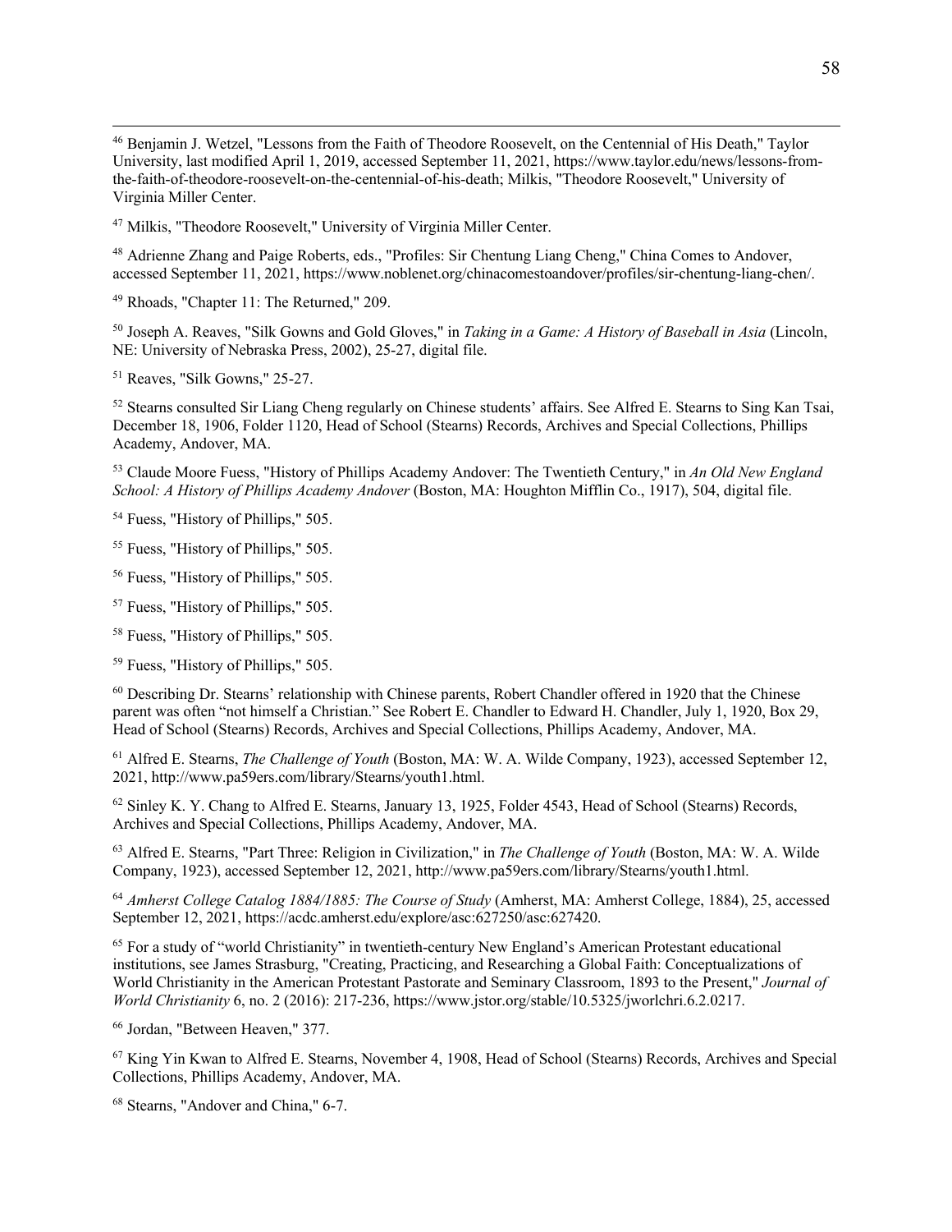[46] Benjamin J. Wetzel, "Lessons from the Faith of Theodore Roosevelt, on the Centennial of His Death," Taylor University, last modified April 1, 2019, accessed September 11, 2021, https://www.taylor.edu/news/lessons-from-the-faith-of-theodore-roosevelt-on-the-centennial-of-his-death; Milkis, "Theodore Roosevelt," University of Virginia Miller Center.

[47] Milkis, "Theodore Roosevelt," University of Virginia Miller Center.

[48] Adrienne Zhang and Paige Roberts, eds., "Profiles: Sir Chentung Liang Cheng," China Comes to Andover, accessed September 11, 2021, https://www.noblenet.org/chinacomestoandover/profiles/sir-chentung-liang-chen/.

[49] Rhoads, "Chapter 11: The Returned," 209.

[50] Joseph A. Reaves, "Silk Gowns and Gold Gloves," in *Taking in a Game: A History of Baseball in Asia* (Lincoln, NE: University of Nebraska Press, 2002), 25-27, digital file.

[51] Reaves, "Silk Gowns," 25-27.

[52] Stearns consulted Sir Liang Cheng regularly on Chinese students' affairs. See Alfred E. Stearns to Sing Kan Tsai, December 18, 1906, Folder 1120, Head of School (Stearns) Records, Archives and Special Collections, Phillips Academy, Andover, MA.

[53] Claude Moore Fuess, "History of Phillips Academy Andover: The Twentieth Century," in *An Old New England School: A History of Phillips Academy Andover* (Boston, MA: Houghton Mifflin Co., 1917), 504, digital file.

[54] Fuess, "History of Phillips," 505.

[55] Fuess, "History of Phillips," 505.

[56] Fuess, "History of Phillips," 505.

[57] Fuess, "History of Phillips," 505.

[58] Fuess, "History of Phillips," 505.

[59] Fuess, "History of Phillips," 505.

[60] Describing Dr. Stearns' relationship with Chinese parents, Robert Chandler offered in 1920 that the Chinese parent was often "not himself a Christian." See Robert E. Chandler to Edward H. Chandler, July 1, 1920, Box 29, Head of School (Stearns) Records, Archives and Special Collections, Phillips Academy, Andover, MA.

[61] Alfred E. Stearns, *The Challenge of Youth* (Boston, MA: W. A. Wilde Company, 1923), accessed September 12, 2021, http://www.pa59ers.com/library/Stearns/youth1.html.

[62] Sinley K. Y. Chang to Alfred E. Stearns, January 13, 1925, Folder 4543, Head of School (Stearns) Records, Archives and Special Collections, Phillips Academy, Andover, MA.

[63] Alfred E. Stearns, "Part Three: Religion in Civilization," in *The Challenge of Youth* (Boston, MA: W. A. Wilde Company, 1923), accessed September 12, 2021, http://www.pa59ers.com/library/Stearns/youth1.html.

[64] *Amherst College Catalog 1884/1885: The Course of Study* (Amherst, MA: Amherst College, 1884), 25, accessed September 12, 2021, https://acdc.amherst.edu/explore/asc:627250/asc:627420.

[65] For a study of "world Christianity" in twentieth-century New England's American Protestant educational institutions, see James Strasburg, "Creating, Practicing, and Researching a Global Faith: Conceptualizations of World Christianity in the American Protestant Pastorate and Seminary Classroom, 1893 to the Present," *Journal of World Christianity* 6, no. 2 (2016): 217-236, https://www.jstor.org/stable/10.5325/jworlchri.6.2.0217.

[66] Jordan, "Between Heaven," 377.

[67] King Yin Kwan to Alfred E. Stearns, November 4, 1908, Head of School (Stearns) Records, Archives and Special Collections, Phillips Academy, Andover, MA.

[68] Stearns, "Andover and China," 6-7.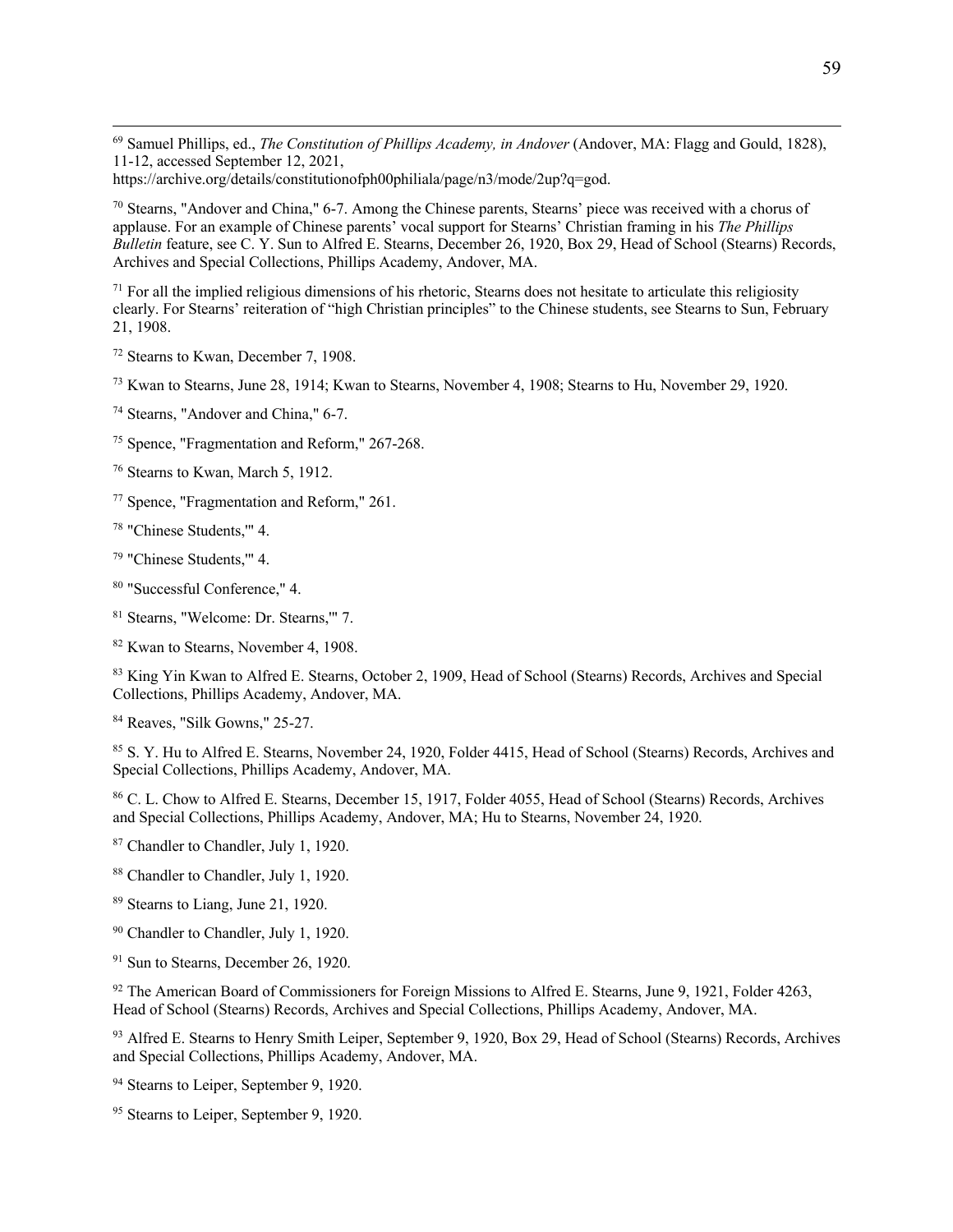[69] Samuel Phillips, ed., *The Constitution of Phillips Academy, in Andover* (Andover, MA: Flagg and Gould, 1828), 11-12, accessed September 12, 2021, https://archive.org/details/constitutionofph00philiala/page/n3/mode/2up?q=god.

[70] Stearns, "Andover and China," 6-7. Among the Chinese parents, Stearns' piece was received with a chorus of applause. For an example of Chinese parents' vocal support for Stearns' Christian framing in his *The Phillips Bulletin* feature, see C. Y. Sun to Alfred E. Stearns, December 26, 1920, Box 29, Head of School (Stearns) Records, Archives and Special Collections, Phillips Academy, Andover, MA.

[71] For all the implied religious dimensions of his rhetoric, Stearns does not hesitate to articulate this religiosity clearly. For Stearns' reiteration of "high Christian principles" to the Chinese students, see Stearns to Sun, February 21, 1908.

[72] Stearns to Kwan, December 7, 1908.

[73] Kwan to Stearns, June 28, 1914; Kwan to Stearns, November 4, 1908; Stearns to Hu, November 29, 1920.

[74] Stearns, "Andover and China," 6-7.

[75] Spence, "Fragmentation and Reform," 267-268.

[76] Stearns to Kwan, March 5, 1912.

[77] Spence, "Fragmentation and Reform," 261.

[78] "Chinese Students,'" 4.

[79] "Chinese Students,'" 4.

[80] "Successful Conference," 4.

[81] Stearns, "Welcome: Dr. Stearns,'" 7.

[82] Kwan to Stearns, November 4, 1908.

[83] King Yin Kwan to Alfred E. Stearns, October 2, 1909, Head of School (Stearns) Records, Archives and Special Collections, Phillips Academy, Andover, MA.

[84] Reaves, "Silk Gowns," 25-27.

[85] S. Y. Hu to Alfred E. Stearns, November 24, 1920, Folder 4415, Head of School (Stearns) Records, Archives and Special Collections, Phillips Academy, Andover, MA.

[86] C. L. Chow to Alfred E. Stearns, December 15, 1917, Folder 4055, Head of School (Stearns) Records, Archives and Special Collections, Phillips Academy, Andover, MA; Hu to Stearns, November 24, 1920.

[87] Chandler to Chandler, July 1, 1920.

[88] Chandler to Chandler, July 1, 1920.

[89] Stearns to Liang, June 21, 1920.

[90] Chandler to Chandler, July 1, 1920.

[91] Sun to Stearns, December 26, 1920.

[92] The American Board of Commissioners for Foreign Missions to Alfred E. Stearns, June 9, 1921, Folder 4263, Head of School (Stearns) Records, Archives and Special Collections, Phillips Academy, Andover, MA.

[93] Alfred E. Stearns to Henry Smith Leiper, September 9, 1920, Box 29, Head of School (Stearns) Records, Archives and Special Collections, Phillips Academy, Andover, MA.

[94] Stearns to Leiper, September 9, 1920.

[95] Stearns to Leiper, September 9, 1920.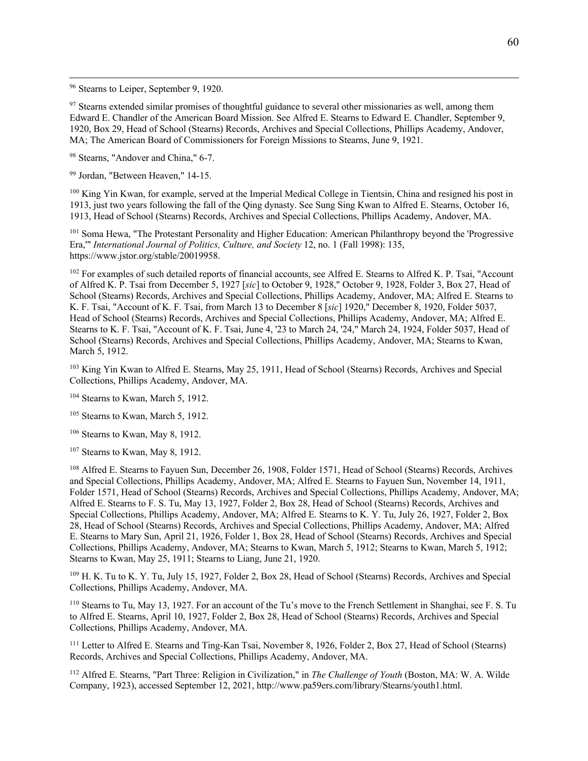[96] Stearns to Leiper, September 9, 1920.

[97] Stearns extended similar promises of thoughtful guidance to several other missionaries as well, among them Edward E. Chandler of the American Board Mission. See Alfred E. Stearns to Edward E. Chandler, September 9, 1920, Box 29, Head of School (Stearns) Records, Archives and Special Collections, Phillips Academy, Andover, MA; The American Board of Commissioners for Foreign Missions to Stearns, June 9, 1921.

[98] Stearns, "Andover and China," 6-7.

[99] Jordan, "Between Heaven," 14-15.

[100] King Yin Kwan, for example, served at the Imperial Medical College in Tientsin, China and resigned his post in 1913, just two years following the fall of the Qing dynasty. See Sung Sing Kwan to Alfred E. Stearns, October 16, 1913, Head of School (Stearns) Records, Archives and Special Collections, Phillips Academy, Andover, MA.

[101] Soma Hewa, "The Protestant Personality and Higher Education: American Philanthropy beyond the 'Progressive Era,'" *International Journal of Politics, Culture, and Society* 12, no. 1 (Fall 1998): 135, https://www.jstor.org/stable/20019958.

[102] For examples of such detailed reports of financial accounts, see Alfred E. Stearns to Alfred K. P. Tsai, "Account of Alfred K. P. Tsai from December 5, 1927 [*sic*] to October 9, 1928," October 9, 1928, Folder 3, Box 27, Head of School (Stearns) Records, Archives and Special Collections, Phillips Academy, Andover, MA; Alfred E. Stearns to K. F. Tsai, "Account of K. F. Tsai, from March 13 to December 8 [*sic*] 1920," December 8, 1920, Folder 5037, Head of School (Stearns) Records, Archives and Special Collections, Phillips Academy, Andover, MA; Alfred E. Stearns to K. F. Tsai, "Account of K. F. Tsai, June 4, '23 to March 24, '24," March 24, 1924, Folder 5037, Head of School (Stearns) Records, Archives and Special Collections, Phillips Academy, Andover, MA; Stearns to Kwan, March 5, 1912.

[103] King Yin Kwan to Alfred E. Stearns, May 25, 1911, Head of School (Stearns) Records, Archives and Special Collections, Phillips Academy, Andover, MA.

[104] Stearns to Kwan, March 5, 1912.

[105] Stearns to Kwan, March 5, 1912.

[106] Stearns to Kwan, May 8, 1912.

[107] Stearns to Kwan, May 8, 1912.

[108] Alfred E. Stearns to Fayuen Sun, December 26, 1908, Folder 1571, Head of School (Stearns) Records, Archives and Special Collections, Phillips Academy, Andover, MA; Alfred E. Stearns to Fayuen Sun, November 14, 1911, Folder 1571, Head of School (Stearns) Records, Archives and Special Collections, Phillips Academy, Andover, MA; Alfred E. Stearns to F. S. Tu, May 13, 1927, Folder 2, Box 28, Head of School (Stearns) Records, Archives and Special Collections, Phillips Academy, Andover, MA; Alfred E. Stearns to K. Y. Tu, July 26, 1927, Folder 2, Box 28, Head of School (Stearns) Records, Archives and Special Collections, Phillips Academy, Andover, MA; Alfred E. Stearns to Mary Sun, April 21, 1926, Folder 1, Box 28, Head of School (Stearns) Records, Archives and Special Collections, Phillips Academy, Andover, MA; Stearns to Kwan, March 5, 1912; Stearns to Kwan, March 5, 1912; Stearns to Kwan, May 25, 1911; Stearns to Liang, June 21, 1920.

[109] H. K. Tu to K. Y. Tu, July 15, 1927, Folder 2, Box 28, Head of School (Stearns) Records, Archives and Special Collections, Phillips Academy, Andover, MA.

[110] Stearns to Tu, May 13, 1927. For an account of the Tu's move to the French Settlement in Shanghai, see F. S. Tu to Alfred E. Stearns, April 10, 1927, Folder 2, Box 28, Head of School (Stearns) Records, Archives and Special Collections, Phillips Academy, Andover, MA.

[111] Letter to Alfred E. Stearns and Ting-Kan Tsai, November 8, 1926, Folder 2, Box 27, Head of School (Stearns) Records, Archives and Special Collections, Phillips Academy, Andover, MA.

[112] Alfred E. Stearns, "Part Three: Religion in Civilization," in *The Challenge of Youth* (Boston, MA: W. A. Wilde Company, 1923), accessed September 12, 2021, http://www.pa59ers.com/library/Stearns/youth1.html.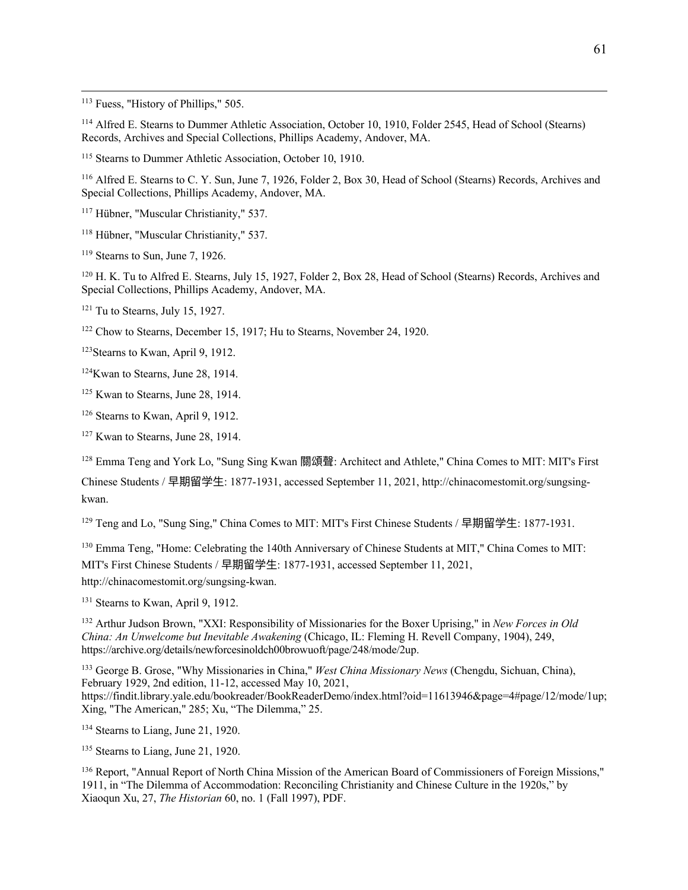[113] Fuess, "History of Phillips," 505.

[114] Alfred E. Stearns to Dummer Athletic Association, October 10, 1910, Folder 2545, Head of School (Stearns) Records, Archives and Special Collections, Phillips Academy, Andover, MA.

[115] Stearns to Dummer Athletic Association, October 10, 1910.

[116] Alfred E. Stearns to C. Y. Sun, June 7, 1926, Folder 2, Box 30, Head of School (Stearns) Records, Archives and Special Collections, Phillips Academy, Andover, MA.

[117] Hübner, "Muscular Christianity," 537.

[118] Hübner, "Muscular Christianity," 537.

[119] Stearns to Sun, June 7, 1926.

[120] H. K. Tu to Alfred E. Stearns, July 15, 1927, Folder 2, Box 28, Head of School (Stearns) Records, Archives and Special Collections, Phillips Academy, Andover, MA.

[121] Tu to Stearns, July 15, 1927.

[122] Chow to Stearns, December 15, 1917; Hu to Stearns, November 24, 1920.

[123]Stearns to Kwan, April 9, 1912.

[124]Kwan to Stearns, June 28, 1914.

[125] Kwan to Stearns, June 28, 1914.

[126] Stearns to Kwan, April 9, 1912.

[127] Kwan to Stearns, June 28, 1914.

[128] Emma Teng and York Lo, "Sung Sing Kwan 關頌聲: Architect and Athlete," China Comes to MIT: MIT's First Chinese Students / 早期留学生: 1877-1931, accessed September 11, 2021, http://chinacomestomit.org/sungsing-kwan.

[129] Teng and Lo, "Sung Sing," China Comes to MIT: MIT's First Chinese Students / 早期留学生: 1877-1931.

[130] Emma Teng, "Home: Celebrating the 140th Anniversary of Chinese Students at MIT," China Comes to MIT: MIT's First Chinese Students / 早期留学生: 1877-1931, accessed September 11, 2021, http://chinacomestomit.org/sungsing-kwan.

[131] Stearns to Kwan, April 9, 1912.

[132] Arthur Judson Brown, "XXI: Responsibility of Missionaries for the Boxer Uprising," in *New Forces in Old China: An Unwelcome but Inevitable Awakening* (Chicago, IL: Fleming H. Revell Company, 1904), 249, https://archive.org/details/newforcesinoldch00browuoft/page/248/mode/2up.

[133] George B. Grose, "Why Missionaries in China," *West China Missionary News* (Chengdu, Sichuan, China), February 1929, 2nd edition, 11-12, accessed May 10, 2021, https://findit.library.yale.edu/bookreader/BookReaderDemo/index.html?oid=11613946&page=4#page/12/mode/1up; Xing, "The American," 285; Xu, "The Dilemma," 25.

[134] Stearns to Liang, June 21, 1920.

[135] Stearns to Liang, June 21, 1920.

[136] Report, "Annual Report of North China Mission of the American Board of Commissioners of Foreign Missions," 1911, in "The Dilemma of Accommodation: Reconciling Christianity and Chinese Culture in the 1920s," by Xiaoqun Xu, 27, *The Historian* 60, no. 1 (Fall 1997), PDF.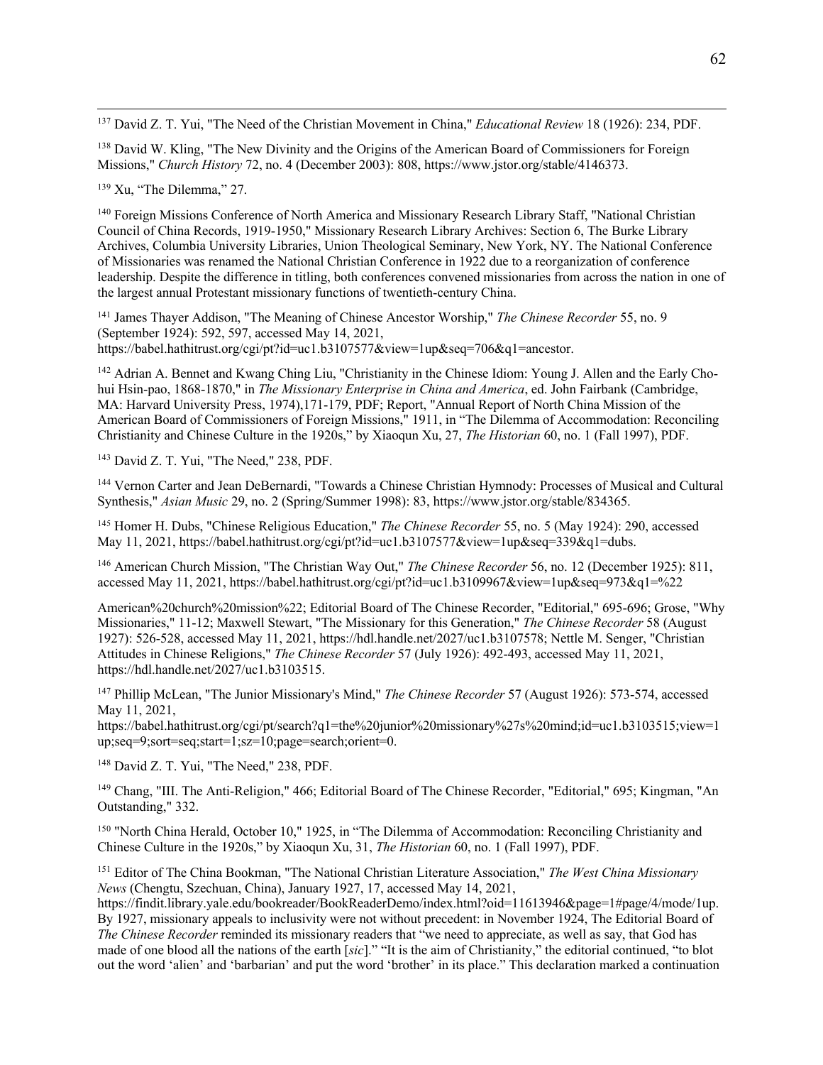[137] David Z. T. Yui, "The Need of the Christian Movement in China," *Educational Review* 18 (1926): 234, PDF.

[138] David W. Kling, "The New Divinity and the Origins of the American Board of Commissioners for Foreign Missions," *Church History* 72, no. 4 (December 2003): 808, https://www.jstor.org/stable/4146373.

[139] Xu, "The Dilemma," 27.

[140] Foreign Missions Conference of North America and Missionary Research Library Staff, "National Christian Council of China Records, 1919-1950," Missionary Research Library Archives: Section 6, The Burke Library Archives, Columbia University Libraries, Union Theological Seminary, New York, NY. The National Conference of Missionaries was renamed the National Christian Conference in 1922 due to a reorganization of conference leadership. Despite the difference in titling, both conferences convened missionaries from across the nation in one of the largest annual Protestant missionary functions of twentieth-century China.

[141] James Thayer Addison, "The Meaning of Chinese Ancestor Worship," *The Chinese Recorder* 55, no. 9 (September 1924): 592, 597, accessed May 14, 2021, https://babel.hathitrust.org/cgi/pt?id=uc1.b3107577&view=1up&seq=706&q1=ancestor.

[142] Adrian A. Bennet and Kwang Ching Liu, "Christianity in the Chinese Idiom: Young J. Allen and the Early Cho-hui Hsin-pao, 1868-1870," in *The Missionary Enterprise in China and America*, ed. John Fairbank (Cambridge, MA: Harvard University Press, 1974),171-179, PDF; Report, "Annual Report of North China Mission of the American Board of Commissioners of Foreign Missions," 1911, in "The Dilemma of Accommodation: Reconciling Christianity and Chinese Culture in the 1920s," by Xiaoqun Xu, 27, *The Historian* 60, no. 1 (Fall 1997), PDF.

[143] David Z. T. Yui, "The Need," 238, PDF.

[144] Vernon Carter and Jean DeBernardi, "Towards a Chinese Christian Hymnody: Processes of Musical and Cultural Synthesis," *Asian Music* 29, no. 2 (Spring/Summer 1998): 83, https://www.jstor.org/stable/834365.

[145] Homer H. Dubs, "Chinese Religious Education," *The Chinese Recorder* 55, no. 5 (May 1924): 290, accessed May 11, 2021, https://babel.hathitrust.org/cgi/pt?id=uc1.b3107577&view=1up&seq=339&q1=dubs.

[146] American Church Mission, "The Christian Way Out," *The Chinese Recorder* 56, no. 12 (December 1925): 811, accessed May 11, 2021, https://babel.hathitrust.org/cgi/pt?id=uc1.b3109967&view=1up&seq=973&q1=%22

American%20church%20mission%22; Editorial Board of The Chinese Recorder, "Editorial," 695-696; Grose, "Why Missionaries," 11-12; Maxwell Stewart, "The Missionary for this Generation," *The Chinese Recorder* 58 (August 1927): 526-528, accessed May 11, 2021, https://hdl.handle.net/2027/uc1.b3107578; Nettle M. Senger, "Christian Attitudes in Chinese Religions," *The Chinese Recorder* 57 (July 1926): 492-493, accessed May 11, 2021, https://hdl.handle.net/2027/uc1.b3103515.

[147] Phillip McLean, "The Junior Missionary's Mind," *The Chinese Recorder* 57 (August 1926): 573-574, accessed May 11, 2021, https://babel.hathitrust.org/cgi/pt/search?q1=the%20junior%20missionary%27s%20mind;id=uc1.b3103515;view=1up;seq=9;sort=seq;start=1;sz=10;page=search;orient=0.

[148] David Z. T. Yui, "The Need," 238, PDF.

[149] Chang, "III. The Anti-Religion," 466; Editorial Board of The Chinese Recorder, "Editorial," 695; Kingman, "An Outstanding," 332.

[150] "North China Herald, October 10," 1925, in "The Dilemma of Accommodation: Reconciling Christianity and Chinese Culture in the 1920s," by Xiaoqun Xu, 31, *The Historian* 60, no. 1 (Fall 1997), PDF.

[151] Editor of The China Bookman, "The National Christian Literature Association," *The West China Missionary News* (Chengtu, Szechuan, China), January 1927, 17, accessed May 14, 2021, https://findit.library.yale.edu/bookreader/BookReaderDemo/index.html?oid=11613946&page=1#page/4/mode/1up. By 1927, missionary appeals to inclusivity were not without precedent: in November 1924, The Editorial Board of *The Chinese Recorder* reminded its missionary readers that "we need to appreciate, as well as say, that God has made of one blood all the nations of the earth [*sic*]." "It is the aim of Christianity," the editorial continued, "to blot out the word 'alien' and 'barbarian' and put the word 'brother' in its place." This declaration marked a continuation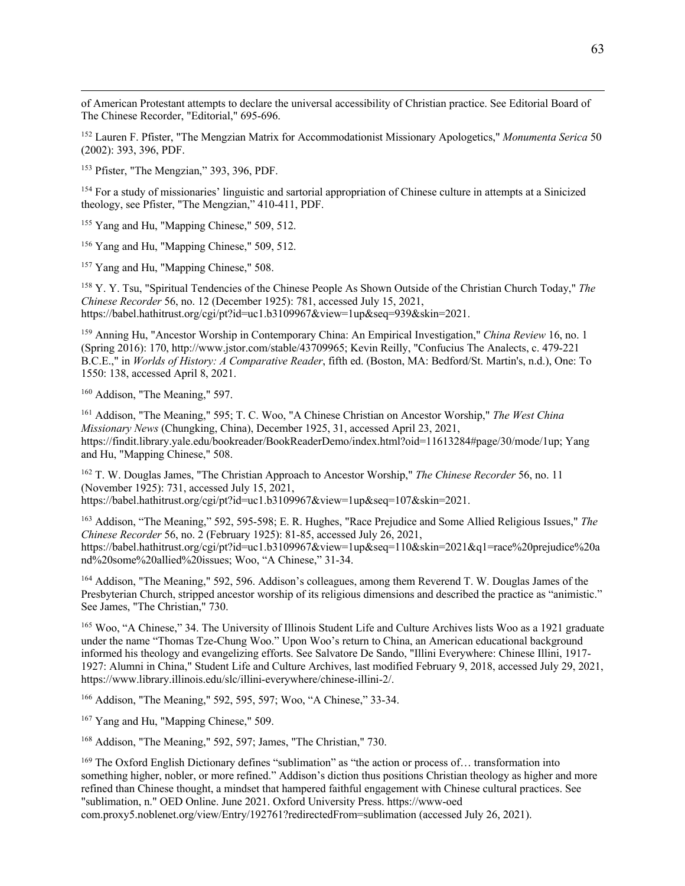of American Protestant attempts to declare the universal accessibility of Christian practice. See Editorial Board of The Chinese Recorder, "Editorial," 695-696.

[152] Lauren F. Pfister, "The Mengzian Matrix for Accommodationist Missionary Apologetics," *Monumenta Serica* 50 (2002): 393, 396, PDF.

[153] Pfister, "The Mengzian," 393, 396, PDF.

[154] For a study of missionaries' linguistic and sartorial appropriation of Chinese culture in attempts at a Sinicized theology, see Pfister, "The Mengzian," 410-411, PDF.

[155] Yang and Hu, "Mapping Chinese," 509, 512.

[156] Yang and Hu, "Mapping Chinese," 509, 512.

[157] Yang and Hu, "Mapping Chinese," 508.

[158] Y. Y. Tsu, "Spiritual Tendencies of the Chinese People As Shown Outside of the Christian Church Today," *The Chinese Recorder* 56, no. 12 (December 1925): 781, accessed July 15, 2021, https://babel.hathitrust.org/cgi/pt?id=uc1.b3109967&view=1up&seq=939&skin=2021.

[159] Anning Hu, "Ancestor Worship in Contemporary China: An Empirical Investigation," *China Review* 16, no. 1 (Spring 2016): 170, http://www.jstor.com/stable/43709965; Kevin Reilly, "Confucius The Analects, c. 479-221 B.C.E.," in *Worlds of History: A Comparative Reader*, fifth ed. (Boston, MA: Bedford/St. Martin's, n.d.), One: To 1550: 138, accessed April 8, 2021.

[160] Addison, "The Meaning," 597.

[161] Addison, "The Meaning," 595; T. C. Woo, "A Chinese Christian on Ancestor Worship," *The West China Missionary News* (Chungking, China), December 1925, 31, accessed April 23, 2021, https://findit.library.yale.edu/bookreader/BookReaderDemo/index.html?oid=11613284#page/30/mode/1up; Yang and Hu, "Mapping Chinese," 508.

[162] T. W. Douglas James, "The Christian Approach to Ancestor Worship," *The Chinese Recorder* 56, no. 11 (November 1925): 731, accessed July 15, 2021, https://babel.hathitrust.org/cgi/pt?id=uc1.b3109967&view=1up&seq=107&skin=2021.

[163] Addison, "The Meaning," 592, 595-598; E. R. Hughes, "Race Prejudice and Some Allied Religious Issues," *The Chinese Recorder* 56, no. 2 (February 1925): 81-85, accessed July 26, 2021, https://babel.hathitrust.org/cgi/pt?id=uc1.b3109967&view=1up&seq=110&skin=2021&q1=race%20prejudice%20and%20some%20allied%20issues; Woo, "A Chinese," 31-34.

[164] Addison, "The Meaning," 592, 596. Addison's colleagues, among them Reverend T. W. Douglas James of the Presbyterian Church, stripped ancestor worship of its religious dimensions and described the practice as "animistic." See James, "The Christian," 730.

[165] Woo, "A Chinese," 34. The University of Illinois Student Life and Culture Archives lists Woo as a 1921 graduate under the name "Thomas Tze-Chung Woo." Upon Woo's return to China, an American educational background informed his theology and evangelizing efforts. See Salvatore De Sando, "Illini Everywhere: Chinese Illini, 1917-1927: Alumni in China," Student Life and Culture Archives, last modified February 9, 2018, accessed July 29, 2021, https://www.library.illinois.edu/slc/illini-everywhere/chinese-illini-2/.

[166] Addison, "The Meaning," 592, 595, 597; Woo, "A Chinese," 33-34.

[167] Yang and Hu, "Mapping Chinese," 509.

[168] Addison, "The Meaning," 592, 597; James, "The Christian," 730.

[169] The Oxford English Dictionary defines "sublimation" as "the action or process of… transformation into something higher, nobler, or more refined." Addison's diction thus positions Christian theology as higher and more refined than Chinese thought, a mindset that hampered faithful engagement with Chinese cultural practices. See "sublimation, n." OED Online. June 2021. Oxford University Press. https://www-oed com.proxy5.noblenet.org/view/Entry/192761?redirectedFrom=sublimation (accessed July 26, 2021).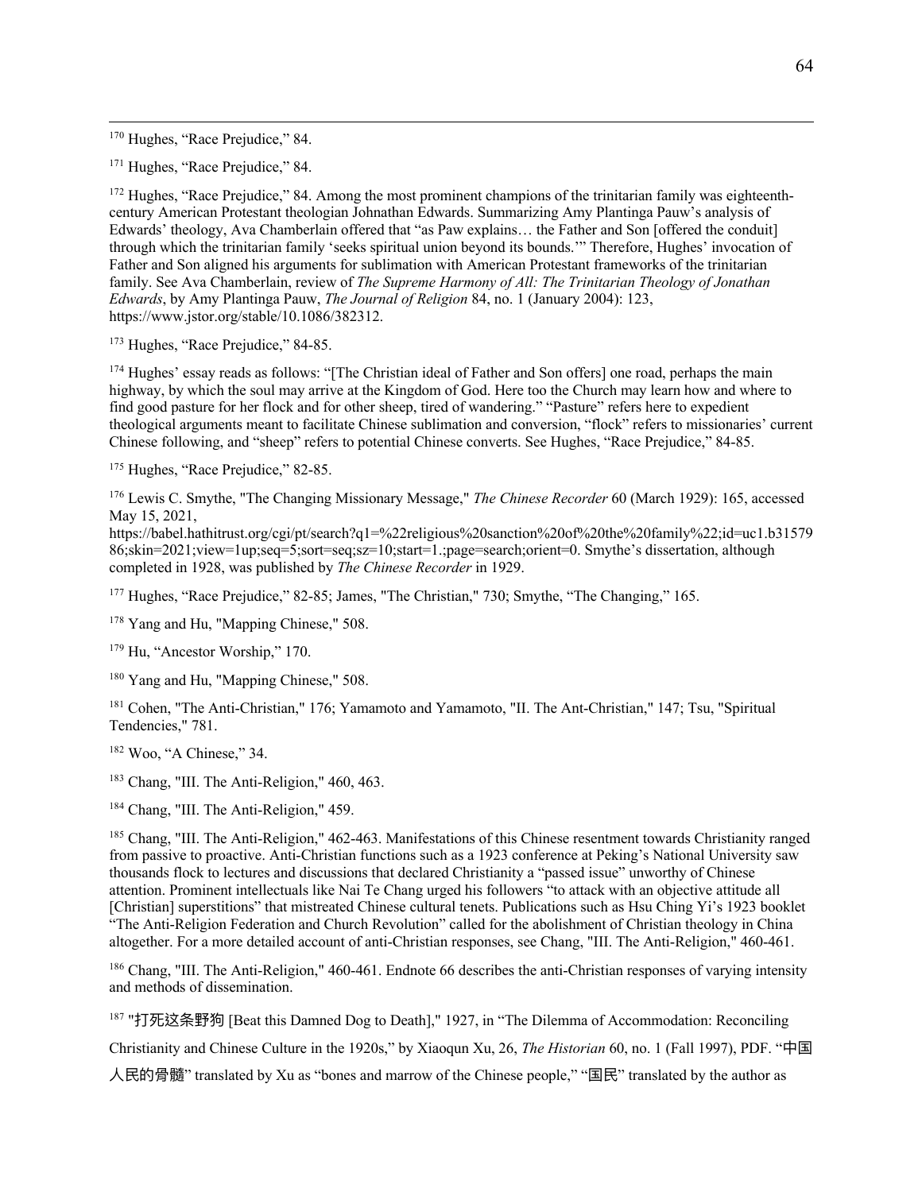[170] Hughes, "Race Prejudice," 84.

[171] Hughes, "Race Prejudice," 84.

[172] Hughes, "Race Prejudice," 84. Among the most prominent champions of the trinitarian family was eighteenth-century American Protestant theologian Johnathan Edwards. Summarizing Amy Plantinga Pauw's analysis of Edwards' theology, Ava Chamberlain offered that "as Paw explains… the Father and Son [offered the conduit] through which the trinitarian family 'seeks spiritual union beyond its bounds.'" Therefore, Hughes' invocation of Father and Son aligned his arguments for sublimation with American Protestant frameworks of the trinitarian family. See Ava Chamberlain, review of *The Supreme Harmony of All: The Trinitarian Theology of Jonathan Edwards*, by Amy Plantinga Pauw, *The Journal of Religion* 84, no. 1 (January 2004): 123, https://www.jstor.org/stable/10.1086/382312.

[173] Hughes, "Race Prejudice," 84-85.

[174] Hughes' essay reads as follows: "[The Christian ideal of Father and Son offers] one road, perhaps the main highway, by which the soul may arrive at the Kingdom of God. Here too the Church may learn how and where to find good pasture for her flock and for other sheep, tired of wandering." "Pasture" refers here to expedient theological arguments meant to facilitate Chinese sublimation and conversion, "flock" refers to missionaries' current Chinese following, and "sheep" refers to potential Chinese converts. See Hughes, "Race Prejudice," 84-85.

[175] Hughes, "Race Prejudice," 82-85.

[176] Lewis C. Smythe, "The Changing Missionary Message," *The Chinese Recorder* 60 (March 1929): 165, accessed May 15, 2021, https://babel.hathitrust.org/cgi/pt/search?q1=%22religious%20sanction%20of%20the%20family%22;id=uc1.b3157986;skin=2021;view=1up;seq=5;sort=seq;sz=10;start=1.;page=search;orient=0. Smythe's dissertation, although completed in 1928, was published by *The Chinese Recorder* in 1929.

[177] Hughes, "Race Prejudice," 82-85; James, "The Christian," 730; Smythe, "The Changing," 165.

[178] Yang and Hu, "Mapping Chinese," 508.

[179] Hu, "Ancestor Worship," 170.

[180] Yang and Hu, "Mapping Chinese," 508.

[181] Cohen, "The Anti-Christian," 176; Yamamoto and Yamamoto, "II. The Ant-Christian," 147; Tsu, "Spiritual Tendencies," 781.

[182] Woo, "A Chinese," 34.

[183] Chang, "III. The Anti-Religion," 460, 463.

[184] Chang, "III. The Anti-Religion," 459.

[185] Chang, "III. The Anti-Religion," 462-463. Manifestations of this Chinese resentment towards Christianity ranged from passive to proactive. Anti-Christian functions such as a 1923 conference at Peking's National University saw thousands flock to lectures and discussions that declared Christianity a "passed issue" unworthy of Chinese attention. Prominent intellectuals like Nai Te Chang urged his followers "to attack with an objective attitude all [Christian] superstitions" that mistreated Chinese cultural tenets. Publications such as Hsu Ching Yi's 1923 booklet "The Anti-Religion Federation and Church Revolution" called for the abolishment of Christian theology in China altogether. For a more detailed account of anti-Christian responses, see Chang, "III. The Anti-Religion," 460-461.

[186] Chang, "III. The Anti-Religion," 460-461. Endnote 66 describes the anti-Christian responses of varying intensity and methods of dissemination.

[187] "打死这条野狗 [Beat this Damned Dog to Death]," 1927, in "The Dilemma of Accommodation: Reconciling Christianity and Chinese Culture in the 1920s," by Xiaoqun Xu, 26, *The Historian* 60, no. 1 (Fall 1997), PDF. "中国人民的骨髓" translated by Xu as "bones and marrow of the Chinese people," "国民" translated by the author as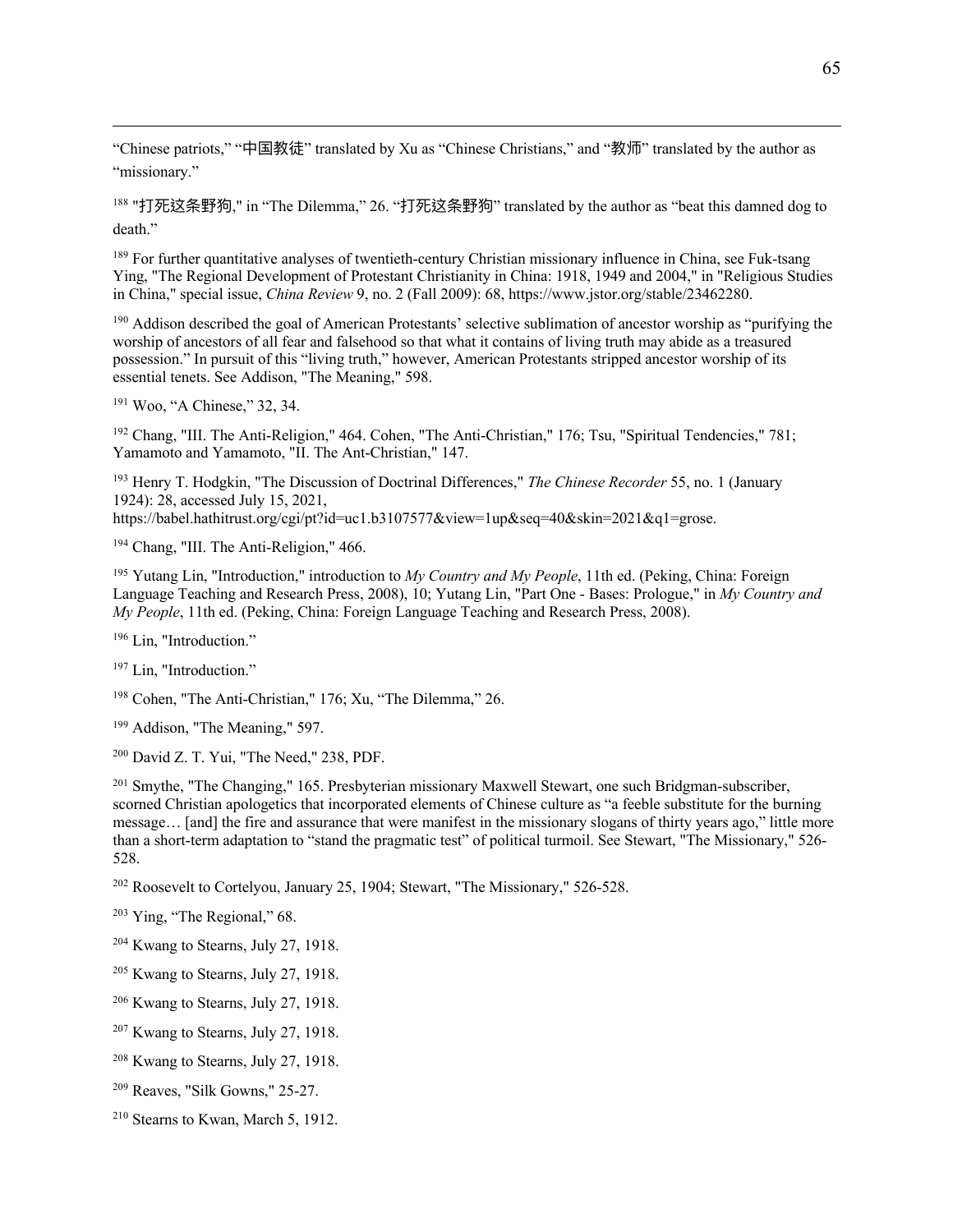"Chinese patriots," "中国教徒" translated by Xu as "Chinese Christians," and "教师" translated by the author as "missionary."

[188] "打死这条野狗," in "The Dilemma," 26. "打死这条野狗" translated by the author as "beat this damned dog to death."

[189] For further quantitative analyses of twentieth-century Christian missionary influence in China, see Fuk-tsang Ying, "The Regional Development of Protestant Christianity in China: 1918, 1949 and 2004," in "Religious Studies in China," special issue, *China Review* 9, no. 2 (Fall 2009): 68, https://www.jstor.org/stable/23462280.

[190] Addison described the goal of American Protestants' selective sublimation of ancestor worship as "purifying the worship of ancestors of all fear and falsehood so that what it contains of living truth may abide as a treasured possession." In pursuit of this "living truth," however, American Protestants stripped ancestor worship of its essential tenets. See Addison, "The Meaning," 598.

[191] Woo, "A Chinese," 32, 34.

[192] Chang, "III. The Anti-Religion," 464. Cohen, "The Anti-Christian," 176; Tsu, "Spiritual Tendencies," 781; Yamamoto and Yamamoto, "II. The Ant-Christian," 147.

[193] Henry T. Hodgkin, "The Discussion of Doctrinal Differences," *The Chinese Recorder* 55, no. 1 (January 1924): 28, accessed July 15, 2021, https://babel.hathitrust.org/cgi/pt?id=uc1.b3107577&view=1up&seq=40&skin=2021&q1=grose.

[194] Chang, "III. The Anti-Religion," 466.

[195] Yutang Lin, "Introduction," introduction to *My Country and My People*, 11th ed. (Peking, China: Foreign Language Teaching and Research Press, 2008), 10; Yutang Lin, "Part One - Bases: Prologue," in *My Country and My People*, 11th ed. (Peking, China: Foreign Language Teaching and Research Press, 2008).

[196] Lin, "Introduction."

[197] Lin, "Introduction."

[198] Cohen, "The Anti-Christian," 176; Xu, "The Dilemma," 26.

[199] Addison, "The Meaning," 597.

[200] David Z. T. Yui, "The Need," 238, PDF.

[201] Smythe, "The Changing," 165. Presbyterian missionary Maxwell Stewart, one such Bridgman-subscriber, scorned Christian apologetics that incorporated elements of Chinese culture as "a feeble substitute for the burning message… [and] the fire and assurance that were manifest in the missionary slogans of thirty years ago," little more than a short-term adaptation to "stand the pragmatic test" of political turmoil. See Stewart, "The Missionary," 526-528.

[202] Roosevelt to Cortelyou, January 25, 1904; Stewart, "The Missionary," 526-528.

[203] Ying, "The Regional," 68.

[204] Kwang to Stearns, July 27, 1918.

[205] Kwang to Stearns, July 27, 1918.

[206] Kwang to Stearns, July 27, 1918.

[207] Kwang to Stearns, July 27, 1918.

[208] Kwang to Stearns, July 27, 1918.

[209] Reaves, "Silk Gowns," 25-27.

[210] Stearns to Kwan, March 5, 1912.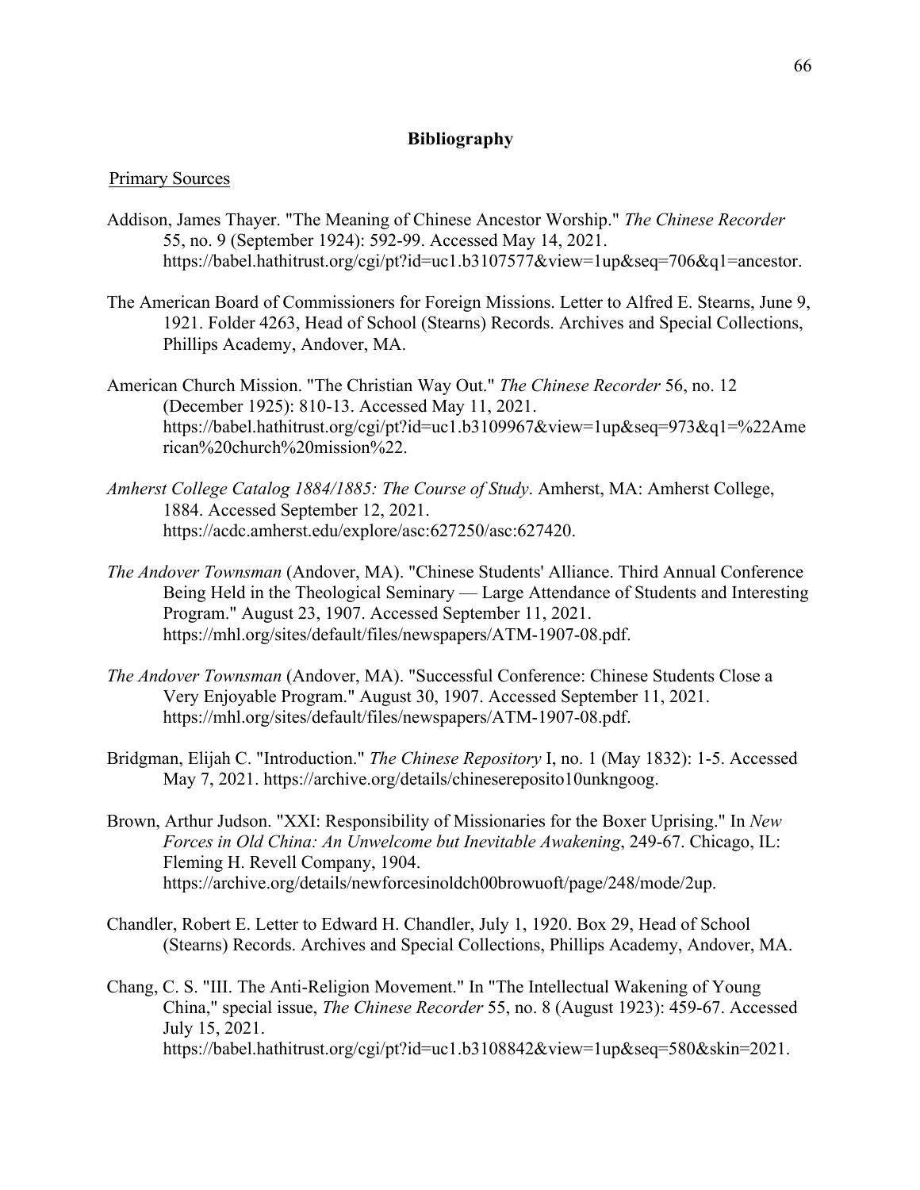## Bibliography

Primary Sources

Addison, James Thayer. "The Meaning of Chinese Ancestor Worship." *The Chinese Recorder* 55, no. 9 (September 1924): 592-99. Accessed May 14, 2021. https://babel.hathitrust.org/cgi/pt?id=uc1.b3107577&view=1up&seq=706&q1=ancestor.

The American Board of Commissioners for Foreign Missions. Letter to Alfred E. Stearns, June 9, 1921. Folder 4263, Head of School (Stearns) Records. Archives and Special Collections, Phillips Academy, Andover, MA.

American Church Mission. "The Christian Way Out." *The Chinese Recorder* 56, no. 12 (December 1925): 810-13. Accessed May 11, 2021. https://babel.hathitrust.org/cgi/pt?id=uc1.b3109967&view=1up&seq=973&q1=%22American%20church%20mission%22.

*Amherst College Catalog 1884/1885: The Course of Study*. Amherst, MA: Amherst College, 1884. Accessed September 12, 2021. https://acdc.amherst.edu/explore/asc:627250/asc:627420.

*The Andover Townsman* (Andover, MA). "Chinese Students' Alliance. Third Annual Conference Being Held in the Theological Seminary — Large Attendance of Students and Interesting Program." August 23, 1907. Accessed September 11, 2021. https://mhl.org/sites/default/files/newspapers/ATM-1907-08.pdf.

*The Andover Townsman* (Andover, MA). "Successful Conference: Chinese Students Close a Very Enjoyable Program." August 30, 1907. Accessed September 11, 2021. https://mhl.org/sites/default/files/newspapers/ATM-1907-08.pdf.

Bridgman, Elijah C. "Introduction." *The Chinese Repository* I, no. 1 (May 1832): 1-5. Accessed May 7, 2021. https://archive.org/details/chinesereposito10unkngoog.

Brown, Arthur Judson. "XXI: Responsibility of Missionaries for the Boxer Uprising." In *New Forces in Old China: An Unwelcome but Inevitable Awakening*, 249-67. Chicago, IL: Fleming H. Revell Company, 1904. https://archive.org/details/newforcesinoldch00browuoft/page/248/mode/2up.

Chandler, Robert E. Letter to Edward H. Chandler, July 1, 1920. Box 29, Head of School (Stearns) Records. Archives and Special Collections, Phillips Academy, Andover, MA.

Chang, C. S. "III. The Anti-Religion Movement." In "The Intellectual Wakening of Young China," special issue, *The Chinese Recorder* 55, no. 8 (August 1923): 459-67. Accessed July 15, 2021. https://babel.hathitrust.org/cgi/pt?id=uc1.b3108842&view=1up&seq=580&skin=2021.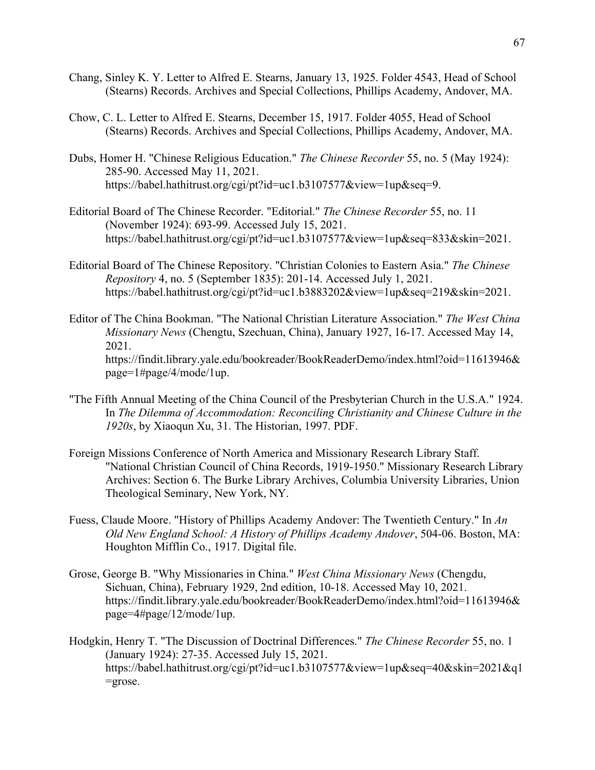Chang, Sinley K. Y. Letter to Alfred E. Stearns, January 13, 1925. Folder 4543, Head of School (Stearns) Records. Archives and Special Collections, Phillips Academy, Andover, MA.

Chow, C. L. Letter to Alfred E. Stearns, December 15, 1917. Folder 4055, Head of School (Stearns) Records. Archives and Special Collections, Phillips Academy, Andover, MA.

Dubs, Homer H. "Chinese Religious Education." *The Chinese Recorder* 55, no. 5 (May 1924): 285-90. Accessed May 11, 2021. https://babel.hathitrust.org/cgi/pt?id=uc1.b3107577&view=1up&seq=9.

Editorial Board of The Chinese Recorder. "Editorial." *The Chinese Recorder* 55, no. 11 (November 1924): 693-99. Accessed July 15, 2021. https://babel.hathitrust.org/cgi/pt?id=uc1.b3107577&view=1up&seq=833&skin=2021.

Editorial Board of The Chinese Repository. "Christian Colonies to Eastern Asia." *The Chinese Repository* 4, no. 5 (September 1835): 201-14. Accessed July 1, 2021. https://babel.hathitrust.org/cgi/pt?id=uc1.b3883202&view=1up&seq=219&skin=2021.

Editor of The China Bookman. "The National Christian Literature Association." *The West China Missionary News* (Chengtu, Szechuan, China), January 1927, 16-17. Accessed May 14, 2021. https://findit.library.yale.edu/bookreader/BookReaderDemo/index.html?oid=11613946&page=1#page/4/mode/1up.

"The Fifth Annual Meeting of the China Council of the Presbyterian Church in the U.S.A." 1924. In *The Dilemma of Accommodation: Reconciling Christianity and Chinese Culture in the 1920s*, by Xiaoqun Xu, 31. The Historian, 1997. PDF.

Foreign Missions Conference of North America and Missionary Research Library Staff. "National Christian Council of China Records, 1919-1950." Missionary Research Library Archives: Section 6. The Burke Library Archives, Columbia University Libraries, Union Theological Seminary, New York, NY.

Fuess, Claude Moore. "History of Phillips Academy Andover: The Twentieth Century." In *An Old New England School: A History of Phillips Academy Andover*, 504-06. Boston, MA: Houghton Mifflin Co., 1917. Digital file.

Grose, George B. "Why Missionaries in China." *West China Missionary News* (Chengdu, Sichuan, China), February 1929, 2nd edition, 10-18. Accessed May 10, 2021. https://findit.library.yale.edu/bookreader/BookReaderDemo/index.html?oid=11613946&page=4#page/12/mode/1up.

Hodgkin, Henry T. "The Discussion of Doctrinal Differences." *The Chinese Recorder* 55, no. 1 (January 1924): 27-35. Accessed July 15, 2021. https://babel.hathitrust.org/cgi/pt?id=uc1.b3107577&view=1up&seq=40&skin=2021&q1=grose.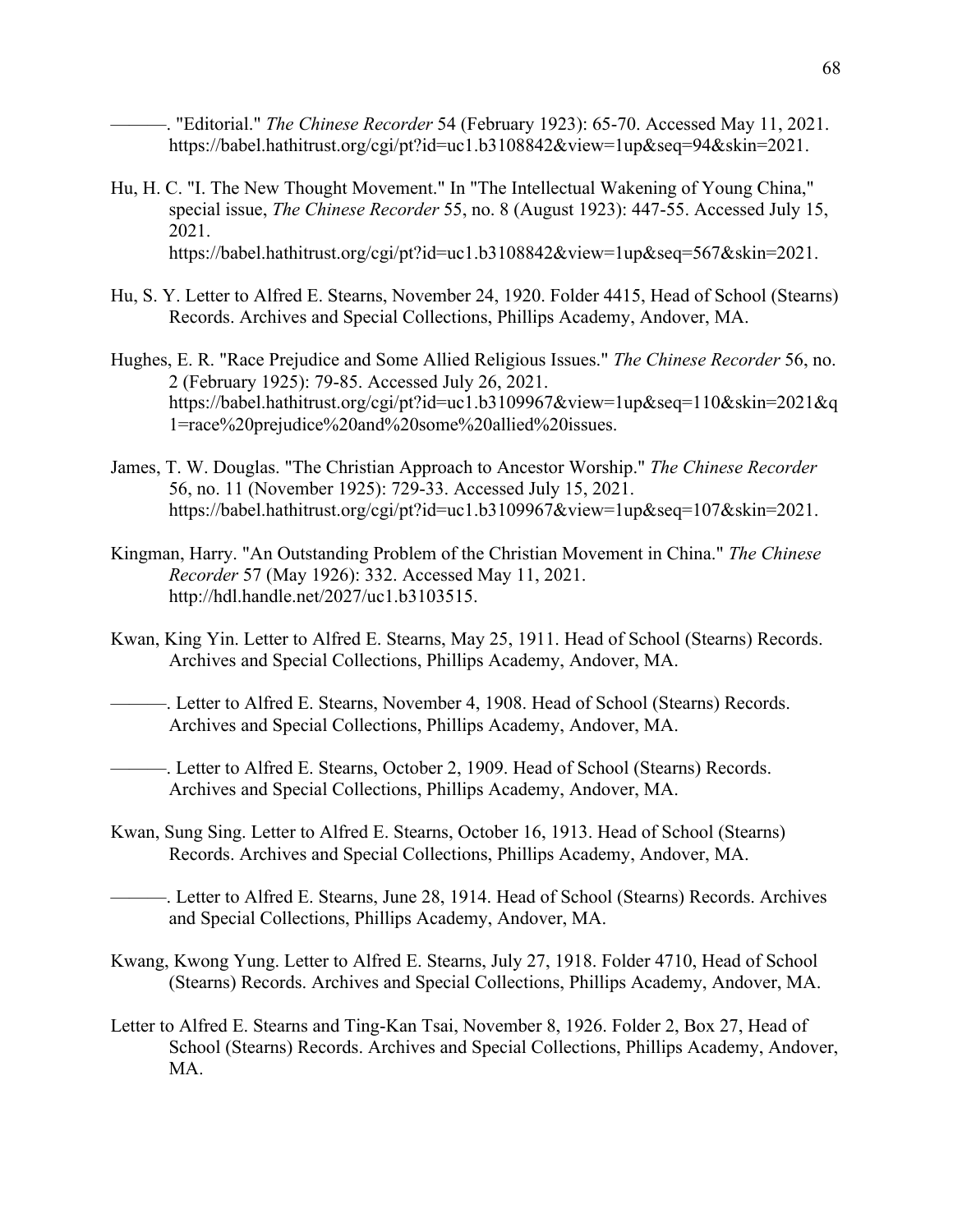———. "Editorial." *The Chinese Recorder* 54 (February 1923): 65-70. Accessed May 11, 2021. https://babel.hathitrust.org/cgi/pt?id=uc1.b3108842&view=1up&seq=94&skin=2021.

Hu, H. C. "I. The New Thought Movement." In "The Intellectual Wakening of Young China," special issue, *The Chinese Recorder* 55, no. 8 (August 1923): 447-55. Accessed July 15, 2021. https://babel.hathitrust.org/cgi/pt?id=uc1.b3108842&view=1up&seq=567&skin=2021.

Hu, S. Y. Letter to Alfred E. Stearns, November 24, 1920. Folder 4415, Head of School (Stearns) Records. Archives and Special Collections, Phillips Academy, Andover, MA.

Hughes, E. R. "Race Prejudice and Some Allied Religious Issues." *The Chinese Recorder* 56, no. 2 (February 1925): 79-85. Accessed July 26, 2021. https://babel.hathitrust.org/cgi/pt?id=uc1.b3109967&view=1up&seq=110&skin=2021&q1=race%20prejudice%20and%20some%20allied%20issues.

James, T. W. Douglas. "The Christian Approach to Ancestor Worship." *The Chinese Recorder* 56, no. 11 (November 1925): 729-33. Accessed July 15, 2021. https://babel.hathitrust.org/cgi/pt?id=uc1.b3109967&view=1up&seq=107&skin=2021.

Kingman, Harry. "An Outstanding Problem of the Christian Movement in China." *The Chinese Recorder* 57 (May 1926): 332. Accessed May 11, 2021. http://hdl.handle.net/2027/uc1.b3103515.

Kwan, King Yin. Letter to Alfred E. Stearns, May 25, 1911. Head of School (Stearns) Records. Archives and Special Collections, Phillips Academy, Andover, MA.

———. Letter to Alfred E. Stearns, November 4, 1908. Head of School (Stearns) Records. Archives and Special Collections, Phillips Academy, Andover, MA.

———. Letter to Alfred E. Stearns, October 2, 1909. Head of School (Stearns) Records. Archives and Special Collections, Phillips Academy, Andover, MA.

Kwan, Sung Sing. Letter to Alfred E. Stearns, October 16, 1913. Head of School (Stearns) Records. Archives and Special Collections, Phillips Academy, Andover, MA.

———. Letter to Alfred E. Stearns, June 28, 1914. Head of School (Stearns) Records. Archives and Special Collections, Phillips Academy, Andover, MA.

Kwang, Kwong Yung. Letter to Alfred E. Stearns, July 27, 1918. Folder 4710, Head of School (Stearns) Records. Archives and Special Collections, Phillips Academy, Andover, MA.

Letter to Alfred E. Stearns and Ting-Kan Tsai, November 8, 1926. Folder 2, Box 27, Head of School (Stearns) Records. Archives and Special Collections, Phillips Academy, Andover, MA.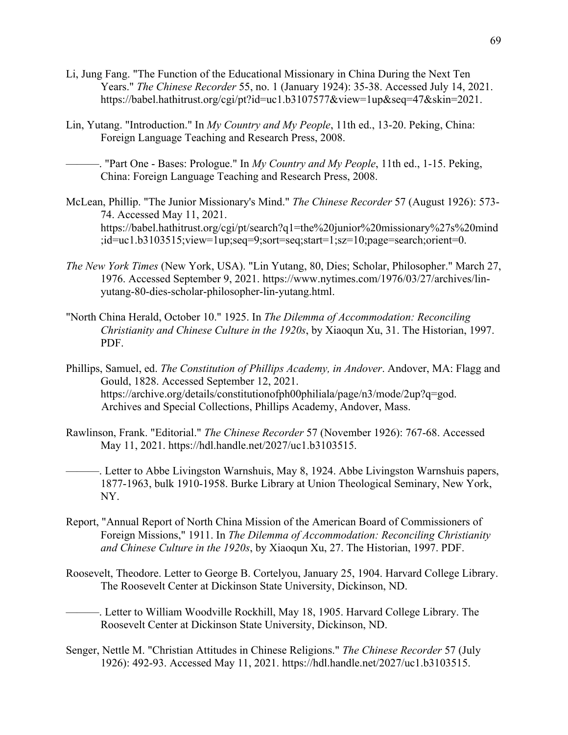Li, Jung Fang. "The Function of the Educational Missionary in China During the Next Ten Years." *The Chinese Recorder* 55, no. 1 (January 1924): 35-38. Accessed July 14, 2021. https://babel.hathitrust.org/cgi/pt?id=uc1.b3107577&view=1up&seq=47&skin=2021.

Lin, Yutang. "Introduction." In *My Country and My People*, 11th ed., 13-20. Peking, China: Foreign Language Teaching and Research Press, 2008.

———. "Part One - Bases: Prologue." In *My Country and My People*, 11th ed., 1-15. Peking, China: Foreign Language Teaching and Research Press, 2008.

McLean, Phillip. "The Junior Missionary's Mind." *The Chinese Recorder* 57 (August 1926): 573-74. Accessed May 11, 2021. https://babel.hathitrust.org/cgi/pt/search?q1=the%20junior%20missionary%27s%20mind;id=uc1.b3103515;view=1up;seq=9;sort=seq;start=1;sz=10;page=search;orient=0.

*The New York Times* (New York, USA). "Lin Yutang, 80, Dies; Scholar, Philosopher." March 27, 1976. Accessed September 9, 2021. https://www.nytimes.com/1976/03/27/archives/lin-yutang-80-dies-scholar-philosopher-lin-yutang.html.

"North China Herald, October 10." 1925. In *The Dilemma of Accommodation: Reconciling Christianity and Chinese Culture in the 1920s*, by Xiaoqun Xu, 31. The Historian, 1997. PDF.

Phillips, Samuel, ed. *The Constitution of Phillips Academy, in Andover*. Andover, MA: Flagg and Gould, 1828. Accessed September 12, 2021. https://archive.org/details/constitutionofph00philiala/page/n3/mode/2up?q=god. Archives and Special Collections, Phillips Academy, Andover, Mass.

Rawlinson, Frank. "Editorial." *The Chinese Recorder* 57 (November 1926): 767-68. Accessed May 11, 2021. https://hdl.handle.net/2027/uc1.b3103515.

———. Letter to Abbe Livingston Warnshuis, May 8, 1924. Abbe Livingston Warnshuis papers, 1877-1963, bulk 1910-1958. Burke Library at Union Theological Seminary, New York, NY.

Report, "Annual Report of North China Mission of the American Board of Commissioners of Foreign Missions," 1911. In *The Dilemma of Accommodation: Reconciling Christianity and Chinese Culture in the 1920s*, by Xiaoqun Xu, 27. The Historian, 1997. PDF.

Roosevelt, Theodore. Letter to George B. Cortelyou, January 25, 1904. Harvard College Library. The Roosevelt Center at Dickinson State University, Dickinson, ND.

———. Letter to William Woodville Rockhill, May 18, 1905. Harvard College Library. The Roosevelt Center at Dickinson State University, Dickinson, ND.

Senger, Nettle M. "Christian Attitudes in Chinese Religions." *The Chinese Recorder* 57 (July 1926): 492-93. Accessed May 11, 2021. https://hdl.handle.net/2027/uc1.b3103515.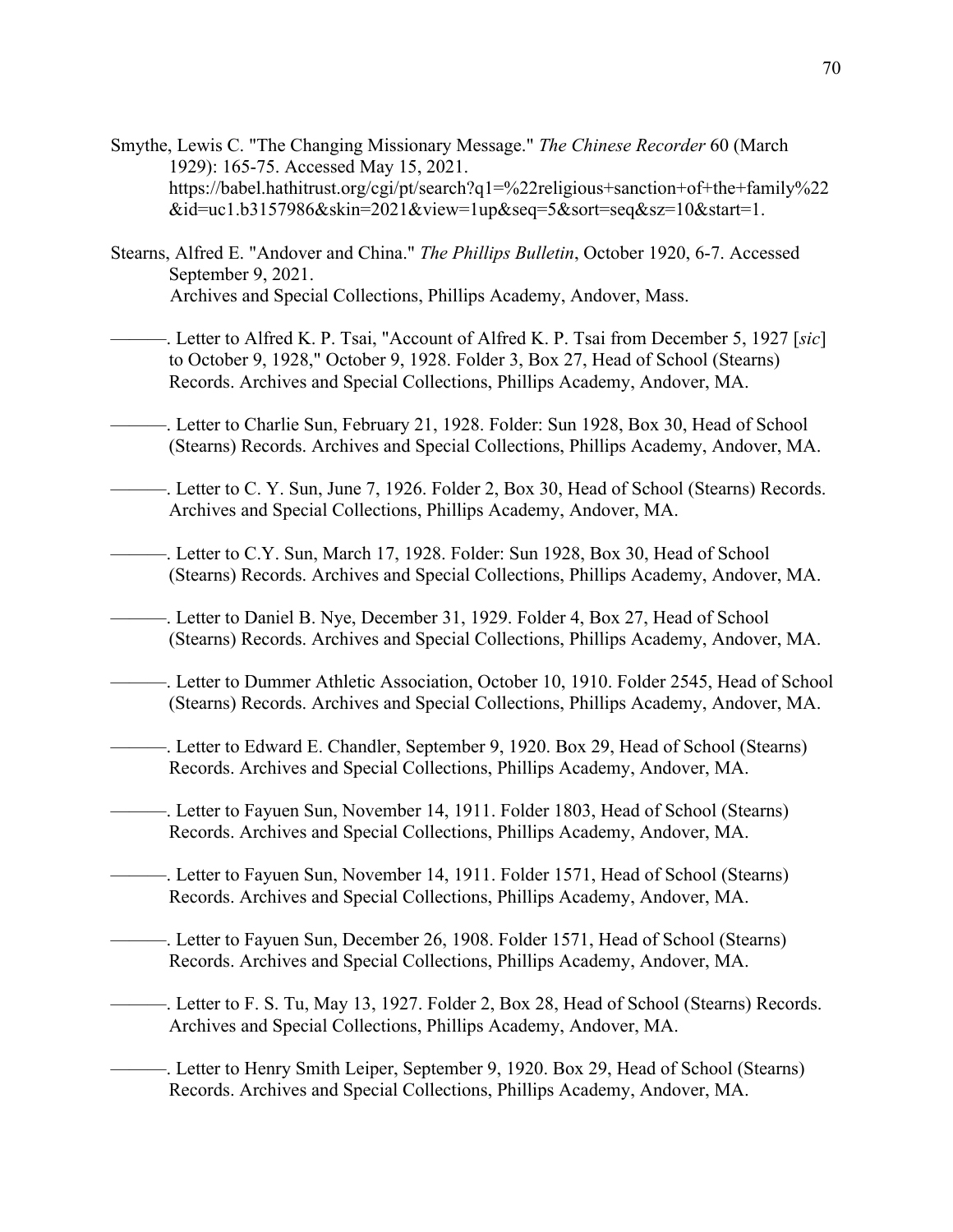Smythe, Lewis C. "The Changing Missionary Message." *The Chinese Recorder* 60 (March 1929): 165-75. Accessed May 15, 2021. https://babel.hathitrust.org/cgi/pt/search?q1=%22religious+sanction+of+the+family%22&id=uc1.b3157986&skin=2021&view=1up&seq=5&sort=seq&sz=10&start=1.

Stearns, Alfred E. "Andover and China." *The Phillips Bulletin*, October 1920, 6-7. Accessed September 9, 2021. Archives and Special Collections, Phillips Academy, Andover, Mass.

———. Letter to Alfred K. P. Tsai, "Account of Alfred K. P. Tsai from December 5, 1927 [*sic*] to October 9, 1928," October 9, 1928. Folder 3, Box 27, Head of School (Stearns) Records. Archives and Special Collections, Phillips Academy, Andover, MA.

———. Letter to Charlie Sun, February 21, 1928. Folder: Sun 1928, Box 30, Head of School (Stearns) Records. Archives and Special Collections, Phillips Academy, Andover, MA.

———. Letter to C. Y. Sun, June 7, 1926. Folder 2, Box 30, Head of School (Stearns) Records. Archives and Special Collections, Phillips Academy, Andover, MA.

———. Letter to C.Y. Sun, March 17, 1928. Folder: Sun 1928, Box 30, Head of School (Stearns) Records. Archives and Special Collections, Phillips Academy, Andover, MA.

———. Letter to Daniel B. Nye, December 31, 1929. Folder 4, Box 27, Head of School (Stearns) Records. Archives and Special Collections, Phillips Academy, Andover, MA.

———. Letter to Dummer Athletic Association, October 10, 1910. Folder 2545, Head of School (Stearns) Records. Archives and Special Collections, Phillips Academy, Andover, MA.

———. Letter to Edward E. Chandler, September 9, 1920. Box 29, Head of School (Stearns) Records. Archives and Special Collections, Phillips Academy, Andover, MA.

———. Letter to Fayuen Sun, November 14, 1911. Folder 1803, Head of School (Stearns) Records. Archives and Special Collections, Phillips Academy, Andover, MA.

———. Letter to Fayuen Sun, November 14, 1911. Folder 1571, Head of School (Stearns) Records. Archives and Special Collections, Phillips Academy, Andover, MA.

———. Letter to Fayuen Sun, December 26, 1908. Folder 1571, Head of School (Stearns) Records. Archives and Special Collections, Phillips Academy, Andover, MA.

———. Letter to F. S. Tu, May 13, 1927. Folder 2, Box 28, Head of School (Stearns) Records. Archives and Special Collections, Phillips Academy, Andover, MA.

———. Letter to Henry Smith Leiper, September 9, 1920. Box 29, Head of School (Stearns) Records. Archives and Special Collections, Phillips Academy, Andover, MA.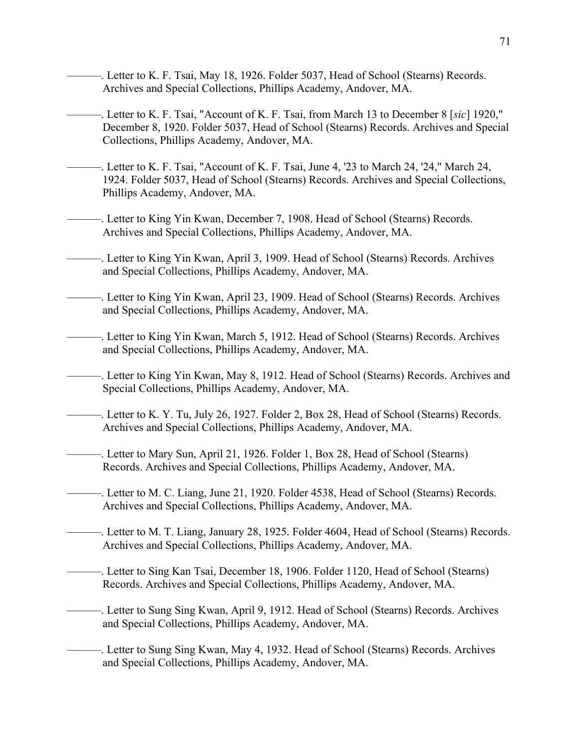———. Letter to K. F. Tsai, May 18, 1926. Folder 5037, Head of School (Stearns) Records. Archives and Special Collections, Phillips Academy, Andover, MA.

———. Letter to K. F. Tsai, "Account of K. F. Tsai, from March 13 to December 8 [*sic*] 1920," December 8, 1920. Folder 5037, Head of School (Stearns) Records. Archives and Special Collections, Phillips Academy, Andover, MA.

———. Letter to K. F. Tsai, "Account of K. F. Tsai, June 4, '23 to March 24, '24," March 24, 1924. Folder 5037, Head of School (Stearns) Records. Archives and Special Collections, Phillips Academy, Andover, MA.

———. Letter to King Yin Kwan, December 7, 1908. Head of School (Stearns) Records. Archives and Special Collections, Phillips Academy, Andover, MA.

———. Letter to King Yin Kwan, April 3, 1909. Head of School (Stearns) Records. Archives and Special Collections, Phillips Academy, Andover, MA.

———. Letter to King Yin Kwan, April 23, 1909. Head of School (Stearns) Records. Archives and Special Collections, Phillips Academy, Andover, MA.

———. Letter to King Yin Kwan, March 5, 1912. Head of School (Stearns) Records. Archives and Special Collections, Phillips Academy, Andover, MA.

———. Letter to King Yin Kwan, May 8, 1912. Head of School (Stearns) Records. Archives and Special Collections, Phillips Academy, Andover, MA.

———. Letter to K. Y. Tu, July 26, 1927. Folder 2, Box 28, Head of School (Stearns) Records. Archives and Special Collections, Phillips Academy, Andover, MA.

———. Letter to Mary Sun, April 21, 1926. Folder 1, Box 28, Head of School (Stearns) Records. Archives and Special Collections, Phillips Academy, Andover, MA.

———. Letter to M. C. Liang, June 21, 1920. Folder 4538, Head of School (Stearns) Records. Archives and Special Collections, Phillips Academy, Andover, MA.

———. Letter to M. T. Liang, January 28, 1925. Folder 4604, Head of School (Stearns) Records. Archives and Special Collections, Phillips Academy, Andover, MA.

———. Letter to Sing Kan Tsai, December 18, 1906. Folder 1120, Head of School (Stearns) Records. Archives and Special Collections, Phillips Academy, Andover, MA.

———. Letter to Sung Sing Kwan, April 9, 1912. Head of School (Stearns) Records. Archives and Special Collections, Phillips Academy, Andover, MA.

———. Letter to Sung Sing Kwan, May 4, 1932. Head of School (Stearns) Records. Archives and Special Collections, Phillips Academy, Andover, MA.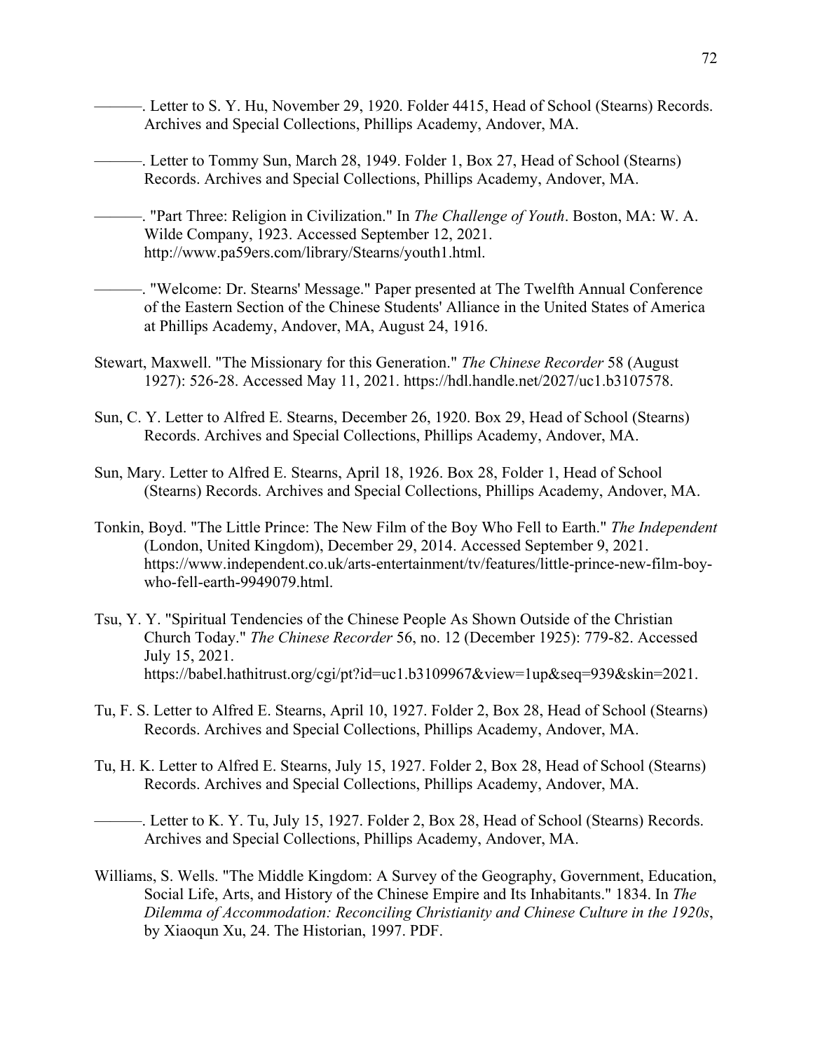———. Letter to S. Y. Hu, November 29, 1920. Folder 4415, Head of School (Stearns) Records. Archives and Special Collections, Phillips Academy, Andover, MA.

———. Letter to Tommy Sun, March 28, 1949. Folder 1, Box 27, Head of School (Stearns) Records. Archives and Special Collections, Phillips Academy, Andover, MA.

———. "Part Three: Religion in Civilization." In *The Challenge of Youth*. Boston, MA: W. A. Wilde Company, 1923. Accessed September 12, 2021. http://www.pa59ers.com/library/Stearns/youth1.html.

———. "Welcome: Dr. Stearns' Message." Paper presented at The Twelfth Annual Conference of the Eastern Section of the Chinese Students' Alliance in the United States of America at Phillips Academy, Andover, MA, August 24, 1916.

Stewart, Maxwell. "The Missionary for this Generation." *The Chinese Recorder* 58 (August 1927): 526-28. Accessed May 11, 2021. https://hdl.handle.net/2027/uc1.b3107578.

Sun, C. Y. Letter to Alfred E. Stearns, December 26, 1920. Box 29, Head of School (Stearns) Records. Archives and Special Collections, Phillips Academy, Andover, MA.

Sun, Mary. Letter to Alfred E. Stearns, April 18, 1926. Box 28, Folder 1, Head of School (Stearns) Records. Archives and Special Collections, Phillips Academy, Andover, MA.

Tonkin, Boyd. "The Little Prince: The New Film of the Boy Who Fell to Earth." *The Independent* (London, United Kingdom), December 29, 2014. Accessed September 9, 2021. https://www.independent.co.uk/arts-entertainment/tv/features/little-prince-new-film-boy-who-fell-earth-9949079.html.

Tsu, Y. Y. "Spiritual Tendencies of the Chinese People As Shown Outside of the Christian Church Today." *The Chinese Recorder* 56, no. 12 (December 1925): 779-82. Accessed July 15, 2021. https://babel.hathitrust.org/cgi/pt?id=uc1.b3109967&view=1up&seq=939&skin=2021.

Tu, F. S. Letter to Alfred E. Stearns, April 10, 1927. Folder 2, Box 28, Head of School (Stearns) Records. Archives and Special Collections, Phillips Academy, Andover, MA.

Tu, H. K. Letter to Alfred E. Stearns, July 15, 1927. Folder 2, Box 28, Head of School (Stearns) Records. Archives and Special Collections, Phillips Academy, Andover, MA.

———. Letter to K. Y. Tu, July 15, 1927. Folder 2, Box 28, Head of School (Stearns) Records. Archives and Special Collections, Phillips Academy, Andover, MA.

Williams, S. Wells. "The Middle Kingdom: A Survey of the Geography, Government, Education, Social Life, Arts, and History of the Chinese Empire and Its Inhabitants." 1834. In *The Dilemma of Accommodation: Reconciling Christianity and Chinese Culture in the 1920s*, by Xiaoqun Xu, 24. The Historian, 1997. PDF.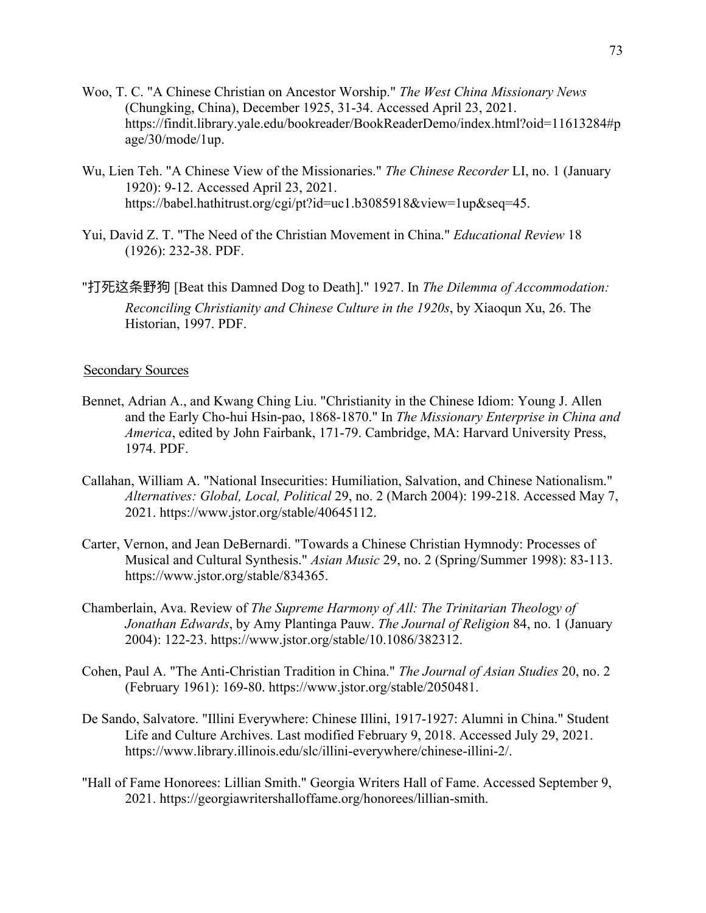Woo, T. C. "A Chinese Christian on Ancestor Worship." *The West China Missionary News* (Chungking, China), December 1925, 31-34. Accessed April 23, 2021. https://findit.library.yale.edu/bookreader/BookReaderDemo/index.html?oid=11613284#page/30/mode/1up.

Wu, Lien Teh. "A Chinese View of the Missionaries." *The Chinese Recorder* LI, no. 1 (January 1920): 9-12. Accessed April 23, 2021. https://babel.hathitrust.org/cgi/pt?id=uc1.b3085918&view=1up&seq=45.

Yui, David Z. T. "The Need of the Christian Movement in China." *Educational Review* 18 (1926): 232-38. PDF.

"打死这条野狗 [Beat this Damned Dog to Death]." 1927. In *The Dilemma of Accommodation: Reconciling Christianity and Chinese Culture in the 1920s*, by Xiaoqun Xu, 26. The Historian, 1997. PDF.

Secondary Sources

Bennet, Adrian A., and Kwang Ching Liu. "Christianity in the Chinese Idiom: Young J. Allen and the Early Cho-hui Hsin-pao, 1868-1870." In *The Missionary Enterprise in China and America*, edited by John Fairbank, 171-79. Cambridge, MA: Harvard University Press, 1974. PDF.

Callahan, William A. "National Insecurities: Humiliation, Salvation, and Chinese Nationalism." *Alternatives: Global, Local, Political* 29, no. 2 (March 2004): 199-218. Accessed May 7, 2021. https://www.jstor.org/stable/40645112.

Carter, Vernon, and Jean DeBernardi. "Towards a Chinese Christian Hymnody: Processes of Musical and Cultural Synthesis." *Asian Music* 29, no. 2 (Spring/Summer 1998): 83-113. https://www.jstor.org/stable/834365.

Chamberlain, Ava. Review of *The Supreme Harmony of All: The Trinitarian Theology of Jonathan Edwards*, by Amy Plantinga Pauw. *The Journal of Religion* 84, no. 1 (January 2004): 122-23. https://www.jstor.org/stable/10.1086/382312.

Cohen, Paul A. "The Anti-Christian Tradition in China." *The Journal of Asian Studies* 20, no. 2 (February 1961): 169-80. https://www.jstor.org/stable/2050481.

De Sando, Salvatore. "Illini Everywhere: Chinese Illini, 1917-1927: Alumni in China." Student Life and Culture Archives. Last modified February 9, 2018. Accessed July 29, 2021. https://www.library.illinois.edu/slc/illini-everywhere/chinese-illini-2/.

"Hall of Fame Honorees: Lillian Smith." Georgia Writers Hall of Fame. Accessed September 9, 2021. https://georgiawritershalloffame.org/honorees/lillian-smith.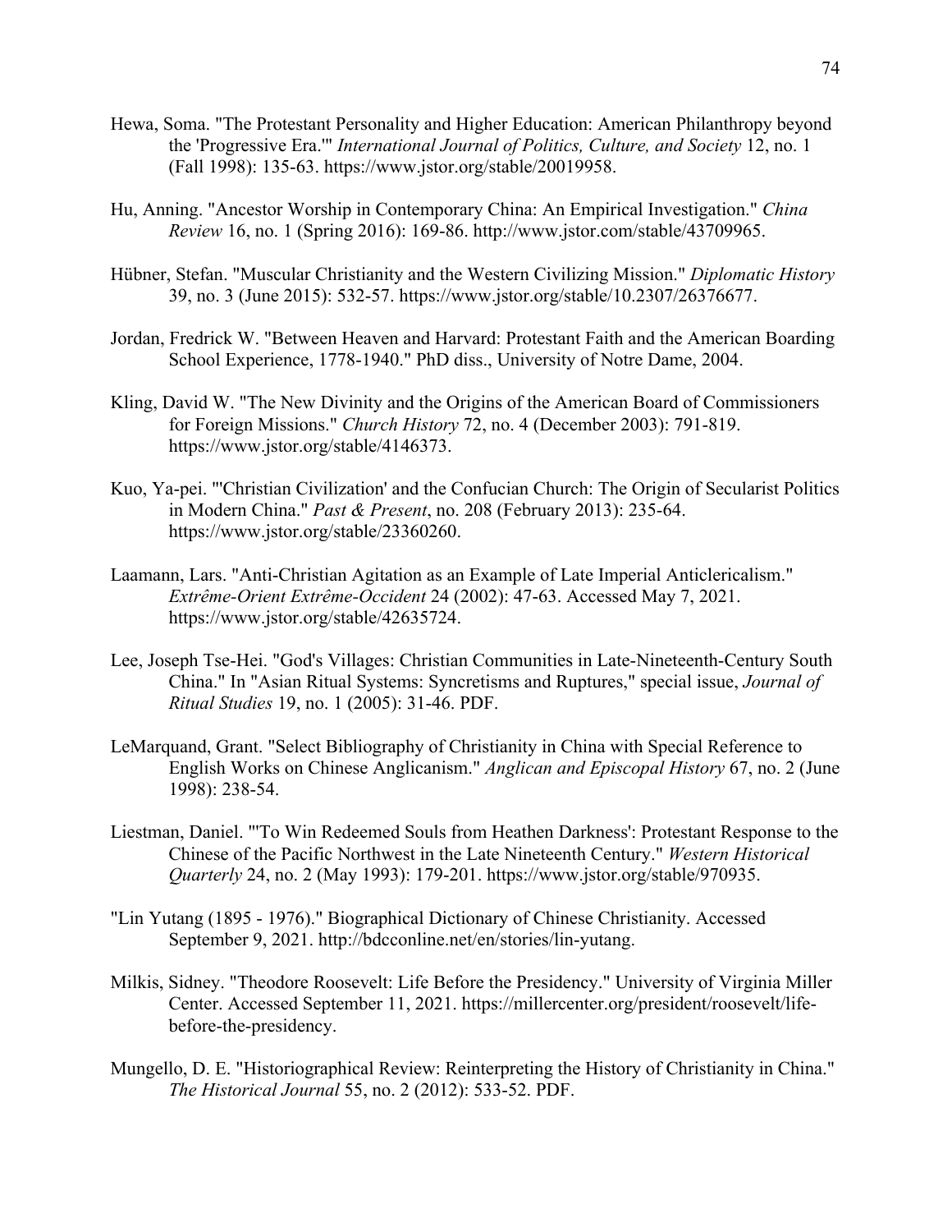Hewa, Soma. "The Protestant Personality and Higher Education: American Philanthropy beyond the 'Progressive Era.'" *International Journal of Politics, Culture, and Society* 12, no. 1 (Fall 1998): 135-63. https://www.jstor.org/stable/20019958.

Hu, Anning. "Ancestor Worship in Contemporary China: An Empirical Investigation." *China Review* 16, no. 1 (Spring 2016): 169-86. http://www.jstor.com/stable/43709965.

Hübner, Stefan. "Muscular Christianity and the Western Civilizing Mission." *Diplomatic History* 39, no. 3 (June 2015): 532-57. https://www.jstor.org/stable/10.2307/26376677.

Jordan, Fredrick W. "Between Heaven and Harvard: Protestant Faith and the American Boarding School Experience, 1778-1940." PhD diss., University of Notre Dame, 2004.

Kling, David W. "The New Divinity and the Origins of the American Board of Commissioners for Foreign Missions." *Church History* 72, no. 4 (December 2003): 791-819. https://www.jstor.org/stable/4146373.

Kuo, Ya-pei. "'Christian Civilization' and the Confucian Church: The Origin of Secularist Politics in Modern China." *Past & Present*, no. 208 (February 2013): 235-64. https://www.jstor.org/stable/23360260.

Laamann, Lars. "Anti-Christian Agitation as an Example of Late Imperial Anticlericalism." *Extrême-Orient Extrême-Occident* 24 (2002): 47-63. Accessed May 7, 2021. https://www.jstor.org/stable/42635724.

Lee, Joseph Tse-Hei. "God's Villages: Christian Communities in Late-Nineteenth-Century South China." In "Asian Ritual Systems: Syncretisms and Ruptures," special issue, *Journal of Ritual Studies* 19, no. 1 (2005): 31-46. PDF.

LeMarquand, Grant. "Select Bibliography of Christianity in China with Special Reference to English Works on Chinese Anglicanism." *Anglican and Episcopal History* 67, no. 2 (June 1998): 238-54.

Liestman, Daniel. "'To Win Redeemed Souls from Heathen Darkness': Protestant Response to the Chinese of the Pacific Northwest in the Late Nineteenth Century." *Western Historical Quarterly* 24, no. 2 (May 1993): 179-201. https://www.jstor.org/stable/970935.

"Lin Yutang (1895 - 1976)." Biographical Dictionary of Chinese Christianity. Accessed September 9, 2021. http://bdcconline.net/en/stories/lin-yutang.

Milkis, Sidney. "Theodore Roosevelt: Life Before the Presidency." University of Virginia Miller Center. Accessed September 11, 2021. https://millercenter.org/president/roosevelt/life-before-the-presidency.

Mungello, D. E. "Historiographical Review: Reinterpreting the History of Christianity in China." *The Historical Journal* 55, no. 2 (2012): 533-52. PDF.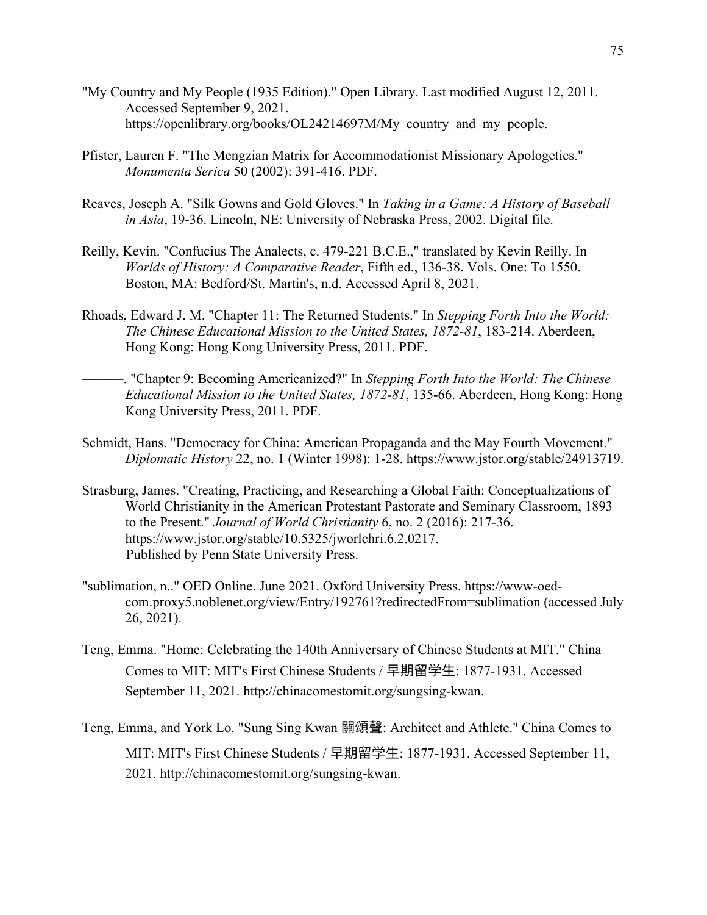"My Country and My People (1935 Edition)." Open Library. Last modified August 12, 2011. Accessed September 9, 2021. https://openlibrary.org/books/OL24214697M/My_country_and_my_people.

Pfister, Lauren F. "The Mengzian Matrix for Accommodationist Missionary Apologetics." *Monumenta Serica* 50 (2002): 391-416. PDF.

Reaves, Joseph A. "Silk Gowns and Gold Gloves." In *Taking in a Game: A History of Baseball in Asia*, 19-36. Lincoln, NE: University of Nebraska Press, 2002. Digital file.

Reilly, Kevin. "Confucius The Analects, c. 479-221 B.C.E.," translated by Kevin Reilly. In *Worlds of History: A Comparative Reader*, Fifth ed., 136-38. Vols. One: To 1550. Boston, MA: Bedford/St. Martin's, n.d. Accessed April 8, 2021.

Rhoads, Edward J. M. "Chapter 11: The Returned Students." In *Stepping Forth Into the World: The Chinese Educational Mission to the United States, 1872-81*, 183-214. Aberdeen, Hong Kong: Hong Kong University Press, 2011. PDF.

———. "Chapter 9: Becoming Americanized?" In *Stepping Forth Into the World: The Chinese Educational Mission to the United States, 1872-81*, 135-66. Aberdeen, Hong Kong: Hong Kong University Press, 2011. PDF.

Schmidt, Hans. "Democracy for China: American Propaganda and the May Fourth Movement." *Diplomatic History* 22, no. 1 (Winter 1998): 1-28. https://www.jstor.org/stable/24913719.

Strasburg, James. "Creating, Practicing, and Researching a Global Faith: Conceptualizations of World Christianity in the American Protestant Pastorate and Seminary Classroom, 1893 to the Present." *Journal of World Christianity* 6, no. 2 (2016): 217-36. https://www.jstor.org/stable/10.5325/jworlchri.6.2.0217. Published by Penn State University Press.

"sublimation, n.." OED Online. June 2021. Oxford University Press. https://www-oed-com.proxy5.noblenet.org/view/Entry/192761?redirectedFrom=sublimation (accessed July 26, 2021).

Teng, Emma. "Home: Celebrating the 140th Anniversary of Chinese Students at MIT." China Comes to MIT: MIT's First Chinese Students / 早期留学生: 1877-1931. Accessed September 11, 2021. http://chinacomestomit.org/sungsing-kwan.

Teng, Emma, and York Lo. "Sung Sing Kwan 關頌聲: Architect and Athlete." China Comes to MIT: MIT's First Chinese Students / 早期留学生: 1877-1931. Accessed September 11, 2021. http://chinacomestomit.org/sungsing-kwan.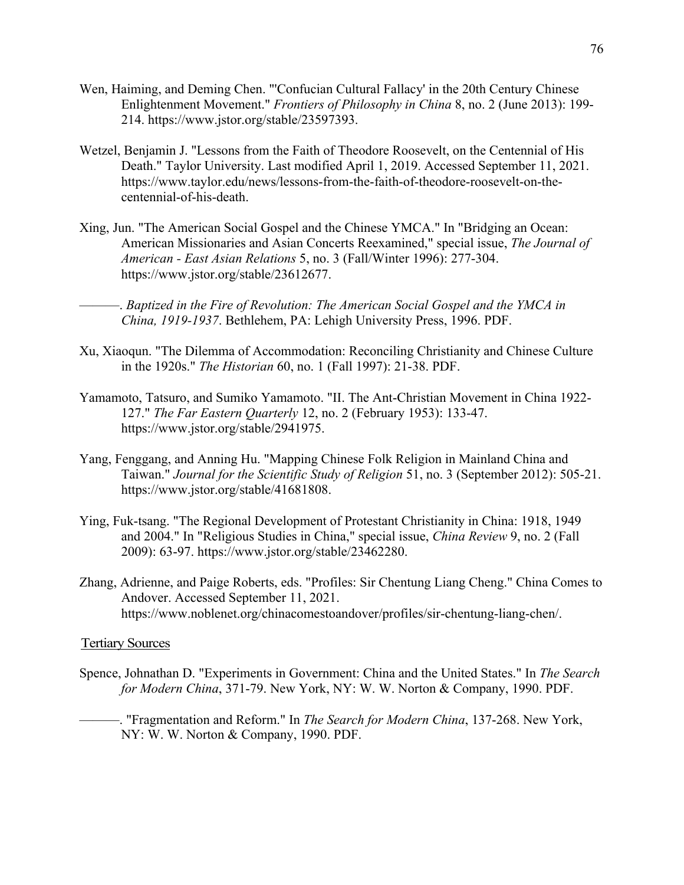Wen, Haiming, and Deming Chen. "'Confucian Cultural Fallacy' in the 20th Century Chinese Enlightenment Movement." *Frontiers of Philosophy in China* 8, no. 2 (June 2013): 199-214. https://www.jstor.org/stable/23597393.

Wetzel, Benjamin J. "Lessons from the Faith of Theodore Roosevelt, on the Centennial of His Death." Taylor University. Last modified April 1, 2019. Accessed September 11, 2021. https://www.taylor.edu/news/lessons-from-the-faith-of-theodore-roosevelt-on-the-centennial-of-his-death.

Xing, Jun. "The American Social Gospel and the Chinese YMCA." In "Bridging an Ocean: American Missionaries and Asian Concerts Reexamined," special issue, *The Journal of American - East Asian Relations* 5, no. 3 (Fall/Winter 1996): 277-304. https://www.jstor.org/stable/23612677.

———. *Baptized in the Fire of Revolution: The American Social Gospel and the YMCA in China, 1919-1937*. Bethlehem, PA: Lehigh University Press, 1996. PDF.

Xu, Xiaoqun. "The Dilemma of Accommodation: Reconciling Christianity and Chinese Culture in the 1920s." *The Historian* 60, no. 1 (Fall 1997): 21-38. PDF.

Yamamoto, Tatsuro, and Sumiko Yamamoto. "II. The Ant-Christian Movement in China 1922-127." *The Far Eastern Quarterly* 12, no. 2 (February 1953): 133-47. https://www.jstor.org/stable/2941975.

Yang, Fenggang, and Anning Hu. "Mapping Chinese Folk Religion in Mainland China and Taiwan." *Journal for the Scientific Study of Religion* 51, no. 3 (September 2012): 505-21. https://www.jstor.org/stable/41681808.

Ying, Fuk-tsang. "The Regional Development of Protestant Christianity in China: 1918, 1949 and 2004." In "Religious Studies in China," special issue, *China Review* 9, no. 2 (Fall 2009): 63-97. https://www.jstor.org/stable/23462280.

Zhang, Adrienne, and Paige Roberts, eds. "Profiles: Sir Chentung Liang Cheng." China Comes to Andover. Accessed September 11, 2021. https://www.noblenet.org/chinacomestoandover/profiles/sir-chentung-liang-chen/.

## Tertiary Sources

Spence, Johnathan D. "Experiments in Government: China and the United States." In *The Search for Modern China*, 371-79. New York, NY: W. W. Norton & Company, 1990. PDF.

———. "Fragmentation and Reform." In *The Search for Modern China*, 137-268. New York, NY: W. W. Norton & Company, 1990. PDF.